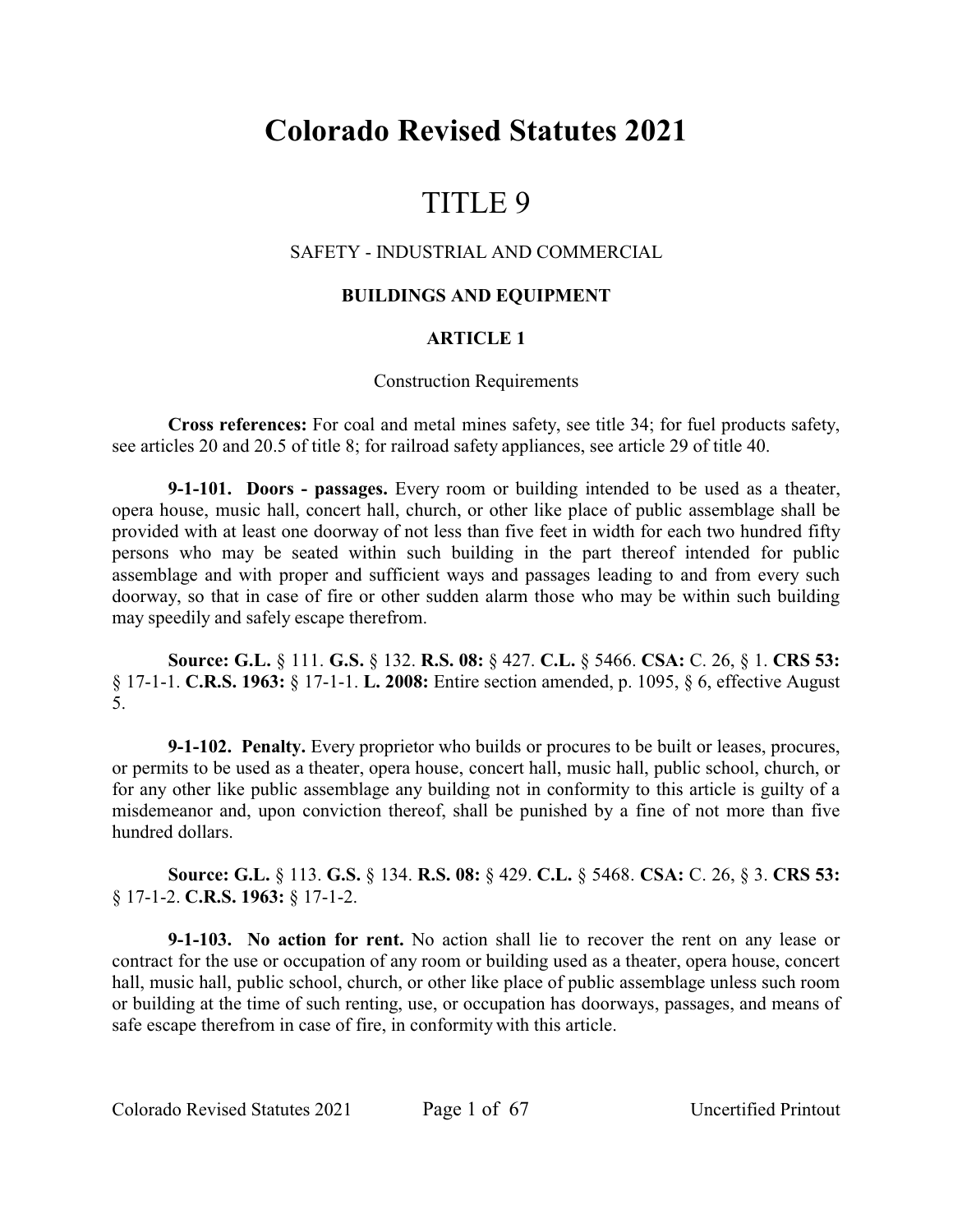# Colorado Revised Statutes 2021

# TITLE 9

## SAFETY - INDUSTRIAL AND COMMERCIAL

### BUILDINGS AND EQUIPMENT

### ARTICLE 1

Construction Requirements

**Cross references:** For coal and metal mines safety, see title 34; for fuel products safety, see articles 20 and 20.5 of title 8; for railroad safety appliances, see article 29 of title 40.

**9-1-101. Doors - passages.** Every room or building intended to be used as a theater, opera house, music hall, concert hall, church, or other like place of public assemblage shall be provided with at least one doorway of not less than five feet in width for each two hundred fifty persons who may be seated within such building in the part thereof intended for public assemblage and with proper and sufficient ways and passages leading to and from every such doorway, so that in case of fire or other sudden alarm those who may be within such building may speedily and safely escape therefrom.

**Source: G.L.** § 111. **G.S.** § 132. **R.S. 08:** § 427. **C.L.** § 5466. **CSA:** C. 26, § 1. **CRS 53:** § 17-1-1. **C.R.S. 1963:** § 17-1-1. **L. 2008:** Entire section amended, p. 1095, § 6, effective August 5.

**9-1-102. Penalty.** Every proprietor who builds or procures to be built or leases, procures, or permits to be used as a theater, opera house, concert hall, music hall, public school, church, or for any other like public assemblage any building not in conformity to this article is guilty of a misdemeanor and, upon conviction thereof, shall be punished by a fine of not more than five hundred dollars.

**Source: G.L.** § 113. **G.S.** § 134. **R.S. 08:** § 429. **C.L.** § 5468. **CSA:** C. 26, § 3. **CRS 53:** § 17-1-2. **C.R.S. 1963:** § 17-1-2.

**9-1-103. No action for rent.** No action shall lie to recover the rent on any lease or contract for the use or occupation of any room or building used as a theater, opera house, concert hall, music hall, public school, church, or other like place of public assemblage unless such room or building at the time of such renting, use, or occupation has doorways, passages, and means of safe escape therefrom in case of fire, in conformity with this article.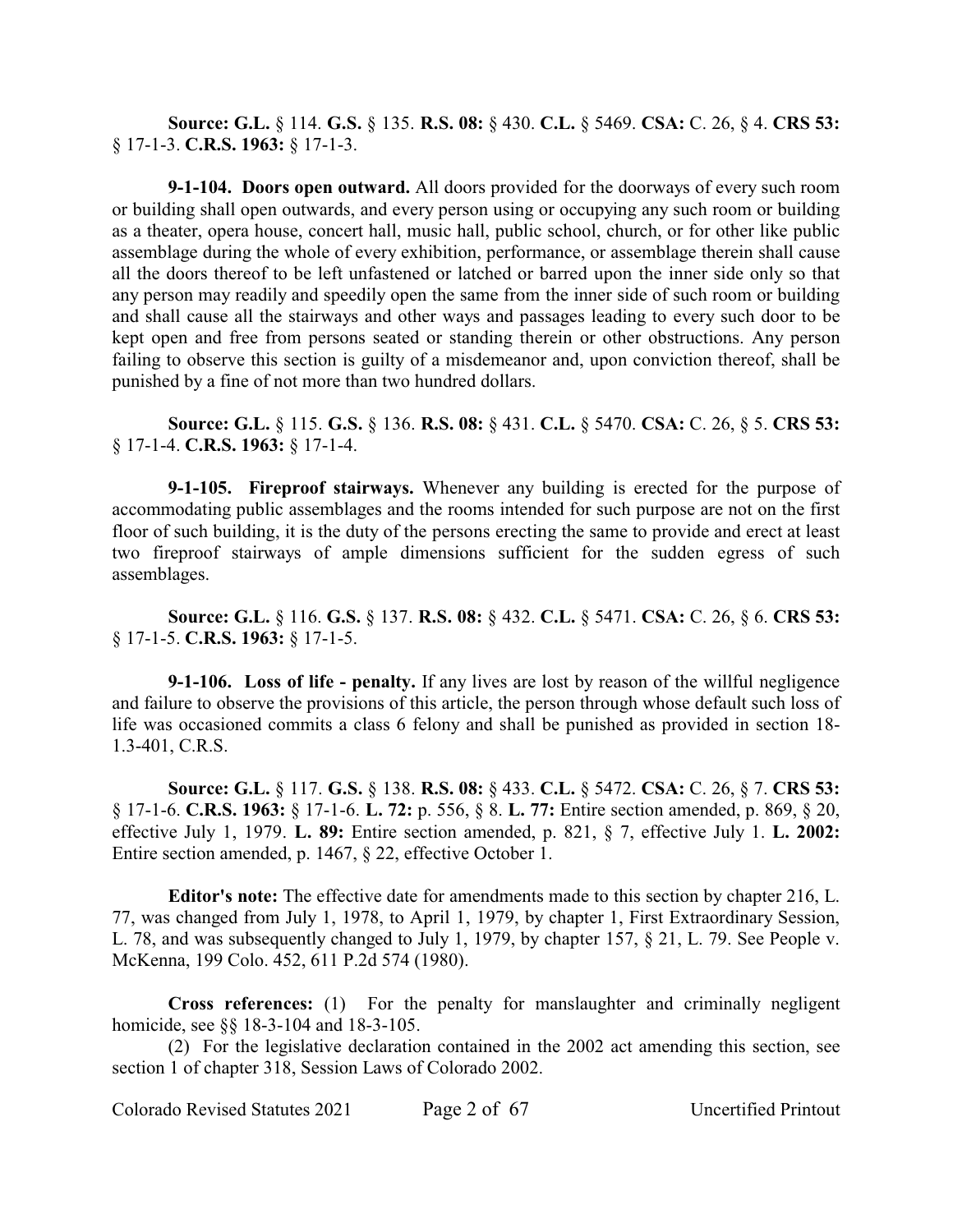**Source: G.L.** § 114. **G.S.** § 135. **R.S. 08:** § 430. **C.L.** § 5469. **CSA:** C. 26, § 4. **CRS 53:** § 17-1-3. **C.R.S. 1963:** § 17-1-3.

**9-1-104. Doors open outward.** All doors provided for the doorways of every such room or building shall open outwards, and every person using or occupying any such room or building as a theater, opera house, concert hall, music hall, public school, church, or for other like public assemblage during the whole of every exhibition, performance, or assemblage therein shall cause all the doors thereof to be left unfastened or latched or barred upon the inner side only so that any person may readily and speedily open the same from the inner side of such room or building and shall cause all the stairways and other ways and passages leading to every such door to be kept open and free from persons seated or standing therein or other obstructions. Any person failing to observe this section is guilty of a misdemeanor and, upon conviction thereof, shall be punished by a fine of not more than two hundred dollars.

**Source: G.L.** § 115. **G.S.** § 136. **R.S. 08:** § 431. **C.L.** § 5470. **CSA:** C. 26, § 5. **CRS 53:** § 17-1-4. **C.R.S. 1963:** § 17-1-4.

**9-1-105. Fireproof stairways.** Whenever any building is erected for the purpose of accommodating public assemblages and the rooms intended for such purpose are not on the first floor of such building, it is the duty of the persons erecting the same to provide and erect at least two fireproof stairways of ample dimensions sufficient for the sudden egress of such assemblages.

**Source: G.L.** § 116. **G.S.** § 137. **R.S. 08:** § 432. **C.L.** § 5471. **CSA:** C. 26, § 6. **CRS 53:** § 17-1-5. **C.R.S. 1963:** § 17-1-5.

**9-1-106. Loss of life - penalty.** If any lives are lost by reason of the willful negligence and failure to observe the provisions of this article, the person through whose default such loss of life was occasioned commits a class 6 felony and shall be punished as provided in section 18-1.3-401, C.R.S.

**Source: G.L.** § 117. **G.S.** § 138. **R.S. 08:** § 433. **C.L.** § 5472. **CSA:** C. 26, § 7. **CRS 53:** § 17-1-6. **C.R.S. 1963:** § 17-1-6. **L. 72:** p. 556, § 8. **L. 77:** Entire section amended, p. 869, § 20, effective July 1, 1979. **L. 89:** Entire section amended, p. 821, § 7, effective July 1. **L. 2002:** Entire section amended, p. 1467, § 22, effective October 1.

**Editor's note:** The effective date for amendments made to this section by chapter 216, L. 77, was changed from July 1, 1978, to April 1, 1979, by chapter 1, First Extraordinary Session, L. 78, and was subsequently changed to July 1, 1979, by chapter 157, § 21, L. 79. See People v. McKenna, 199 Colo. 452, 611 P.2d 574 (1980).

**Cross references:** (1) For the penalty for manslaughter and criminally negligent homicide, see §§ 18-3-104 and 18-3-105.

(2) For the legislative declaration contained in the 2002 act amending this section, see section 1 of chapter 318, Session Laws of Colorado 2002.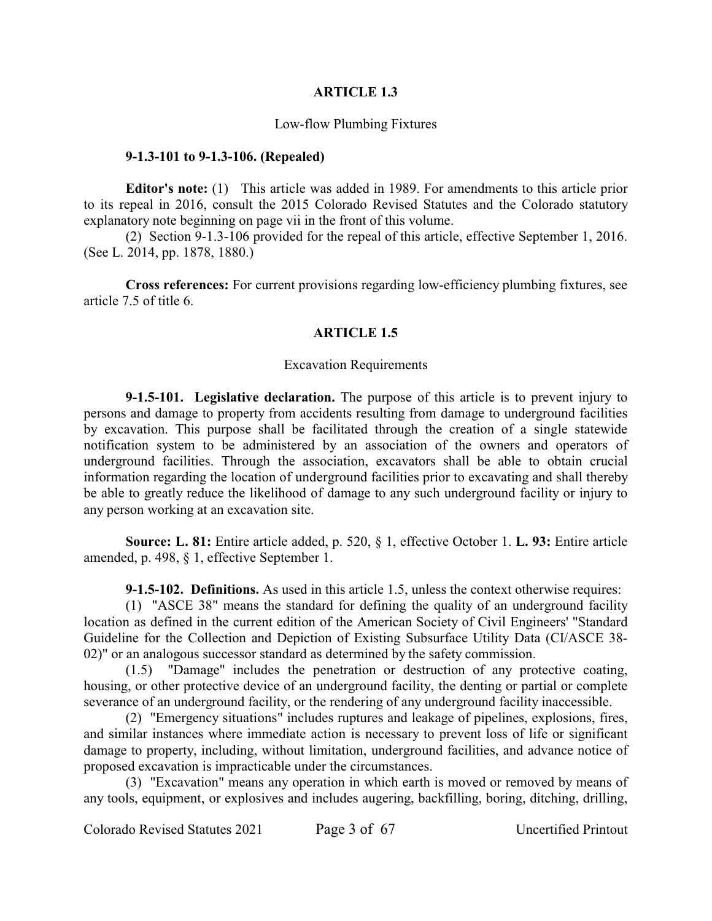## ARTICLE 1.3

### Low-flow Plumbing Fixtures

**9-1.3-101 to 9-1.3-106. (Repealed)**

**Editor's note:** (1) This article was added in 1989. For amendments to this article prior to its repeal in 2016, consult the 2015 Colorado Revised Statutes and the Colorado statutory explanatory note beginning on page vii in the front of this volume.

(2) Section 9-1.3-106 provided for the repeal of this article, effective September 1, 2016. (See L. 2014, pp. 1878, 1880.)

**Cross references:** For current provisions regarding low-efficiency plumbing fixtures, see article 7.5 of title 6.

## ARTICLE 1.5

### Excavation Requirements

**9-1.5-101. Legislative declaration.** The purpose of this article is to prevent injury to persons and damage to property from accidents resulting from damage to underground facilities by excavation. This purpose shall be facilitated through the creation of a single statewide notification system to be administered by an association of the owners and operators of underground facilities. Through the association, excavators shall be able to obtain crucial information regarding the location of underground facilities prior to excavating and shall thereby be able to greatly reduce the likelihood of damage to any such underground facility or injury to any person working at an excavation site.

**Source: L. 81:** Entire article added, p. 520, § 1, effective October 1. **L. 93:** Entire article amended, p. 498, § 1, effective September 1.

**9-1.5-102. Definitions.** As used in this article 1.5, unless the context otherwise requires:

(1) "ASCE 38" means the standard for defining the quality of an underground facility location as defined in the current edition of the American Society of Civil Engineers' "Standard Guideline for the Collection and Depiction of Existing Subsurface Utility Data (CI/ASCE 38-02)" or an analogous successor standard as determined by the safety commission.

(1.5) "Damage" includes the penetration or destruction of any protective coating, housing, or other protective device of an underground facility, the denting or partial or complete severance of an underground facility, or the rendering of any underground facility inaccessible.

(2) "Emergency situations" includes ruptures and leakage of pipelines, explosions, fires, and similar instances where immediate action is necessary to prevent loss of life or significant damage to property, including, without limitation, underground facilities, and advance notice of proposed excavation is impracticable under the circumstances.

(3) "Excavation" means any operation in which earth is moved or removed by means of any tools, equipment, or explosives and includes augering, backfilling, boring, ditching, drilling,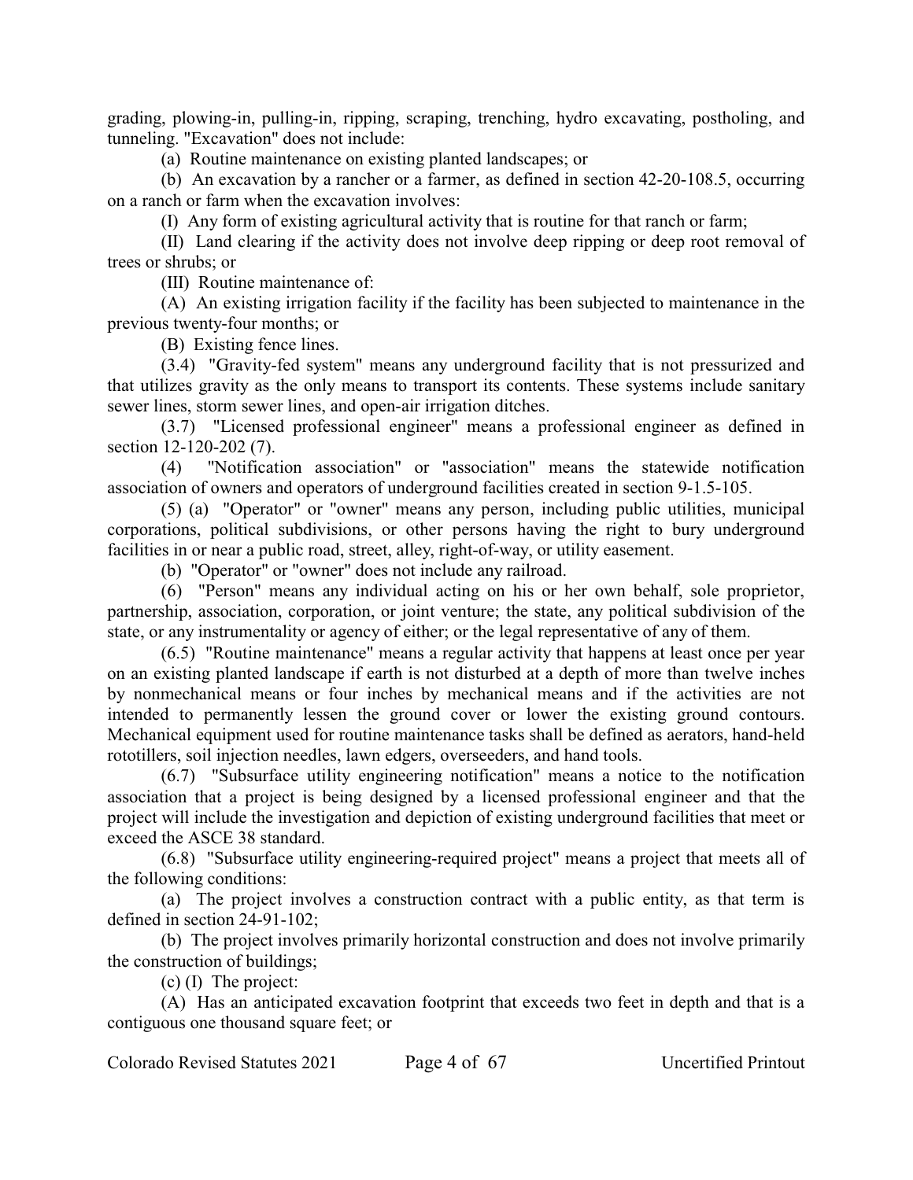grading, plowing-in, pulling-in, ripping, scraping, trenching, hydro excavating, postholing, and tunneling. "Excavation" does not include:

(a) Routine maintenance on existing planted landscapes; or

(b) An excavation by a rancher or a farmer, as defined in section 42-20-108.5, occurring on a ranch or farm when the excavation involves:

(I) Any form of existing agricultural activity that is routine for that ranch or farm;

(II) Land clearing if the activity does not involve deep ripping or deep root removal of trees or shrubs; or

(III) Routine maintenance of:

(A) An existing irrigation facility if the facility has been subjected to maintenance in the previous twenty-four months; or

(B) Existing fence lines.

(3.4) "Gravity-fed system" means any underground facility that is not pressurized and that utilizes gravity as the only means to transport its contents. These systems include sanitary sewer lines, storm sewer lines, and open-air irrigation ditches.

(3.7) "Licensed professional engineer" means a professional engineer as defined in section 12-120-202 (7).

(4) "Notification association" or "association" means the statewide notification association of owners and operators of underground facilities created in section 9-1.5-105.

(5) (a) "Operator" or "owner" means any person, including public utilities, municipal corporations, political subdivisions, or other persons having the right to bury underground facilities in or near a public road, street, alley, right-of-way, or utility easement.

(b) "Operator" or "owner" does not include any railroad.

(6) "Person" means any individual acting on his or her own behalf, sole proprietor, partnership, association, corporation, or joint venture; the state, any political subdivision of the state, or any instrumentality or agency of either; or the legal representative of any of them.

(6.5) "Routine maintenance" means a regular activity that happens at least once per year on an existing planted landscape if earth is not disturbed at a depth of more than twelve inches by nonmechanical means or four inches by mechanical means and if the activities are not intended to permanently lessen the ground cover or lower the existing ground contours. Mechanical equipment used for routine maintenance tasks shall be defined as aerators, hand-held rototillers, soil injection needles, lawn edgers, overseeders, and hand tools.

(6.7) "Subsurface utility engineering notification" means a notice to the notification association that a project is being designed by a licensed professional engineer and that the project will include the investigation and depiction of existing underground facilities that meet or exceed the ASCE 38 standard.

(6.8) "Subsurface utility engineering-required project" means a project that meets all of the following conditions:

(a) The project involves a construction contract with a public entity, as that term is defined in section 24-91-102;

(b) The project involves primarily horizontal construction and does not involve primarily the construction of buildings;

(c) (I) The project:

(A) Has an anticipated excavation footprint that exceeds two feet in depth and that is a contiguous one thousand square feet; or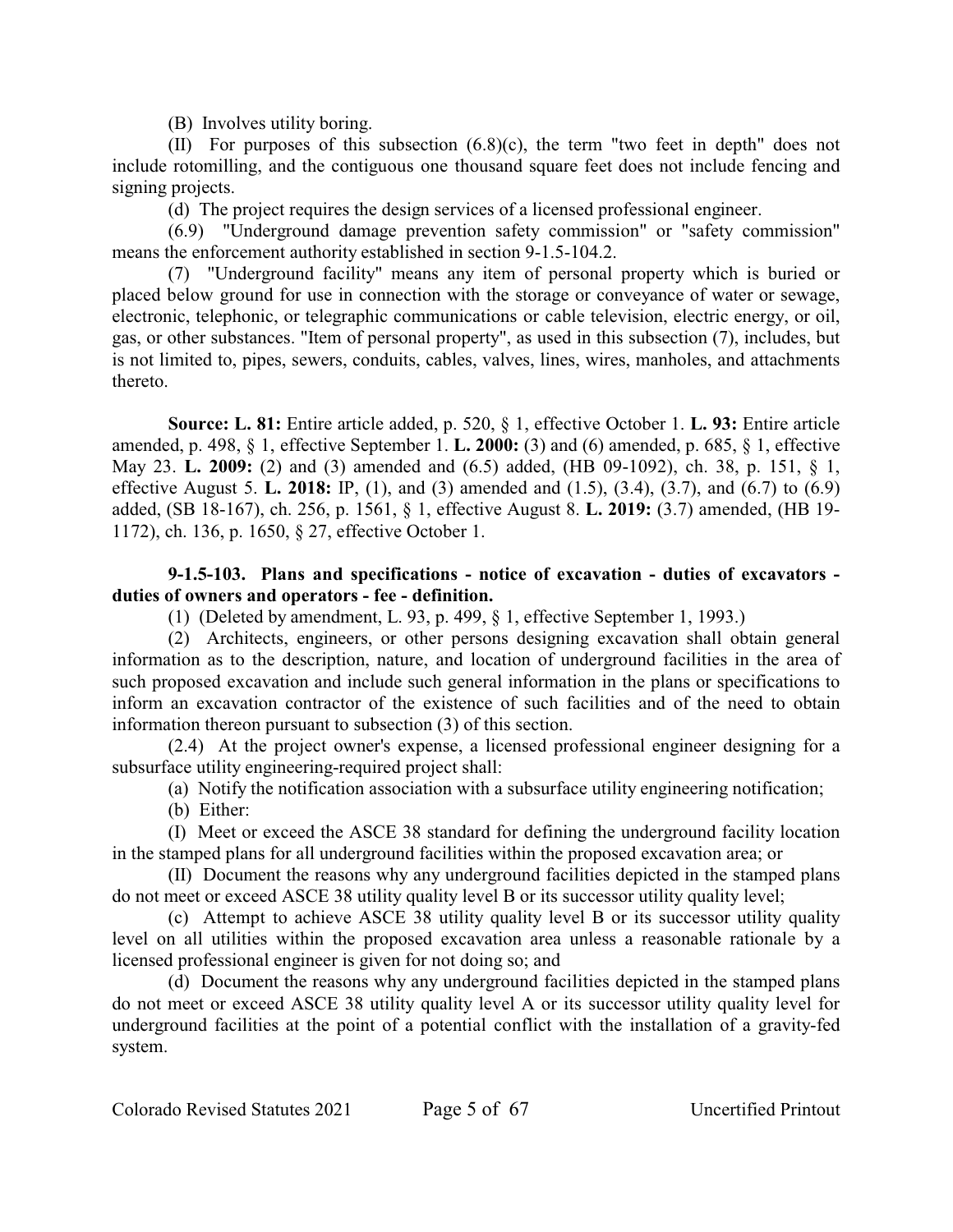(B) Involves utility boring.

(II) For purposes of this subsection (6.8)(c), the term "two feet in depth" does not include rotomilling, and the contiguous one thousand square feet does not include fencing and signing projects.

(d) The project requires the design services of a licensed professional engineer.

(6.9) "Underground damage prevention safety commission" or "safety commission" means the enforcement authority established in section 9-1.5-104.2.

(7) "Underground facility" means any item of personal property which is buried or placed below ground for use in connection with the storage or conveyance of water or sewage, electronic, telephonic, or telegraphic communications or cable television, electric energy, or oil, gas, or other substances. "Item of personal property", as used in this subsection (7), includes, but is not limited to, pipes, sewers, conduits, cables, valves, lines, wires, manholes, and attachments thereto.

**Source: L. 81:** Entire article added, p. 520, § 1, effective October 1. **L. 93:** Entire article amended, p. 498, § 1, effective September 1. **L. 2000:** (3) and (6) amended, p. 685, § 1, effective May 23. **L. 2009:** (2) and (3) amended and (6.5) added, (HB 09-1092), ch. 38, p. 151, § 1, effective August 5. **L. 2018:** IP, (1), and (3) amended and (1.5), (3.4), (3.7), and (6.7) to (6.9) added, (SB 18-167), ch. 256, p. 1561, § 1, effective August 8. **L. 2019:** (3.7) amended, (HB 19-1172), ch. 136, p. 1650, § 27, effective October 1.

**9-1.5-103. Plans and specifications - notice of excavation - duties of excavators - duties of owners and operators - fee - definition.**

(1) (Deleted by amendment, L. 93, p. 499, § 1, effective September 1, 1993.)

(2) Architects, engineers, or other persons designing excavation shall obtain general information as to the description, nature, and location of underground facilities in the area of such proposed excavation and include such general information in the plans or specifications to inform an excavation contractor of the existence of such facilities and of the need to obtain information thereon pursuant to subsection (3) of this section.

(2.4) At the project owner's expense, a licensed professional engineer designing for a subsurface utility engineering-required project shall:

(a) Notify the notification association with a subsurface utility engineering notification;

(b) Either:

(I) Meet or exceed the ASCE 38 standard for defining the underground facility location in the stamped plans for all underground facilities within the proposed excavation area; or

(II) Document the reasons why any underground facilities depicted in the stamped plans do not meet or exceed ASCE 38 utility quality level B or its successor utility quality level;

(c) Attempt to achieve ASCE 38 utility quality level B or its successor utility quality level on all utilities within the proposed excavation area unless a reasonable rationale by a licensed professional engineer is given for not doing so; and

(d) Document the reasons why any underground facilities depicted in the stamped plans do not meet or exceed ASCE 38 utility quality level A or its successor utility quality level for underground facilities at the point of a potential conflict with the installation of a gravity-fed system.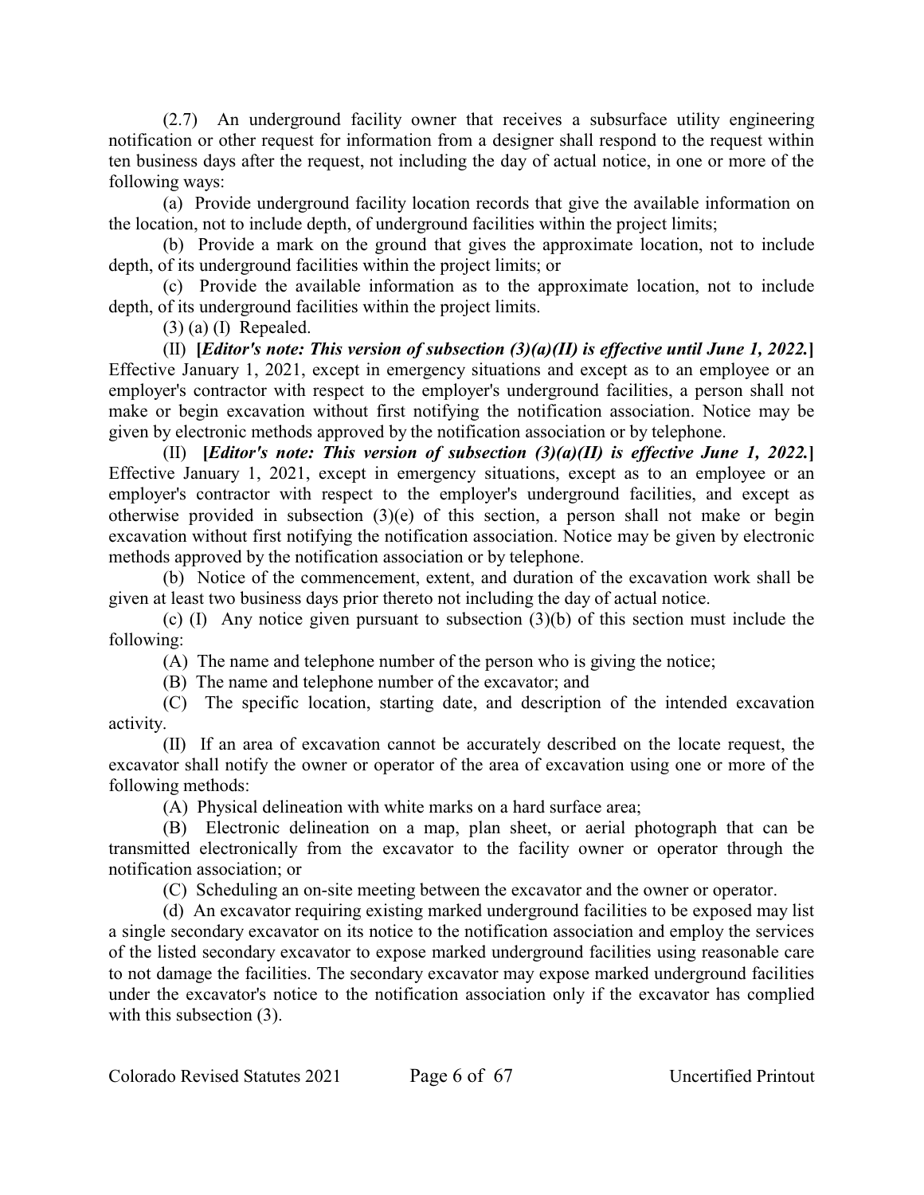(2.7) An underground facility owner that receives a subsurface utility engineering notification or other request for information from a designer shall respond to the request within ten business days after the request, not including the day of actual notice, in one or more of the following ways:

(a) Provide underground facility location records that give the available information on the location, not to include depth, of underground facilities within the project limits;

(b) Provide a mark on the ground that gives the approximate location, not to include depth, of its underground facilities within the project limits; or

(c) Provide the available information as to the approximate location, not to include depth, of its underground facilities within the project limits.

(3) (a) (I) Repealed.

(II) **[*Editor's note: This version of subsection (3)(a)(II) is effective until June 1, 2022.*]** Effective January 1, 2021, except in emergency situations and except as to an employee or an employer's contractor with respect to the employer's underground facilities, a person shall not make or begin excavation without first notifying the notification association. Notice may be given by electronic methods approved by the notification association or by telephone.

(II) **[*Editor's note: This version of subsection (3)(a)(II) is effective June 1, 2022.*]** Effective January 1, 2021, except in emergency situations, except as to an employee or an employer's contractor with respect to the employer's underground facilities, and except as otherwise provided in subsection (3)(e) of this section, a person shall not make or begin excavation without first notifying the notification association. Notice may be given by electronic methods approved by the notification association or by telephone.

(b) Notice of the commencement, extent, and duration of the excavation work shall be given at least two business days prior thereto not including the day of actual notice.

(c) (I) Any notice given pursuant to subsection (3)(b) of this section must include the following:

(A) The name and telephone number of the person who is giving the notice;

(B) The name and telephone number of the excavator; and

(C) The specific location, starting date, and description of the intended excavation activity.

(II) If an area of excavation cannot be accurately described on the locate request, the excavator shall notify the owner or operator of the area of excavation using one or more of the following methods:

(A) Physical delineation with white marks on a hard surface area;

(B) Electronic delineation on a map, plan sheet, or aerial photograph that can be transmitted electronically from the excavator to the facility owner or operator through the notification association; or

(C) Scheduling an on-site meeting between the excavator and the owner or operator.

(d) An excavator requiring existing marked underground facilities to be exposed may list a single secondary excavator on its notice to the notification association and employ the services of the listed secondary excavator to expose marked underground facilities using reasonable care to not damage the facilities. The secondary excavator may expose marked underground facilities under the excavator's notice to the notification association only if the excavator has complied with this subsection (3).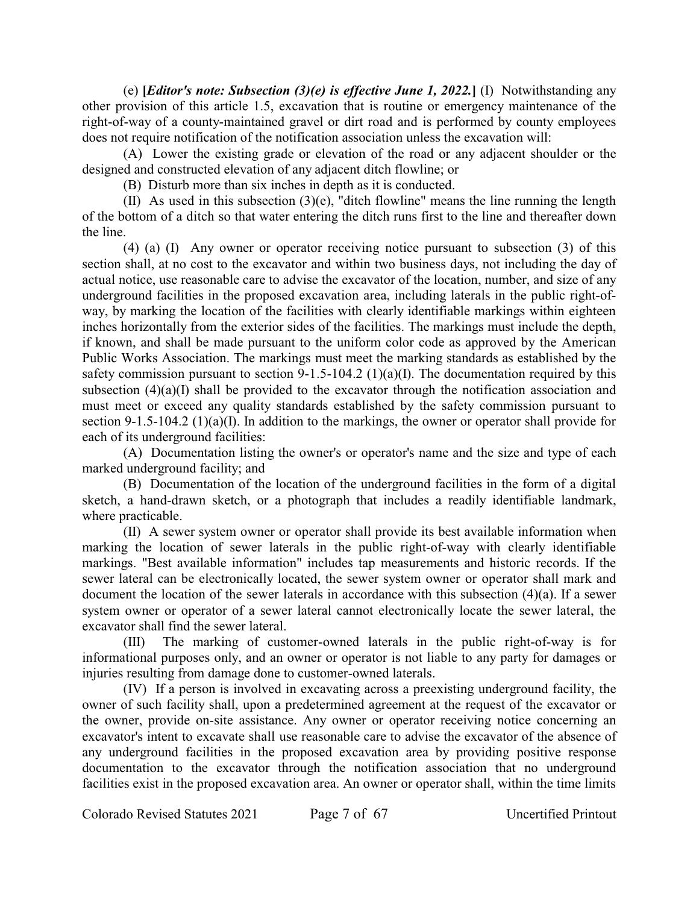(e) **[*Editor's note: Subsection (3)(e) is effective June 1, 2022.*]** (I) Notwithstanding any other provision of this article 1.5, excavation that is routine or emergency maintenance of the right-of-way of a county-maintained gravel or dirt road and is performed by county employees does not require notification of the notification association unless the excavation will:

(A) Lower the existing grade or elevation of the road or any adjacent shoulder or the designed and constructed elevation of any adjacent ditch flowline; or

(B) Disturb more than six inches in depth as it is conducted.

(II) As used in this subsection (3)(e), "ditch flowline" means the line running the length of the bottom of a ditch so that water entering the ditch runs first to the line and thereafter down the line.

(4) (a) (I) Any owner or operator receiving notice pursuant to subsection (3) of this section shall, at no cost to the excavator and within two business days, not including the day of actual notice, use reasonable care to advise the excavator of the location, number, and size of any underground facilities in the proposed excavation area, including laterals in the public right-of-way, by marking the location of the facilities with clearly identifiable markings within eighteen inches horizontally from the exterior sides of the facilities. The markings must include the depth, if known, and shall be made pursuant to the uniform color code as approved by the American Public Works Association. The markings must meet the marking standards as established by the safety commission pursuant to section 9-1.5-104.2 (1)(a)(I). The documentation required by this subsection (4)(a)(I) shall be provided to the excavator through the notification association and must meet or exceed any quality standards established by the safety commission pursuant to section 9-1.5-104.2 (1)(a)(I). In addition to the markings, the owner or operator shall provide for each of its underground facilities:

(A) Documentation listing the owner's or operator's name and the size and type of each marked underground facility; and

(B) Documentation of the location of the underground facilities in the form of a digital sketch, a hand-drawn sketch, or a photograph that includes a readily identifiable landmark, where practicable.

(II) A sewer system owner or operator shall provide its best available information when marking the location of sewer laterals in the public right-of-way with clearly identifiable markings. "Best available information" includes tap measurements and historic records. If the sewer lateral can be electronically located, the sewer system owner or operator shall mark and document the location of the sewer laterals in accordance with this subsection (4)(a). If a sewer system owner or operator of a sewer lateral cannot electronically locate the sewer lateral, the excavator shall find the sewer lateral.

(III) The marking of customer-owned laterals in the public right-of-way is for informational purposes only, and an owner or operator is not liable to any party for damages or injuries resulting from damage done to customer-owned laterals.

(IV) If a person is involved in excavating across a preexisting underground facility, the owner of such facility shall, upon a predetermined agreement at the request of the excavator or the owner, provide on-site assistance. Any owner or operator receiving notice concerning an excavator's intent to excavate shall use reasonable care to advise the excavator of the absence of any underground facilities in the proposed excavation area by providing positive response documentation to the excavator through the notification association that no underground facilities exist in the proposed excavation area. An owner or operator shall, within the time limits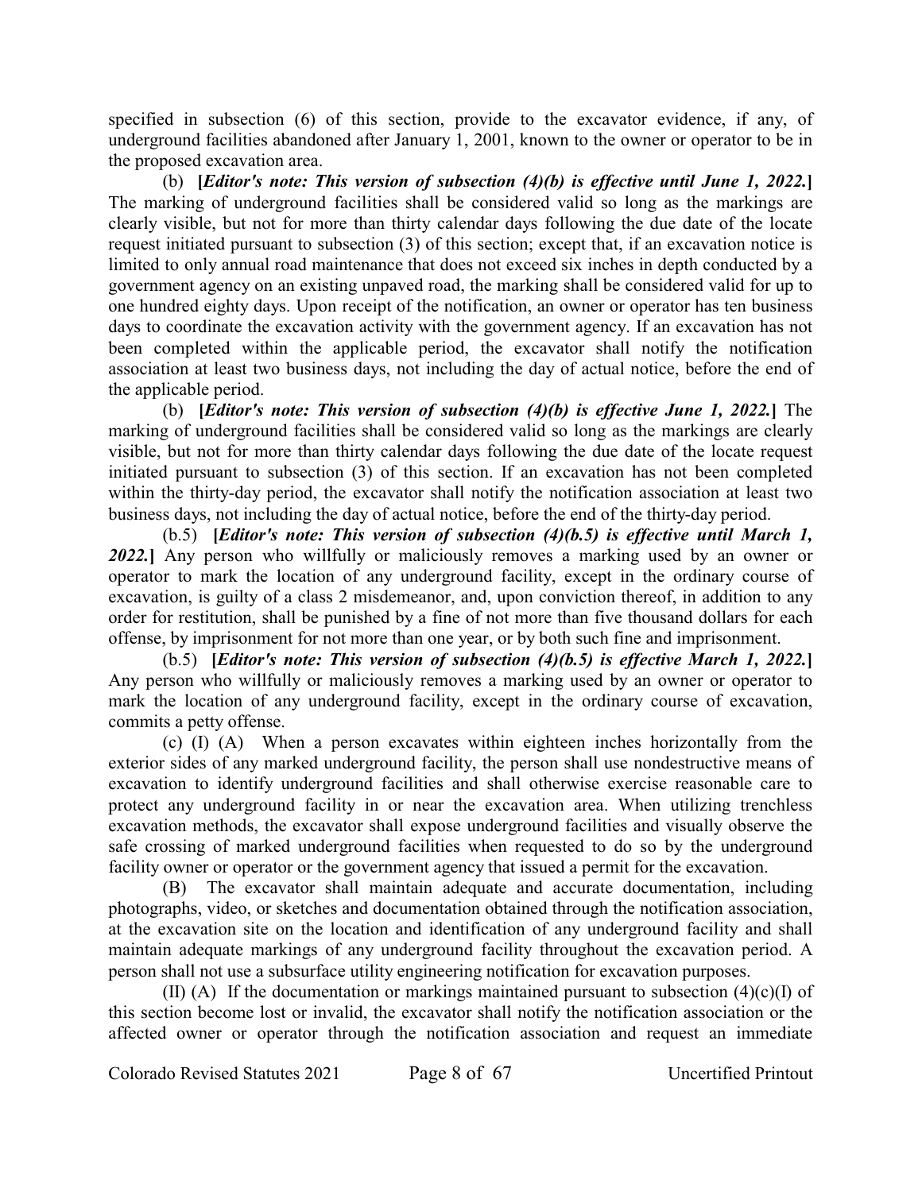specified in subsection (6) of this section, provide to the excavator evidence, if any, of underground facilities abandoned after January 1, 2001, known to the owner or operator to be in the proposed excavation area.

(b) **[*Editor's note: This version of subsection (4)(b) is effective until June 1, 2022.*]** The marking of underground facilities shall be considered valid so long as the markings are clearly visible, but not for more than thirty calendar days following the due date of the locate request initiated pursuant to subsection (3) of this section; except that, if an excavation notice is limited to only annual road maintenance that does not exceed six inches in depth conducted by a government agency on an existing unpaved road, the marking shall be considered valid for up to one hundred eighty days. Upon receipt of the notification, an owner or operator has ten business days to coordinate the excavation activity with the government agency. If an excavation has not been completed within the applicable period, the excavator shall notify the notification association at least two business days, not including the day of actual notice, before the end of the applicable period.

(b) **[*Editor's note: This version of subsection (4)(b) is effective June 1, 2022.*]** The marking of underground facilities shall be considered valid so long as the markings are clearly visible, but not for more than thirty calendar days following the due date of the locate request initiated pursuant to subsection (3) of this section. If an excavation has not been completed within the thirty-day period, the excavator shall notify the notification association at least two business days, not including the day of actual notice, before the end of the thirty-day period.

(b.5) **[*Editor's note: This version of subsection (4)(b.5) is effective until March 1, 2022.*]** Any person who willfully or maliciously removes a marking used by an owner or operator to mark the location of any underground facility, except in the ordinary course of excavation, is guilty of a class 2 misdemeanor, and, upon conviction thereof, in addition to any order for restitution, shall be punished by a fine of not more than five thousand dollars for each offense, by imprisonment for not more than one year, or by both such fine and imprisonment.

(b.5) **[*Editor's note: This version of subsection (4)(b.5) is effective March 1, 2022.*]** Any person who willfully or maliciously removes a marking used by an owner or operator to mark the location of any underground facility, except in the ordinary course of excavation, commits a petty offense.

(c) (I) (A) When a person excavates within eighteen inches horizontally from the exterior sides of any marked underground facility, the person shall use nondestructive means of excavation to identify underground facilities and shall otherwise exercise reasonable care to protect any underground facility in or near the excavation area. When utilizing trenchless excavation methods, the excavator shall expose underground facilities and visually observe the safe crossing of marked underground facilities when requested to do so by the underground facility owner or operator or the government agency that issued a permit for the excavation.

(B) The excavator shall maintain adequate and accurate documentation, including photographs, video, or sketches and documentation obtained through the notification association, at the excavation site on the location and identification of any underground facility and shall maintain adequate markings of any underground facility throughout the excavation period. A person shall not use a subsurface utility engineering notification for excavation purposes.

(II) (A) If the documentation or markings maintained pursuant to subsection (4)(c)(I) of this section become lost or invalid, the excavator shall notify the notification association or the affected owner or operator through the notification association and request an immediate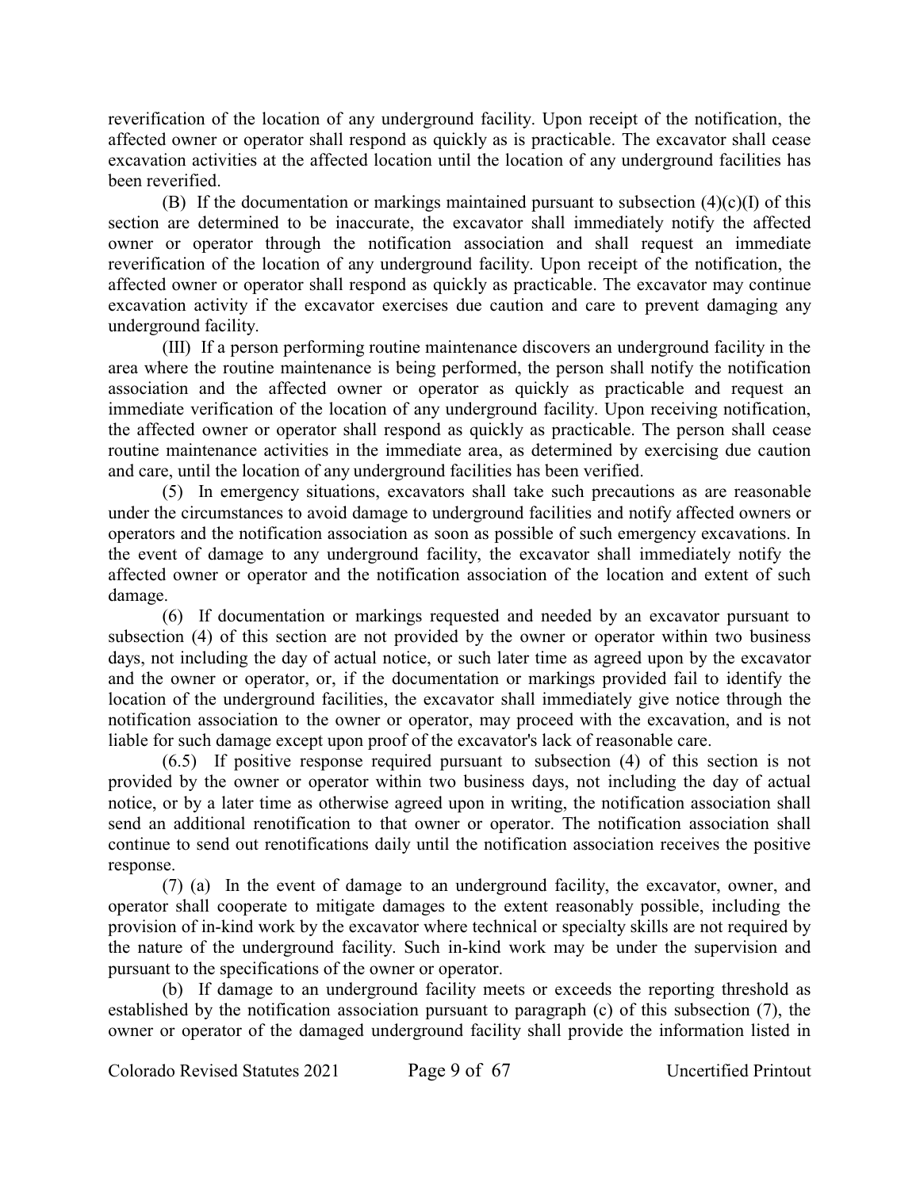reverification of the location of any underground facility. Upon receipt of the notification, the affected owner or operator shall respond as quickly as is practicable. The excavator shall cease excavation activities at the affected location until the location of any underground facilities has been reverified.

(B) If the documentation or markings maintained pursuant to subsection (4)(c)(I) of this section are determined to be inaccurate, the excavator shall immediately notify the affected owner or operator through the notification association and shall request an immediate reverification of the location of any underground facility. Upon receipt of the notification, the affected owner or operator shall respond as quickly as practicable. The excavator may continue excavation activity if the excavator exercises due caution and care to prevent damaging any underground facility.

(III) If a person performing routine maintenance discovers an underground facility in the area where the routine maintenance is being performed, the person shall notify the notification association and the affected owner or operator as quickly as practicable and request an immediate verification of the location of any underground facility. Upon receiving notification, the affected owner or operator shall respond as quickly as practicable. The person shall cease routine maintenance activities in the immediate area, as determined by exercising due caution and care, until the location of any underground facilities has been verified.

(5) In emergency situations, excavators shall take such precautions as are reasonable under the circumstances to avoid damage to underground facilities and notify affected owners or operators and the notification association as soon as possible of such emergency excavations. In the event of damage to any underground facility, the excavator shall immediately notify the affected owner or operator and the notification association of the location and extent of such damage.

(6) If documentation or markings requested and needed by an excavator pursuant to subsection (4) of this section are not provided by the owner or operator within two business days, not including the day of actual notice, or such later time as agreed upon by the excavator and the owner or operator, or, if the documentation or markings provided fail to identify the location of the underground facilities, the excavator shall immediately give notice through the notification association to the owner or operator, may proceed with the excavation, and is not liable for such damage except upon proof of the excavator's lack of reasonable care.

(6.5) If positive response required pursuant to subsection (4) of this section is not provided by the owner or operator within two business days, not including the day of actual notice, or by a later time as otherwise agreed upon in writing, the notification association shall send an additional renotification to that owner or operator. The notification association shall continue to send out renotifications daily until the notification association receives the positive response.

(7) (a) In the event of damage to an underground facility, the excavator, owner, and operator shall cooperate to mitigate damages to the extent reasonably possible, including the provision of in-kind work by the excavator where technical or specialty skills are not required by the nature of the underground facility. Such in-kind work may be under the supervision and pursuant to the specifications of the owner or operator.

(b) If damage to an underground facility meets or exceeds the reporting threshold as established by the notification association pursuant to paragraph (c) of this subsection (7), the owner or operator of the damaged underground facility shall provide the information listed in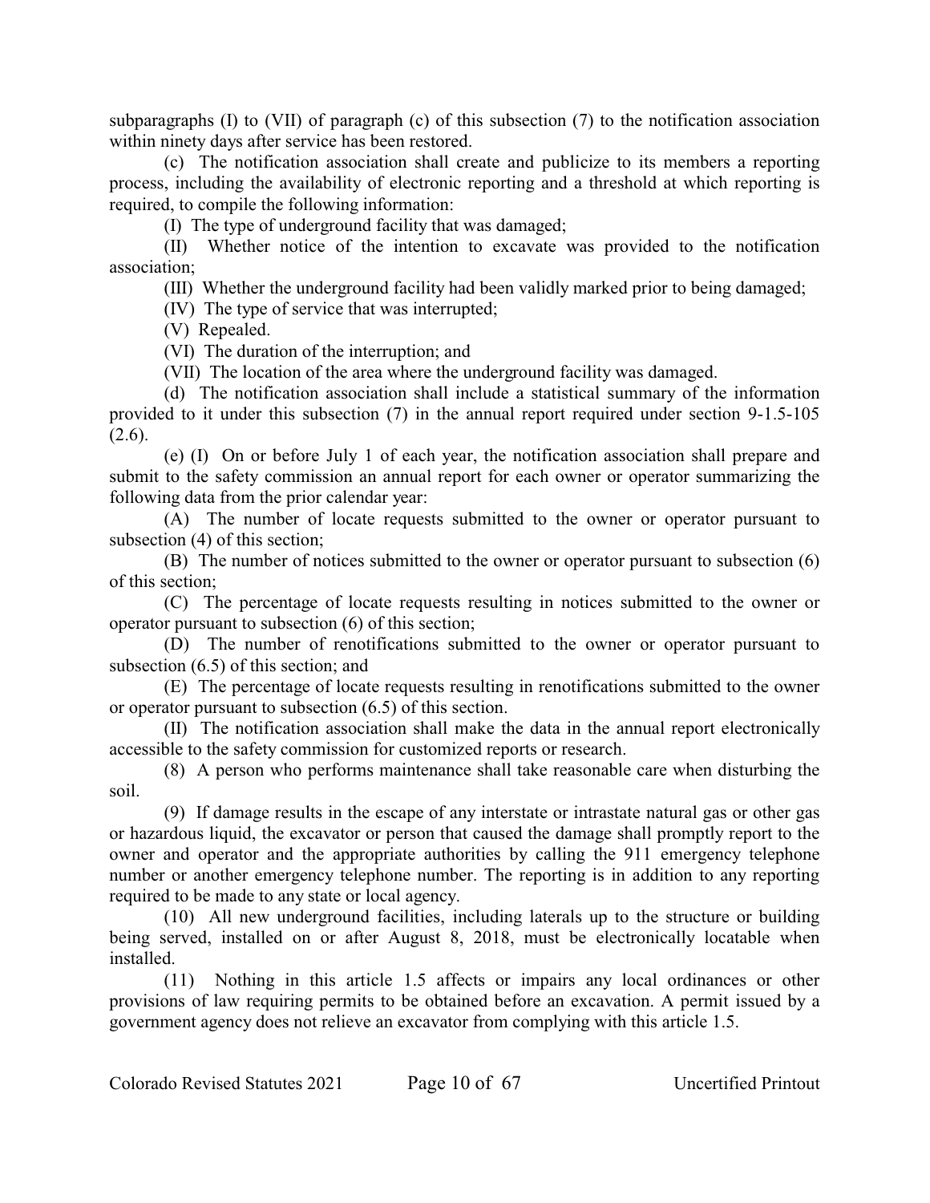subparagraphs (I) to (VII) of paragraph (c) of this subsection (7) to the notification association within ninety days after service has been restored.

(c) The notification association shall create and publicize to its members a reporting process, including the availability of electronic reporting and a threshold at which reporting is required, to compile the following information:

(I) The type of underground facility that was damaged;

(II) Whether notice of the intention to excavate was provided to the notification association;

(III) Whether the underground facility had been validly marked prior to being damaged;

(IV) The type of service that was interrupted;

(V) Repealed.

(VI) The duration of the interruption; and

(VII) The location of the area where the underground facility was damaged.

(d) The notification association shall include a statistical summary of the information provided to it under this subsection (7) in the annual report required under section 9-1.5-105 (2.6).

(e) (I) On or before July 1 of each year, the notification association shall prepare and submit to the safety commission an annual report for each owner or operator summarizing the following data from the prior calendar year:

(A) The number of locate requests submitted to the owner or operator pursuant to subsection (4) of this section;

(B) The number of notices submitted to the owner or operator pursuant to subsection (6) of this section;

(C) The percentage of locate requests resulting in notices submitted to the owner or operator pursuant to subsection (6) of this section;

(D) The number of renotifications submitted to the owner or operator pursuant to subsection (6.5) of this section; and

(E) The percentage of locate requests resulting in renotifications submitted to the owner or operator pursuant to subsection (6.5) of this section.

(II) The notification association shall make the data in the annual report electronically accessible to the safety commission for customized reports or research.

(8) A person who performs maintenance shall take reasonable care when disturbing the soil.

(9) If damage results in the escape of any interstate or intrastate natural gas or other gas or hazardous liquid, the excavator or person that caused the damage shall promptly report to the owner and operator and the appropriate authorities by calling the 911 emergency telephone number or another emergency telephone number. The reporting is in addition to any reporting required to be made to any state or local agency.

(10) All new underground facilities, including laterals up to the structure or building being served, installed on or after August 8, 2018, must be electronically locatable when installed.

(11) Nothing in this article 1.5 affects or impairs any local ordinances or other provisions of law requiring permits to be obtained before an excavation. A permit issued by a government agency does not relieve an excavator from complying with this article 1.5.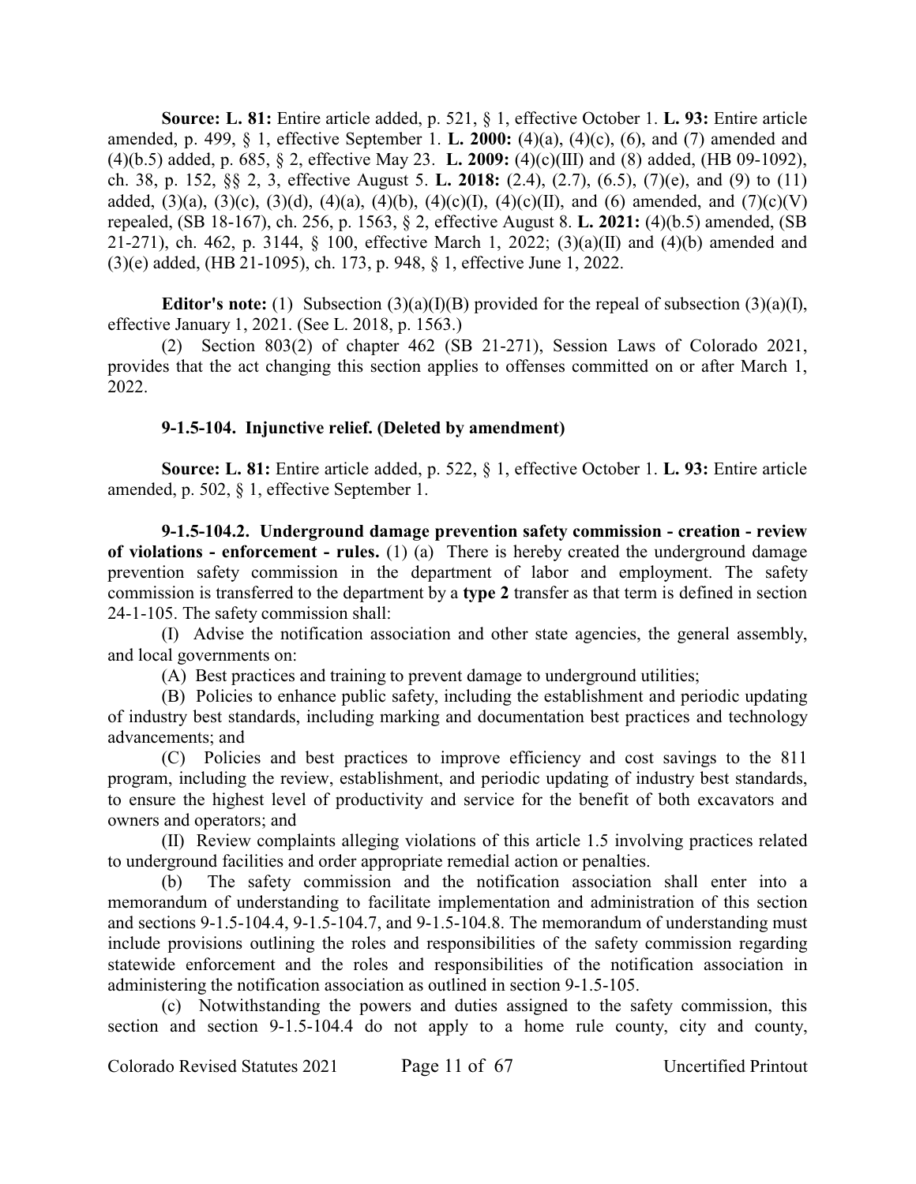**Source: L. 81:** Entire article added, p. 521, § 1, effective October 1. **L. 93:** Entire article amended, p. 499, § 1, effective September 1. **L. 2000:** (4)(a), (4)(c), (6), and (7) amended and (4)(b.5) added, p. 685, § 2, effective May 23. **L. 2009:** (4)(c)(III) and (8) added, (HB 09-1092), ch. 38, p. 152, §§ 2, 3, effective August 5. **L. 2018:** (2.4), (2.7), (6.5), (7)(e), and (9) to (11) added, (3)(a), (3)(c), (3)(d), (4)(a), (4)(b), (4)(c)(I), (4)(c)(II), and (6) amended, and (7)(c)(V) repealed, (SB 18-167), ch. 256, p. 1563, § 2, effective August 8. **L. 2021:** (4)(b.5) amended, (SB 21-271), ch. 462, p. 3144, § 100, effective March 1, 2022; (3)(a)(II) and (4)(b) amended and (3)(e) added, (HB 21-1095), ch. 173, p. 948, § 1, effective June 1, 2022.

**Editor's note:** (1) Subsection (3)(a)(I)(B) provided for the repeal of subsection (3)(a)(I), effective January 1, 2021. (See L. 2018, p. 1563.)

(2) Section 803(2) of chapter 462 (SB 21-271), Session Laws of Colorado 2021, provides that the act changing this section applies to offenses committed on or after March 1, 2022.

**9-1.5-104. Injunctive relief. (Deleted by amendment)**

**Source: L. 81:** Entire article added, p. 522, § 1, effective October 1. **L. 93:** Entire article amended, p. 502, § 1, effective September 1.

**9-1.5-104.2. Underground damage prevention safety commission - creation - review of violations - enforcement - rules.** (1) (a) There is hereby created the underground damage prevention safety commission in the department of labor and employment. The safety commission is transferred to the department by a **type 2** transfer as that term is defined in section 24-1-105. The safety commission shall:

(I) Advise the notification association and other state agencies, the general assembly, and local governments on:

(A) Best practices and training to prevent damage to underground utilities;

(B) Policies to enhance public safety, including the establishment and periodic updating of industry best standards, including marking and documentation best practices and technology advancements; and

(C) Policies and best practices to improve efficiency and cost savings to the 811 program, including the review, establishment, and periodic updating of industry best standards, to ensure the highest level of productivity and service for the benefit of both excavators and owners and operators; and

(II) Review complaints alleging violations of this article 1.5 involving practices related to underground facilities and order appropriate remedial action or penalties.

(b) The safety commission and the notification association shall enter into a memorandum of understanding to facilitate implementation and administration of this section and sections 9-1.5-104.4, 9-1.5-104.7, and 9-1.5-104.8. The memorandum of understanding must include provisions outlining the roles and responsibilities of the safety commission regarding statewide enforcement and the roles and responsibilities of the notification association in administering the notification association as outlined in section 9-1.5-105.

(c) Notwithstanding the powers and duties assigned to the safety commission, this section and section 9-1.5-104.4 do not apply to a home rule county, city and county,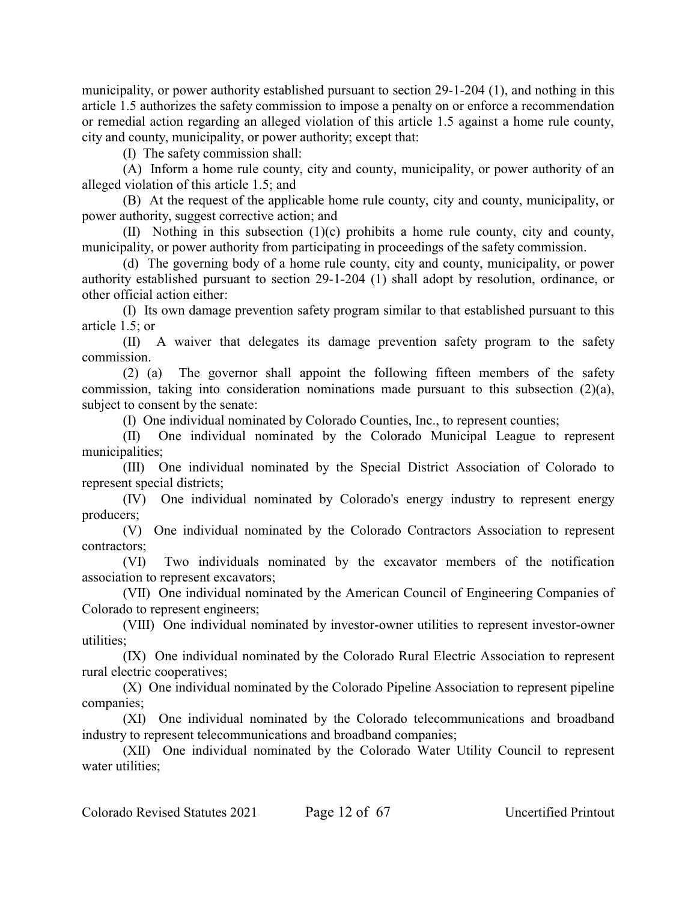municipality, or power authority established pursuant to section 29-1-204 (1), and nothing in this article 1.5 authorizes the safety commission to impose a penalty on or enforce a recommendation or remedial action regarding an alleged violation of this article 1.5 against a home rule county, city and county, municipality, or power authority; except that:

(I) The safety commission shall:

(A) Inform a home rule county, city and county, municipality, or power authority of an alleged violation of this article 1.5; and

(B) At the request of the applicable home rule county, city and county, municipality, or power authority, suggest corrective action; and

(II) Nothing in this subsection (1)(c) prohibits a home rule county, city and county, municipality, or power authority from participating in proceedings of the safety commission.

(d) The governing body of a home rule county, city and county, municipality, or power authority established pursuant to section 29-1-204 (1) shall adopt by resolution, ordinance, or other official action either:

(I) Its own damage prevention safety program similar to that established pursuant to this article 1.5; or

(II) A waiver that delegates its damage prevention safety program to the safety commission.

(2) (a) The governor shall appoint the following fifteen members of the safety commission, taking into consideration nominations made pursuant to this subsection (2)(a), subject to consent by the senate:

(I) One individual nominated by Colorado Counties, Inc., to represent counties;

(II) One individual nominated by the Colorado Municipal League to represent municipalities;

(III) One individual nominated by the Special District Association of Colorado to represent special districts;

(IV) One individual nominated by Colorado's energy industry to represent energy producers;

(V) One individual nominated by the Colorado Contractors Association to represent contractors;

(VI) Two individuals nominated by the excavator members of the notification association to represent excavators;

(VII) One individual nominated by the American Council of Engineering Companies of Colorado to represent engineers;

(VIII) One individual nominated by investor-owner utilities to represent investor-owner utilities;

(IX) One individual nominated by the Colorado Rural Electric Association to represent rural electric cooperatives;

(X) One individual nominated by the Colorado Pipeline Association to represent pipeline companies;

(XI) One individual nominated by the Colorado telecommunications and broadband industry to represent telecommunications and broadband companies;

(XII) One individual nominated by the Colorado Water Utility Council to represent water utilities;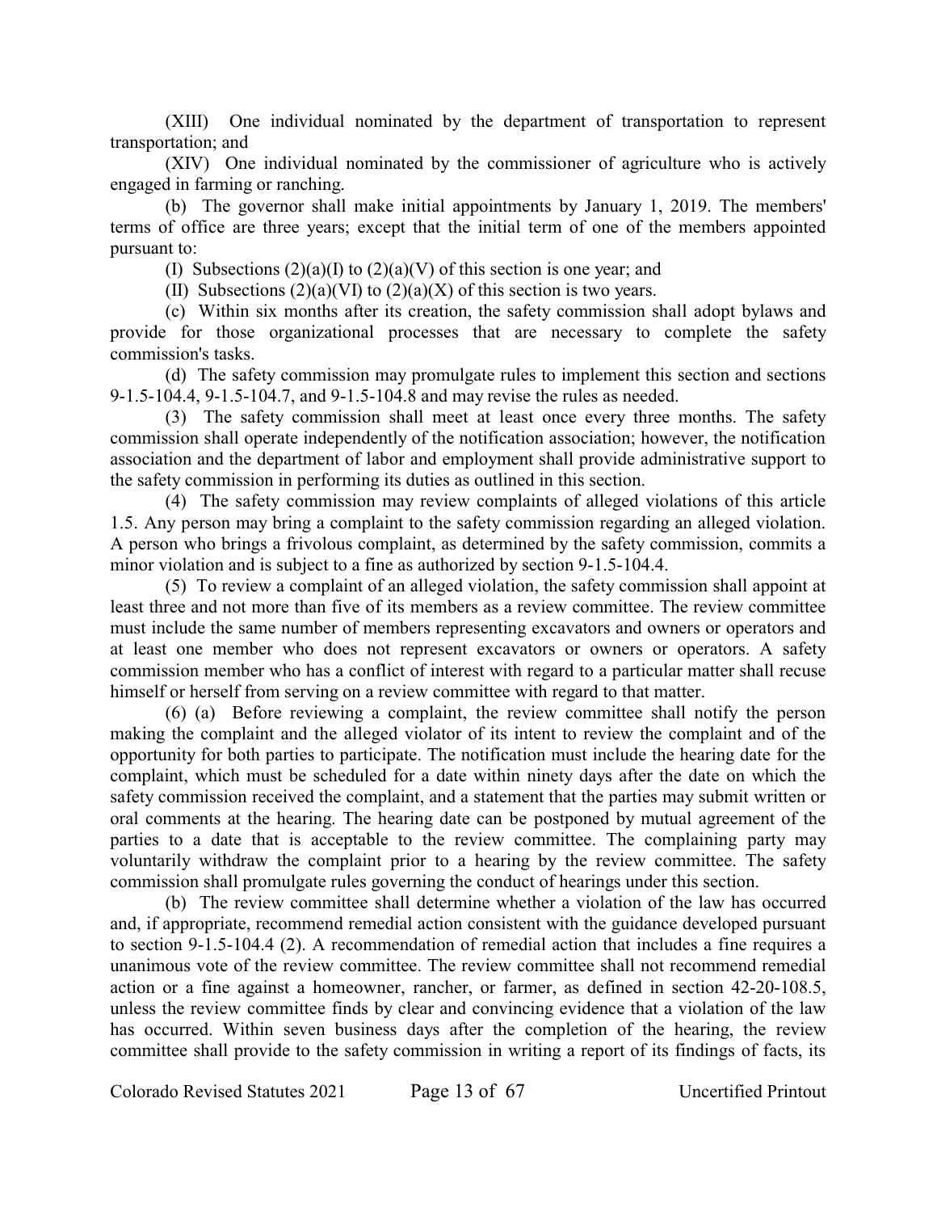(XIII) One individual nominated by the department of transportation to represent transportation; and

(XIV) One individual nominated by the commissioner of agriculture who is actively engaged in farming or ranching.

(b) The governor shall make initial appointments by January 1, 2019. The members' terms of office are three years; except that the initial term of one of the members appointed pursuant to:

(I) Subsections (2)(a)(I) to (2)(a)(V) of this section is one year; and

(II) Subsections (2)(a)(VI) to (2)(a)(X) of this section is two years.

(c) Within six months after its creation, the safety commission shall adopt bylaws and provide for those organizational processes that are necessary to complete the safety commission's tasks.

(d) The safety commission may promulgate rules to implement this section and sections 9-1.5-104.4, 9-1.5-104.7, and 9-1.5-104.8 and may revise the rules as needed.

(3) The safety commission shall meet at least once every three months. The safety commission shall operate independently of the notification association; however, the notification association and the department of labor and employment shall provide administrative support to the safety commission in performing its duties as outlined in this section.

(4) The safety commission may review complaints of alleged violations of this article 1.5. Any person may bring a complaint to the safety commission regarding an alleged violation. A person who brings a frivolous complaint, as determined by the safety commission, commits a minor violation and is subject to a fine as authorized by section 9-1.5-104.4.

(5) To review a complaint of an alleged violation, the safety commission shall appoint at least three and not more than five of its members as a review committee. The review committee must include the same number of members representing excavators and owners or operators and at least one member who does not represent excavators or owners or operators. A safety commission member who has a conflict of interest with regard to a particular matter shall recuse himself or herself from serving on a review committee with regard to that matter.

(6) (a) Before reviewing a complaint, the review committee shall notify the person making the complaint and the alleged violator of its intent to review the complaint and of the opportunity for both parties to participate. The notification must include the hearing date for the complaint, which must be scheduled for a date within ninety days after the date on which the safety commission received the complaint, and a statement that the parties may submit written or oral comments at the hearing. The hearing date can be postponed by mutual agreement of the parties to a date that is acceptable to the review committee. The complaining party may voluntarily withdraw the complaint prior to a hearing by the review committee. The safety commission shall promulgate rules governing the conduct of hearings under this section.

(b) The review committee shall determine whether a violation of the law has occurred and, if appropriate, recommend remedial action consistent with the guidance developed pursuant to section 9-1.5-104.4 (2). A recommendation of remedial action that includes a fine requires a unanimous vote of the review committee. The review committee shall not recommend remedial action or a fine against a homeowner, rancher, or farmer, as defined in section 42-20-108.5, unless the review committee finds by clear and convincing evidence that a violation of the law has occurred. Within seven business days after the completion of the hearing, the review committee shall provide to the safety commission in writing a report of its findings of facts, its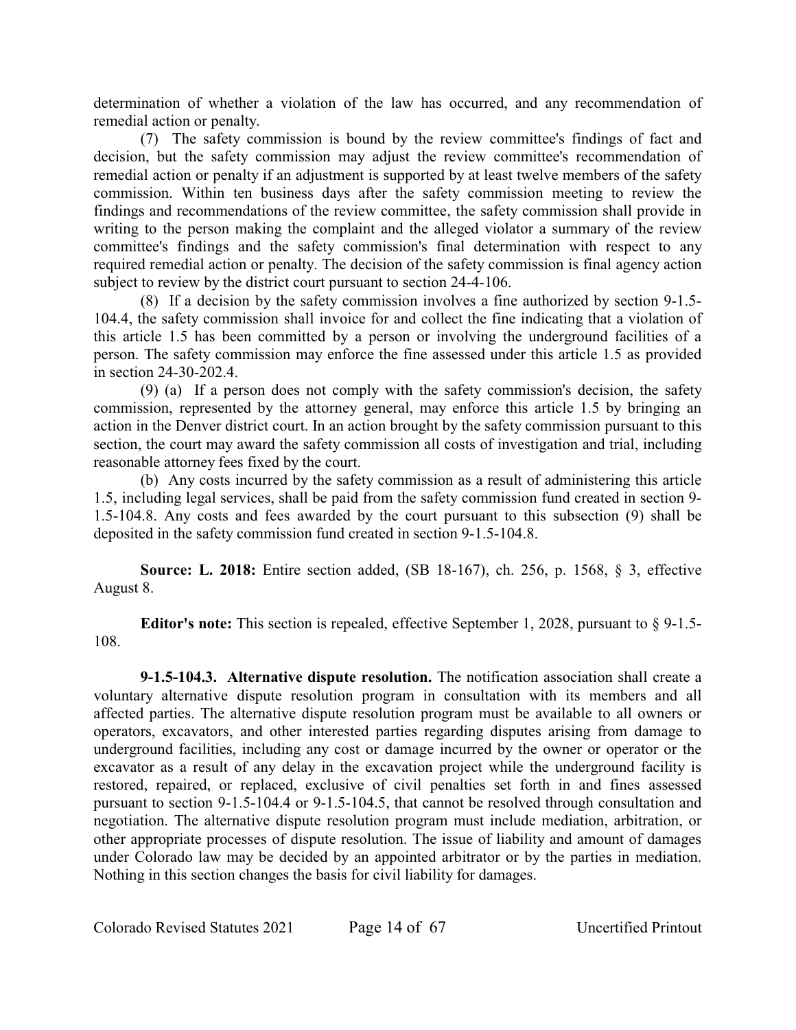determination of whether a violation of the law has occurred, and any recommendation of remedial action or penalty.

(7) The safety commission is bound by the review committee's findings of fact and decision, but the safety commission may adjust the review committee's recommendation of remedial action or penalty if an adjustment is supported by at least twelve members of the safety commission. Within ten business days after the safety commission meeting to review the findings and recommendations of the review committee, the safety commission shall provide in writing to the person making the complaint and the alleged violator a summary of the review committee's findings and the safety commission's final determination with respect to any required remedial action or penalty. The decision of the safety commission is final agency action subject to review by the district court pursuant to section 24-4-106.

(8) If a decision by the safety commission involves a fine authorized by section 9-1.5-104.4, the safety commission shall invoice for and collect the fine indicating that a violation of this article 1.5 has been committed by a person or involving the underground facilities of a person. The safety commission may enforce the fine assessed under this article 1.5 as provided in section 24-30-202.4.

(9) (a) If a person does not comply with the safety commission's decision, the safety commission, represented by the attorney general, may enforce this article 1.5 by bringing an action in the Denver district court. In an action brought by the safety commission pursuant to this section, the court may award the safety commission all costs of investigation and trial, including reasonable attorney fees fixed by the court.

(b) Any costs incurred by the safety commission as a result of administering this article 1.5, including legal services, shall be paid from the safety commission fund created in section 9-1.5-104.8. Any costs and fees awarded by the court pursuant to this subsection (9) shall be deposited in the safety commission fund created in section 9-1.5-104.8.

**Source: L. 2018:** Entire section added, (SB 18-167), ch. 256, p. 1568, § 3, effective August 8.

**Editor's note:** This section is repealed, effective September 1, 2028, pursuant to § 9-1.5-108.

**9-1.5-104.3. Alternative dispute resolution.** The notification association shall create a voluntary alternative dispute resolution program in consultation with its members and all affected parties. The alternative dispute resolution program must be available to all owners or operators, excavators, and other interested parties regarding disputes arising from damage to underground facilities, including any cost or damage incurred by the owner or operator or the excavator as a result of any delay in the excavation project while the underground facility is restored, repaired, or replaced, exclusive of civil penalties set forth in and fines assessed pursuant to section 9-1.5-104.4 or 9-1.5-104.5, that cannot be resolved through consultation and negotiation. The alternative dispute resolution program must include mediation, arbitration, or other appropriate processes of dispute resolution. The issue of liability and amount of damages under Colorado law may be decided by an appointed arbitrator or by the parties in mediation. Nothing in this section changes the basis for civil liability for damages.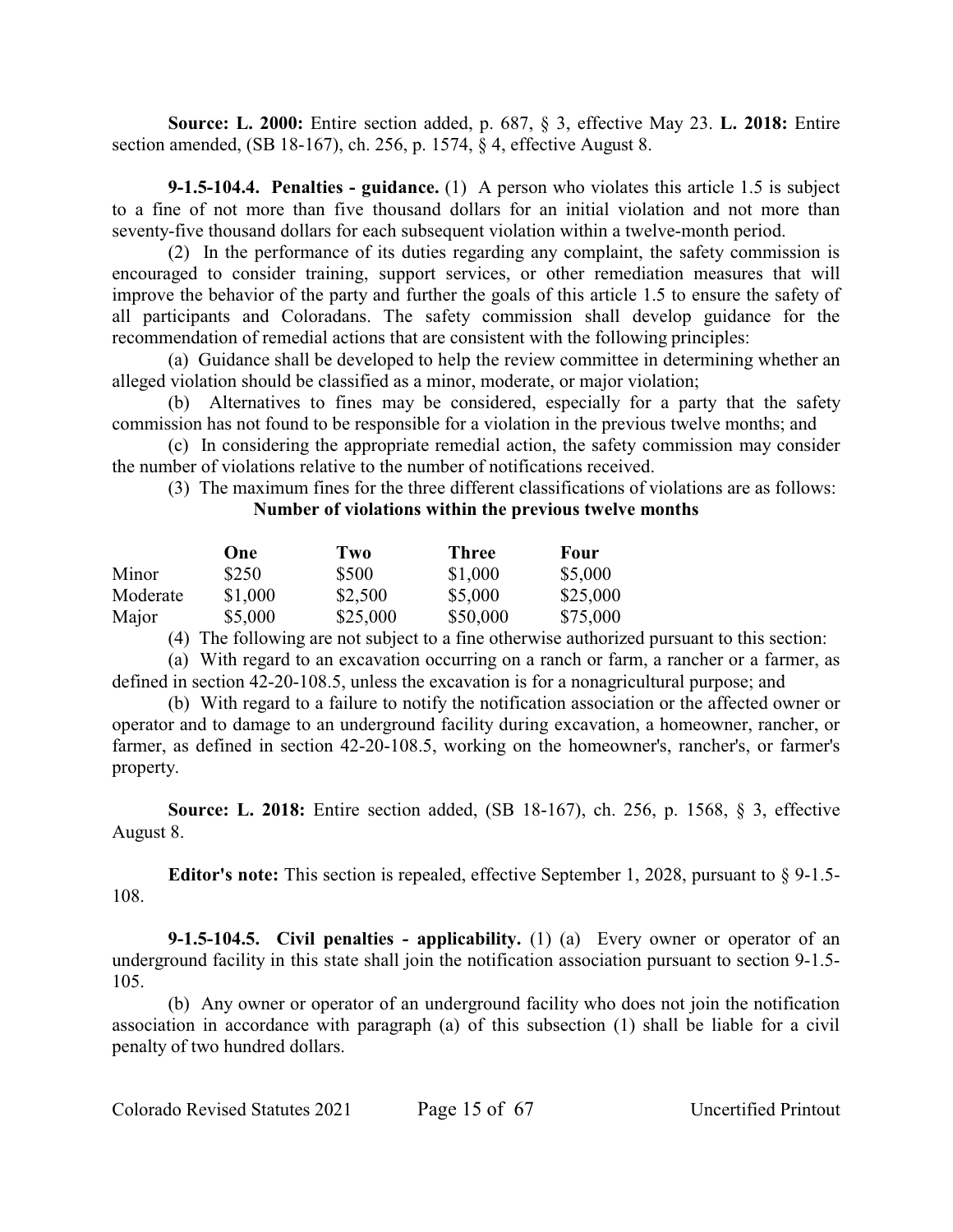**Source: L. 2000:** Entire section added, p. 687, § 3, effective May 23. **L. 2018:** Entire section amended, (SB 18-167), ch. 256, p. 1574, § 4, effective August 8.

**9-1.5-104.4. Penalties - guidance.** (1) A person who violates this article 1.5 is subject to a fine of not more than five thousand dollars for an initial violation and not more than seventy-five thousand dollars for each subsequent violation within a twelve-month period.

(2) In the performance of its duties regarding any complaint, the safety commission is encouraged to consider training, support services, or other remediation measures that will improve the behavior of the party and further the goals of this article 1.5 to ensure the safety of all participants and Coloradans. The safety commission shall develop guidance for the recommendation of remedial actions that are consistent with the following principles:

(a) Guidance shall be developed to help the review committee in determining whether an alleged violation should be classified as a minor, moderate, or major violation;

(b) Alternatives to fines may be considered, especially for a party that the safety commission has not found to be responsible for a violation in the previous twelve months; and

(c) In considering the appropriate remedial action, the safety commission may consider the number of violations relative to the number of notifications received.

(3) The maximum fines for the three different classifications of violations are as follows:

**Number of violations within the previous twelve months**

| | **One** | **Two** | **Three** | **Four** |
|---|---|---|---|---|
| Minor | $250 | $500 | $1,000 | $5,000 |
| Moderate | $1,000 | $2,500 | $5,000 | $25,000 |
| Major | $5,000 | $25,000 | $50,000 | $75,000 |

(4) The following are not subject to a fine otherwise authorized pursuant to this section:

(a) With regard to an excavation occurring on a ranch or farm, a rancher or a farmer, as defined in section 42-20-108.5, unless the excavation is for a nonagricultural purpose; and

(b) With regard to a failure to notify the notification association or the affected owner or operator and to damage to an underground facility during excavation, a homeowner, rancher, or farmer, as defined in section 42-20-108.5, working on the homeowner's, rancher's, or farmer's property.

**Source: L. 2018:** Entire section added, (SB 18-167), ch. 256, p. 1568, § 3, effective August 8.

**Editor's note:** This section is repealed, effective September 1, 2028, pursuant to § 9-1.5-108.

**9-1.5-104.5. Civil penalties - applicability.** (1) (a) Every owner or operator of an underground facility in this state shall join the notification association pursuant to section 9-1.5-105.

(b) Any owner or operator of an underground facility who does not join the notification association in accordance with paragraph (a) of this subsection (1) shall be liable for a civil penalty of two hundred dollars.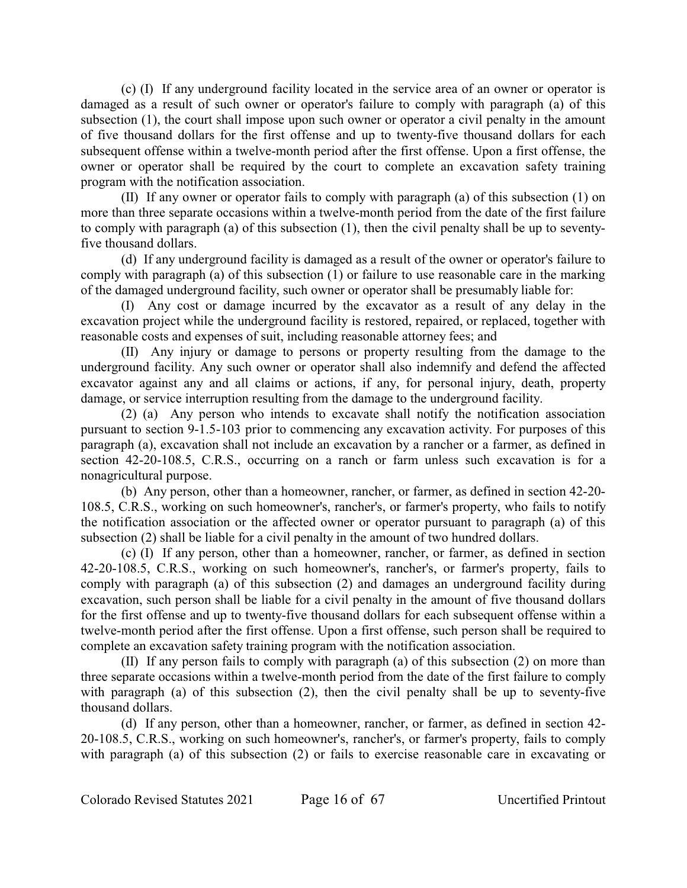(c) (I) If any underground facility located in the service area of an owner or operator is damaged as a result of such owner or operator's failure to comply with paragraph (a) of this subsection (1), the court shall impose upon such owner or operator a civil penalty in the amount of five thousand dollars for the first offense and up to twenty-five thousand dollars for each subsequent offense within a twelve-month period after the first offense. Upon a first offense, the owner or operator shall be required by the court to complete an excavation safety training program with the notification association.

(II) If any owner or operator fails to comply with paragraph (a) of this subsection (1) on more than three separate occasions within a twelve-month period from the date of the first failure to comply with paragraph (a) of this subsection (1), then the civil penalty shall be up to seventy-five thousand dollars.

(d) If any underground facility is damaged as a result of the owner or operator's failure to comply with paragraph (a) of this subsection (1) or failure to use reasonable care in the marking of the damaged underground facility, such owner or operator shall be presumably liable for:

(I) Any cost or damage incurred by the excavator as a result of any delay in the excavation project while the underground facility is restored, repaired, or replaced, together with reasonable costs and expenses of suit, including reasonable attorney fees; and

(II) Any injury or damage to persons or property resulting from the damage to the underground facility. Any such owner or operator shall also indemnify and defend the affected excavator against any and all claims or actions, if any, for personal injury, death, property damage, or service interruption resulting from the damage to the underground facility.

(2) (a) Any person who intends to excavate shall notify the notification association pursuant to section 9-1.5-103 prior to commencing any excavation activity. For purposes of this paragraph (a), excavation shall not include an excavation by a rancher or a farmer, as defined in section 42-20-108.5, C.R.S., occurring on a ranch or farm unless such excavation is for a nonagricultural purpose.

(b) Any person, other than a homeowner, rancher, or farmer, as defined in section 42-20-108.5, C.R.S., working on such homeowner's, rancher's, or farmer's property, who fails to notify the notification association or the affected owner or operator pursuant to paragraph (a) of this subsection (2) shall be liable for a civil penalty in the amount of two hundred dollars.

(c) (I) If any person, other than a homeowner, rancher, or farmer, as defined in section 42-20-108.5, C.R.S., working on such homeowner's, rancher's, or farmer's property, fails to comply with paragraph (a) of this subsection (2) and damages an underground facility during excavation, such person shall be liable for a civil penalty in the amount of five thousand dollars for the first offense and up to twenty-five thousand dollars for each subsequent offense within a twelve-month period after the first offense. Upon a first offense, such person shall be required to complete an excavation safety training program with the notification association.

(II) If any person fails to comply with paragraph (a) of this subsection (2) on more than three separate occasions within a twelve-month period from the date of the first failure to comply with paragraph (a) of this subsection (2), then the civil penalty shall be up to seventy-five thousand dollars.

(d) If any person, other than a homeowner, rancher, or farmer, as defined in section 42-20-108.5, C.R.S., working on such homeowner's, rancher's, or farmer's property, fails to comply with paragraph (a) of this subsection (2) or fails to exercise reasonable care in excavating or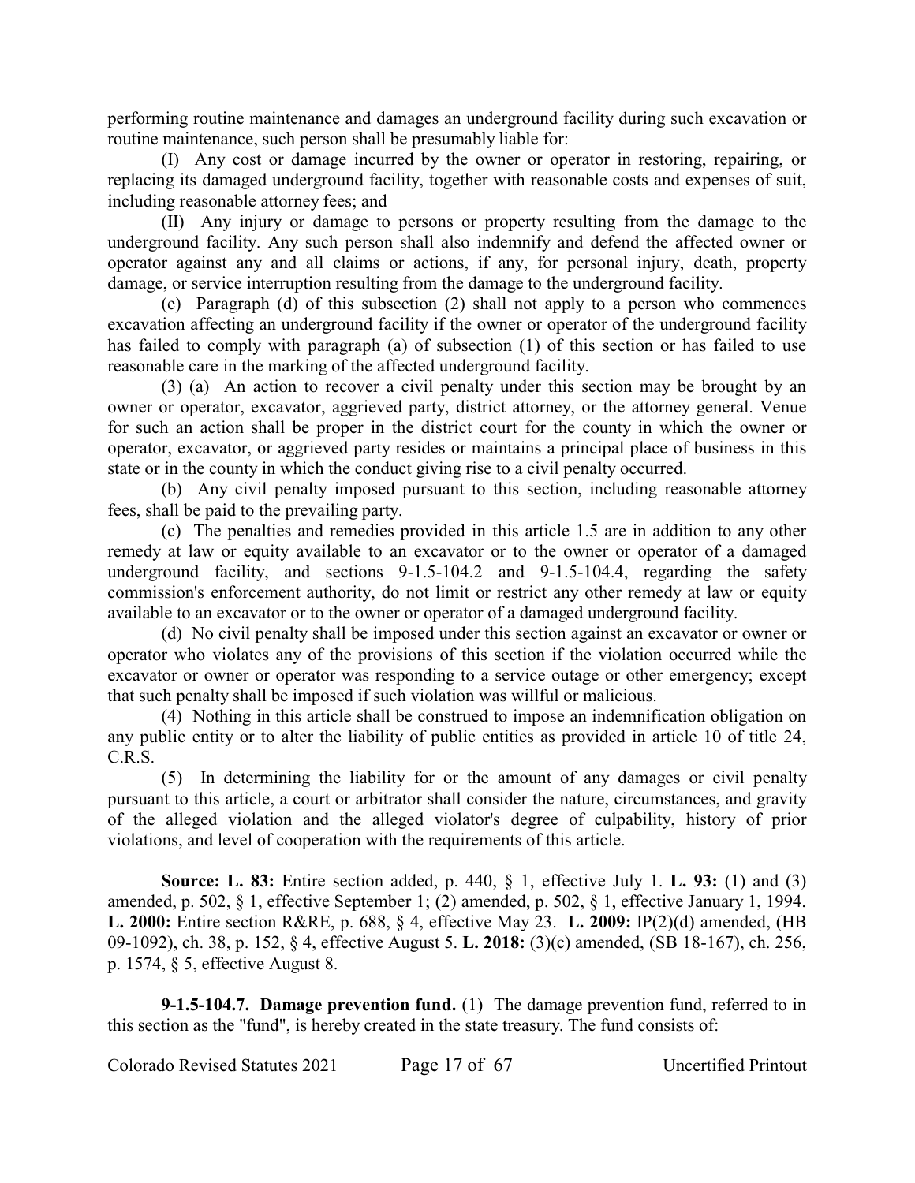performing routine maintenance and damages an underground facility during such excavation or routine maintenance, such person shall be presumably liable for:

(I) Any cost or damage incurred by the owner or operator in restoring, repairing, or replacing its damaged underground facility, together with reasonable costs and expenses of suit, including reasonable attorney fees; and

(II) Any injury or damage to persons or property resulting from the damage to the underground facility. Any such person shall also indemnify and defend the affected owner or operator against any and all claims or actions, if any, for personal injury, death, property damage, or service interruption resulting from the damage to the underground facility.

(e) Paragraph (d) of this subsection (2) shall not apply to a person who commences excavation affecting an underground facility if the owner or operator of the underground facility has failed to comply with paragraph (a) of subsection (1) of this section or has failed to use reasonable care in the marking of the affected underground facility.

(3) (a) An action to recover a civil penalty under this section may be brought by an owner or operator, excavator, aggrieved party, district attorney, or the attorney general. Venue for such an action shall be proper in the district court for the county in which the owner or operator, excavator, or aggrieved party resides or maintains a principal place of business in this state or in the county in which the conduct giving rise to a civil penalty occurred.

(b) Any civil penalty imposed pursuant to this section, including reasonable attorney fees, shall be paid to the prevailing party.

(c) The penalties and remedies provided in this article 1.5 are in addition to any other remedy at law or equity available to an excavator or to the owner or operator of a damaged underground facility, and sections 9-1.5-104.2 and 9-1.5-104.4, regarding the safety commission's enforcement authority, do not limit or restrict any other remedy at law or equity available to an excavator or to the owner or operator of a damaged underground facility.

(d) No civil penalty shall be imposed under this section against an excavator or owner or operator who violates any of the provisions of this section if the violation occurred while the excavator or owner or operator was responding to a service outage or other emergency; except that such penalty shall be imposed if such violation was willful or malicious.

(4) Nothing in this article shall be construed to impose an indemnification obligation on any public entity or to alter the liability of public entities as provided in article 10 of title 24, C.R.S.

(5) In determining the liability for or the amount of any damages or civil penalty pursuant to this article, a court or arbitrator shall consider the nature, circumstances, and gravity of the alleged violation and the alleged violator's degree of culpability, history of prior violations, and level of cooperation with the requirements of this article.

**Source: L. 83:** Entire section added, p. 440, § 1, effective July 1. **L. 93:** (1) and (3) amended, p. 502, § 1, effective September 1; (2) amended, p. 502, § 1, effective January 1, 1994. **L. 2000:** Entire section R&RE, p. 688, § 4, effective May 23. **L. 2009:** IP(2)(d) amended, (HB 09-1092), ch. 38, p. 152, § 4, effective August 5. **L. 2018:** (3)(c) amended, (SB 18-167), ch. 256, p. 1574, § 5, effective August 8.

**9-1.5-104.7. Damage prevention fund.** (1) The damage prevention fund, referred to in this section as the "fund", is hereby created in the state treasury. The fund consists of: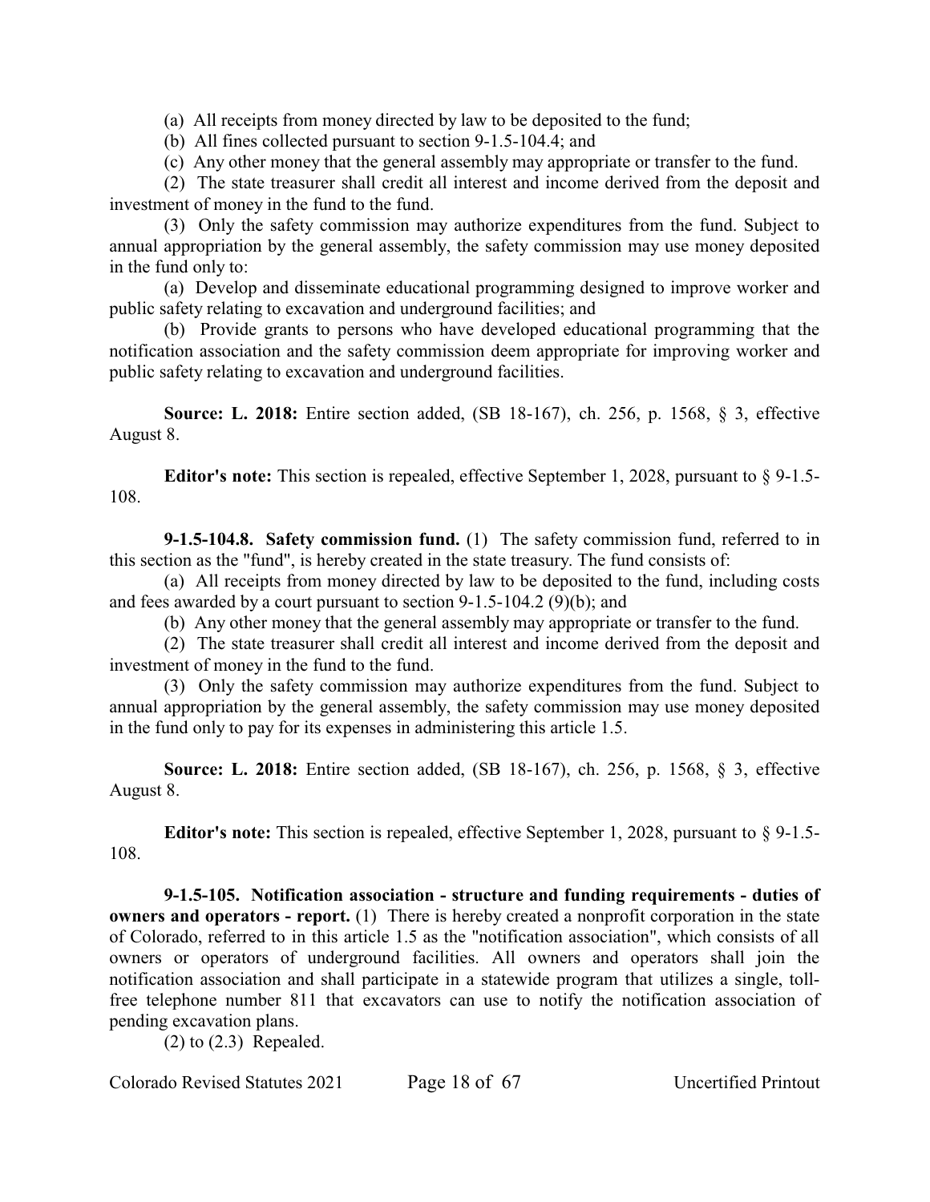(a) All receipts from money directed by law to be deposited to the fund;

(b) All fines collected pursuant to section 9-1.5-104.4; and

(c) Any other money that the general assembly may appropriate or transfer to the fund.

(2) The state treasurer shall credit all interest and income derived from the deposit and investment of money in the fund to the fund.

(3) Only the safety commission may authorize expenditures from the fund. Subject to annual appropriation by the general assembly, the safety commission may use money deposited in the fund only to:

(a) Develop and disseminate educational programming designed to improve worker and public safety relating to excavation and underground facilities; and

(b) Provide grants to persons who have developed educational programming that the notification association and the safety commission deem appropriate for improving worker and public safety relating to excavation and underground facilities.

**Source: L. 2018:** Entire section added, (SB 18-167), ch. 256, p. 1568, § 3, effective August 8.

**Editor's note:** This section is repealed, effective September 1, 2028, pursuant to § 9-1.5-108.

**9-1.5-104.8. Safety commission fund.** (1) The safety commission fund, referred to in this section as the "fund", is hereby created in the state treasury. The fund consists of:

(a) All receipts from money directed by law to be deposited to the fund, including costs and fees awarded by a court pursuant to section 9-1.5-104.2 (9)(b); and

(b) Any other money that the general assembly may appropriate or transfer to the fund.

(2) The state treasurer shall credit all interest and income derived from the deposit and investment of money in the fund to the fund.

(3) Only the safety commission may authorize expenditures from the fund. Subject to annual appropriation by the general assembly, the safety commission may use money deposited in the fund only to pay for its expenses in administering this article 1.5.

**Source: L. 2018:** Entire section added, (SB 18-167), ch. 256, p. 1568, § 3, effective August 8.

**Editor's note:** This section is repealed, effective September 1, 2028, pursuant to § 9-1.5-108.

**9-1.5-105. Notification association - structure and funding requirements - duties of owners and operators - report.** (1) There is hereby created a nonprofit corporation in the state of Colorado, referred to in this article 1.5 as the "notification association", which consists of all owners or operators of underground facilities. All owners and operators shall join the notification association and shall participate in a statewide program that utilizes a single, toll-free telephone number 811 that excavators can use to notify the notification association of pending excavation plans.

(2) to (2.3) Repealed.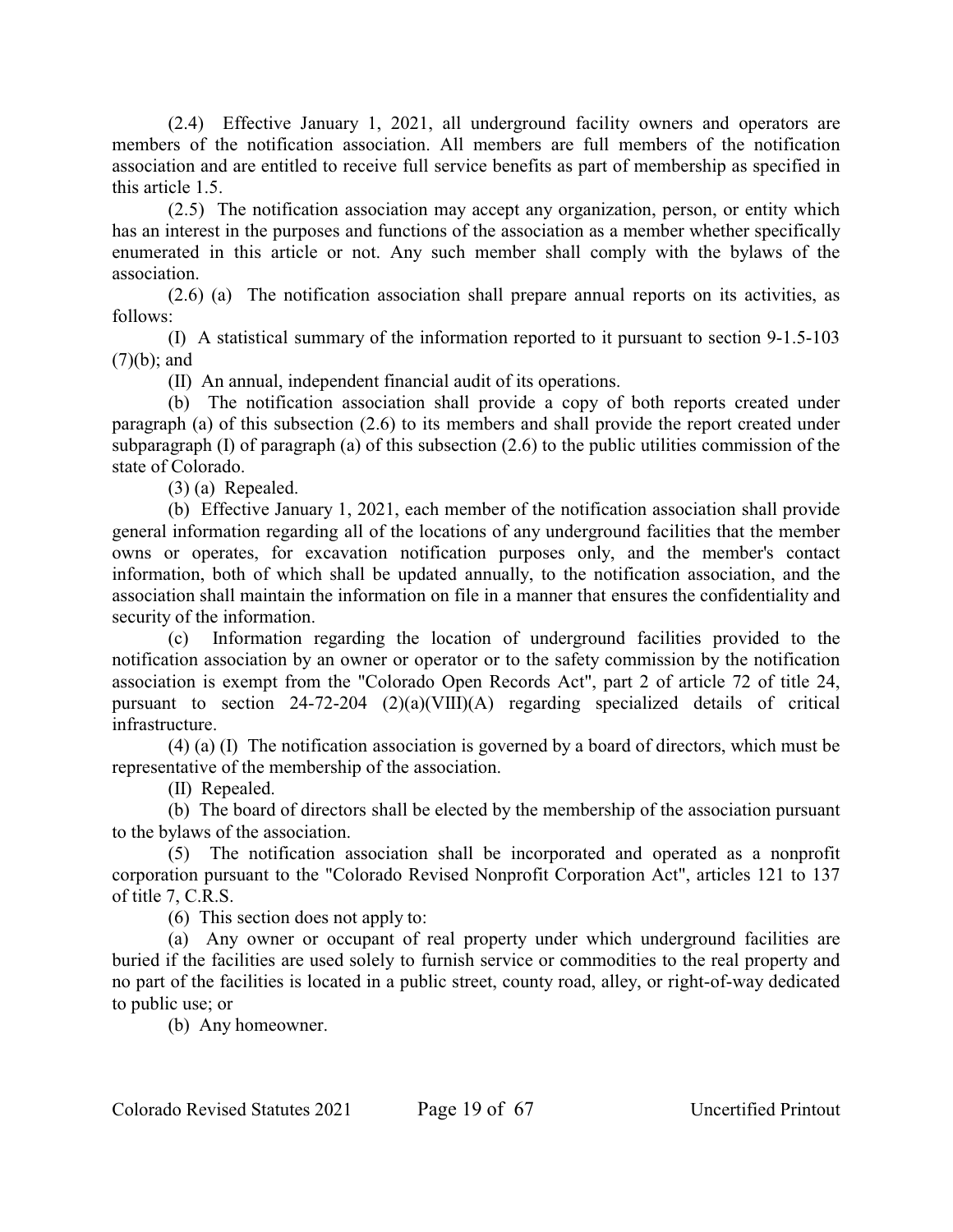(2.4) Effective January 1, 2021, all underground facility owners and operators are members of the notification association. All members are full members of the notification association and are entitled to receive full service benefits as part of membership as specified in this article 1.5.

(2.5) The notification association may accept any organization, person, or entity which has an interest in the purposes and functions of the association as a member whether specifically enumerated in this article or not. Any such member shall comply with the bylaws of the association.

(2.6) (a) The notification association shall prepare annual reports on its activities, as follows:

(I) A statistical summary of the information reported to it pursuant to section 9-1.5-103 (7)(b); and

(II) An annual, independent financial audit of its operations.

(b) The notification association shall provide a copy of both reports created under paragraph (a) of this subsection (2.6) to its members and shall provide the report created under subparagraph (I) of paragraph (a) of this subsection (2.6) to the public utilities commission of the state of Colorado.

(3) (a) Repealed.

(b) Effective January 1, 2021, each member of the notification association shall provide general information regarding all of the locations of any underground facilities that the member owns or operates, for excavation notification purposes only, and the member's contact information, both of which shall be updated annually, to the notification association, and the association shall maintain the information on file in a manner that ensures the confidentiality and security of the information.

(c) Information regarding the location of underground facilities provided to the notification association by an owner or operator or to the safety commission by the notification association is exempt from the "Colorado Open Records Act", part 2 of article 72 of title 24, pursuant to section 24-72-204 (2)(a)(VIII)(A) regarding specialized details of critical infrastructure.

(4) (a) (I) The notification association is governed by a board of directors, which must be representative of the membership of the association.

(II) Repealed.

(b) The board of directors shall be elected by the membership of the association pursuant to the bylaws of the association.

(5) The notification association shall be incorporated and operated as a nonprofit corporation pursuant to the "Colorado Revised Nonprofit Corporation Act", articles 121 to 137 of title 7, C.R.S.

(6) This section does not apply to:

(a) Any owner or occupant of real property under which underground facilities are buried if the facilities are used solely to furnish service or commodities to the real property and no part of the facilities is located in a public street, county road, alley, or right-of-way dedicated to public use; or

(b) Any homeowner.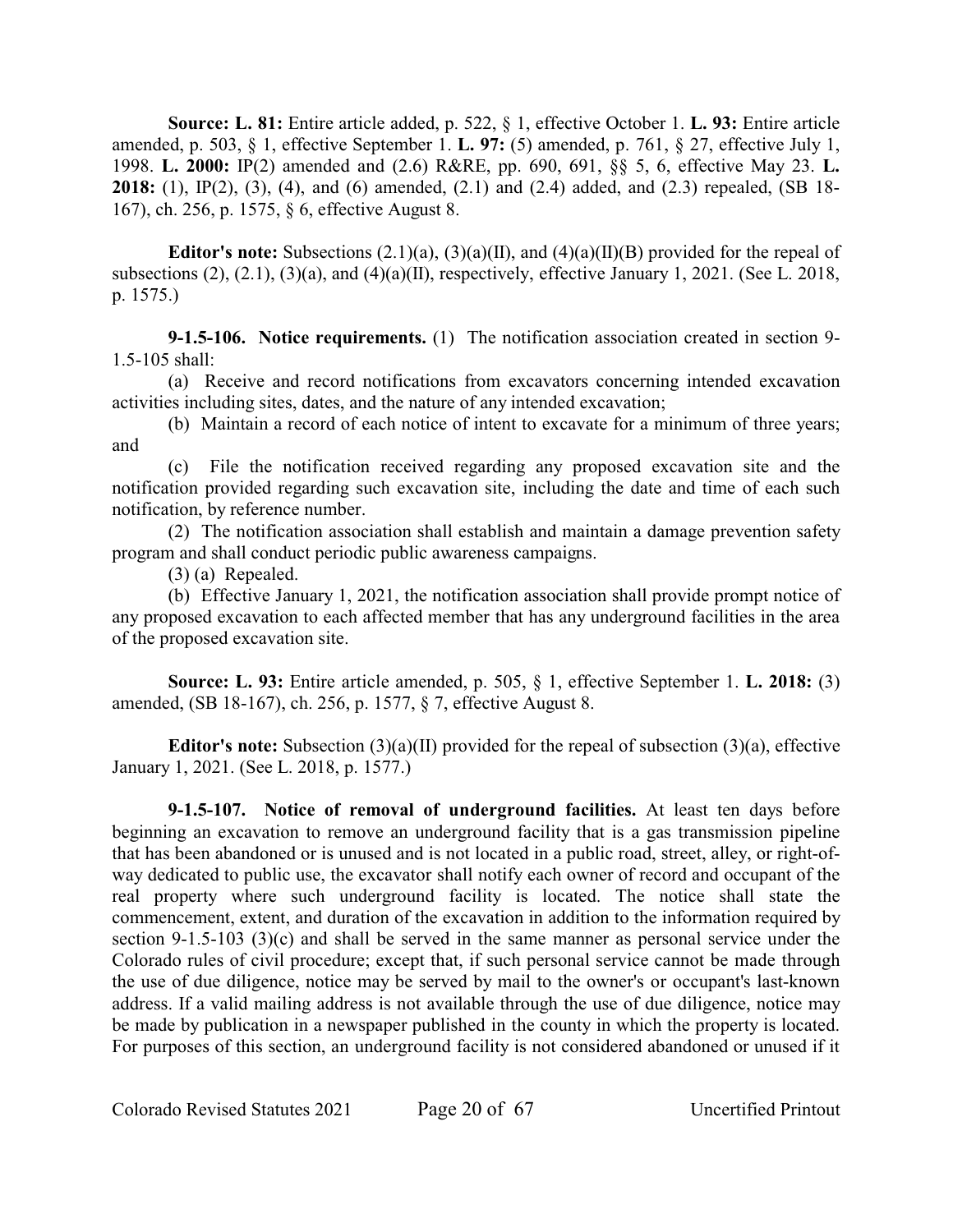**Source: L. 81:** Entire article added, p. 522, § 1, effective October 1. **L. 93:** Entire article amended, p. 503, § 1, effective September 1. **L. 97:** (5) amended, p. 761, § 27, effective July 1, 1998. **L. 2000:** IP(2) amended and (2.6) R&RE, pp. 690, 691, §§ 5, 6, effective May 23. **L. 2018:** (1), IP(2), (3), (4), and (6) amended, (2.1) and (2.4) added, and (2.3) repealed, (SB 18-167), ch. 256, p. 1575, § 6, effective August 8.

**Editor's note:** Subsections (2.1)(a), (3)(a)(II), and (4)(a)(II)(B) provided for the repeal of subsections (2), (2.1), (3)(a), and (4)(a)(II), respectively, effective January 1, 2021. (See L. 2018, p. 1575.)

**9-1.5-106. Notice requirements.** (1) The notification association created in section 9-1.5-105 shall:

(a) Receive and record notifications from excavators concerning intended excavation activities including sites, dates, and the nature of any intended excavation;

(b) Maintain a record of each notice of intent to excavate for a minimum of three years; and

(c) File the notification received regarding any proposed excavation site and the notification provided regarding such excavation site, including the date and time of each such notification, by reference number.

(2) The notification association shall establish and maintain a damage prevention safety program and shall conduct periodic public awareness campaigns.

(3) (a) Repealed.

(b) Effective January 1, 2021, the notification association shall provide prompt notice of any proposed excavation to each affected member that has any underground facilities in the area of the proposed excavation site.

**Source: L. 93:** Entire article amended, p. 505, § 1, effective September 1. **L. 2018:** (3) amended, (SB 18-167), ch. 256, p. 1577, § 7, effective August 8.

**Editor's note:** Subsection (3)(a)(II) provided for the repeal of subsection (3)(a), effective January 1, 2021. (See L. 2018, p. 1577.)

**9-1.5-107. Notice of removal of underground facilities.** At least ten days before beginning an excavation to remove an underground facility that is a gas transmission pipeline that has been abandoned or is unused and is not located in a public road, street, alley, or right-of-way dedicated to public use, the excavator shall notify each owner of record and occupant of the real property where such underground facility is located. The notice shall state the commencement, extent, and duration of the excavation in addition to the information required by section 9-1.5-103 (3)(c) and shall be served in the same manner as personal service under the Colorado rules of civil procedure; except that, if such personal service cannot be made through the use of due diligence, notice may be served by mail to the owner's or occupant's last-known address. If a valid mailing address is not available through the use of due diligence, notice may be made by publication in a newspaper published in the county in which the property is located. For purposes of this section, an underground facility is not considered abandoned or unused if it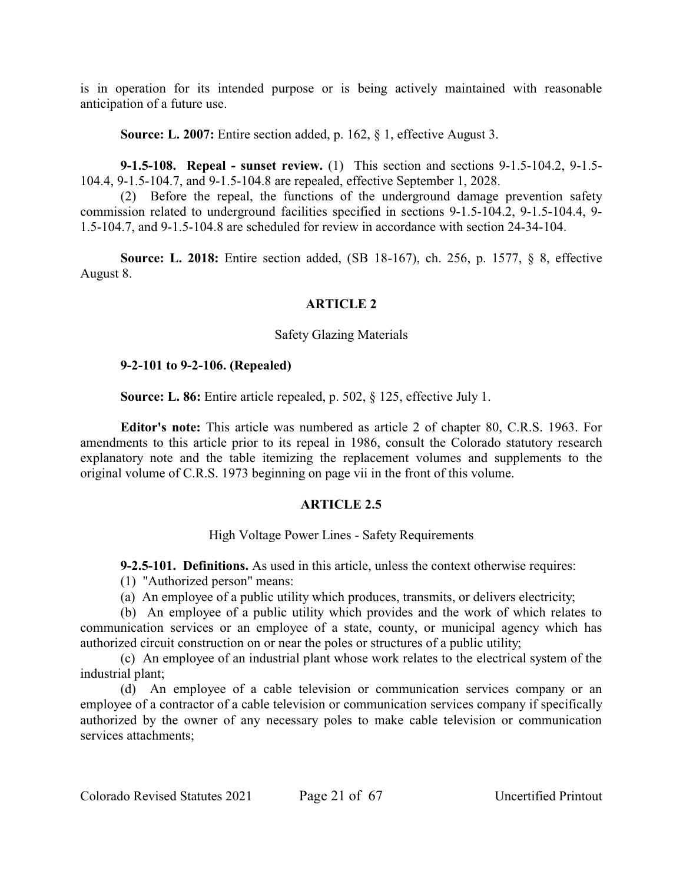is in operation for its intended purpose or is being actively maintained with reasonable anticipation of a future use.

**Source: L. 2007:** Entire section added, p. 162, § 1, effective August 3.

**9-1.5-108. Repeal - sunset review.** (1) This section and sections 9-1.5-104.2, 9-1.5-104.4, 9-1.5-104.7, and 9-1.5-104.8 are repealed, effective September 1, 2028.

(2) Before the repeal, the functions of the underground damage prevention safety commission related to underground facilities specified in sections 9-1.5-104.2, 9-1.5-104.4, 9-1.5-104.7, and 9-1.5-104.8 are scheduled for review in accordance with section 24-34-104.

**Source: L. 2018:** Entire section added, (SB 18-167), ch. 256, p. 1577, § 8, effective August 8.

## ARTICLE 2

### Safety Glazing Materials

**9-2-101 to 9-2-106. (Repealed)**

**Source: L. 86:** Entire article repealed, p. 502, § 125, effective July 1.

**Editor's note:** This article was numbered as article 2 of chapter 80, C.R.S. 1963. For amendments to this article prior to its repeal in 1986, consult the Colorado statutory research explanatory note and the table itemizing the replacement volumes and supplements to the original volume of C.R.S. 1973 beginning on page vii in the front of this volume.

## ARTICLE 2.5

### High Voltage Power Lines - Safety Requirements

**9-2.5-101. Definitions.** As used in this article, unless the context otherwise requires:

(1) "Authorized person" means:

(a) An employee of a public utility which produces, transmits, or delivers electricity;

(b) An employee of a public utility which provides and the work of which relates to communication services or an employee of a state, county, or municipal agency which has authorized circuit construction on or near the poles or structures of a public utility;

(c) An employee of an industrial plant whose work relates to the electrical system of the industrial plant;

(d) An employee of a cable television or communication services company or an employee of a contractor of a cable television or communication services company if specifically authorized by the owner of any necessary poles to make cable television or communication services attachments;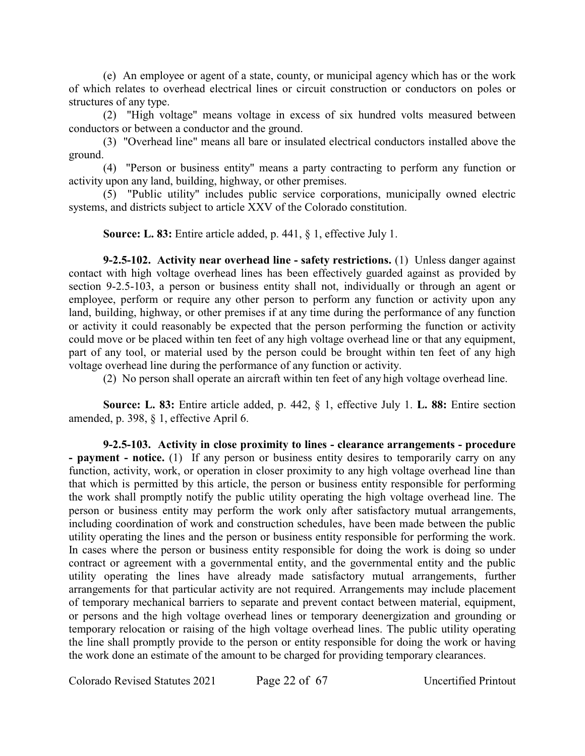(e) An employee or agent of a state, county, or municipal agency which has or the work of which relates to overhead electrical lines or circuit construction or conductors on poles or structures of any type.

(2) "High voltage" means voltage in excess of six hundred volts measured between conductors or between a conductor and the ground.

(3) "Overhead line" means all bare or insulated electrical conductors installed above the ground.

(4) "Person or business entity" means a party contracting to perform any function or activity upon any land, building, highway, or other premises.

(5) "Public utility" includes public service corporations, municipally owned electric systems, and districts subject to article XXV of the Colorado constitution.

**Source: L. 83:** Entire article added, p. 441, § 1, effective July 1.

**9-2.5-102. Activity near overhead line - safety restrictions.** (1) Unless danger against contact with high voltage overhead lines has been effectively guarded against as provided by section 9-2.5-103, a person or business entity shall not, individually or through an agent or employee, perform or require any other person to perform any function or activity upon any land, building, highway, or other premises if at any time during the performance of any function or activity it could reasonably be expected that the person performing the function or activity could move or be placed within ten feet of any high voltage overhead line or that any equipment, part of any tool, or material used by the person could be brought within ten feet of any high voltage overhead line during the performance of any function or activity.

(2) No person shall operate an aircraft within ten feet of any high voltage overhead line.

**Source: L. 83:** Entire article added, p. 442, § 1, effective July 1. **L. 88:** Entire section amended, p. 398, § 1, effective April 6.

**9-2.5-103. Activity in close proximity to lines - clearance arrangements - procedure - payment - notice.** (1) If any person or business entity desires to temporarily carry on any function, activity, work, or operation in closer proximity to any high voltage overhead line than that which is permitted by this article, the person or business entity responsible for performing the work shall promptly notify the public utility operating the high voltage overhead line. The person or business entity may perform the work only after satisfactory mutual arrangements, including coordination of work and construction schedules, have been made between the public utility operating the lines and the person or business entity responsible for performing the work. In cases where the person or business entity responsible for doing the work is doing so under contract or agreement with a governmental entity, and the governmental entity and the public utility operating the lines have already made satisfactory mutual arrangements, further arrangements for that particular activity are not required. Arrangements may include placement of temporary mechanical barriers to separate and prevent contact between material, equipment, or persons and the high voltage overhead lines or temporary deenergization and grounding or temporary relocation or raising of the high voltage overhead lines. The public utility operating the line shall promptly provide to the person or entity responsible for doing the work or having the work done an estimate of the amount to be charged for providing temporary clearances.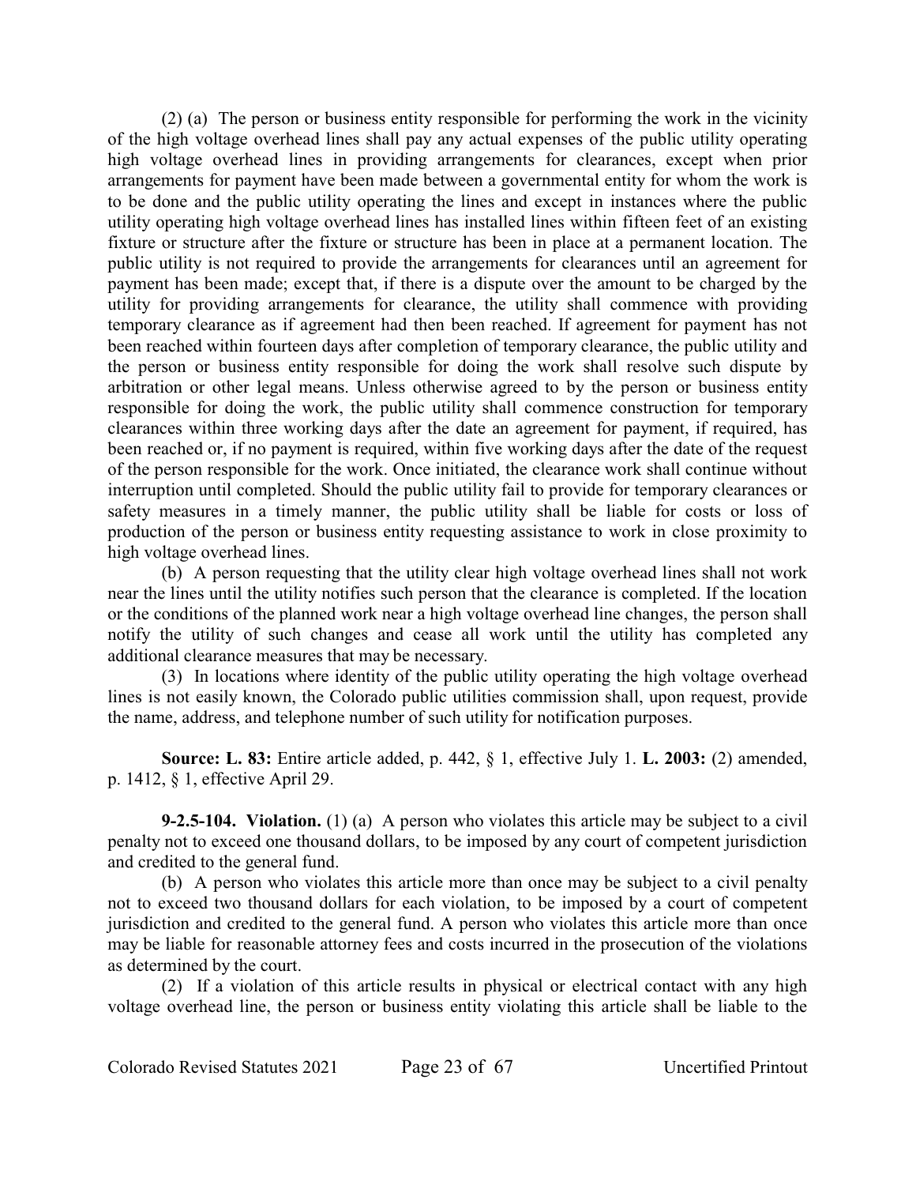(2) (a) The person or business entity responsible for performing the work in the vicinity of the high voltage overhead lines shall pay any actual expenses of the public utility operating high voltage overhead lines in providing arrangements for clearances, except when prior arrangements for payment have been made between a governmental entity for whom the work is to be done and the public utility operating the lines and except in instances where the public utility operating high voltage overhead lines has installed lines within fifteen feet of an existing fixture or structure after the fixture or structure has been in place at a permanent location. The public utility is not required to provide the arrangements for clearances until an agreement for payment has been made; except that, if there is a dispute over the amount to be charged by the utility for providing arrangements for clearance, the utility shall commence with providing temporary clearance as if agreement had then been reached. If agreement for payment has not been reached within fourteen days after completion of temporary clearance, the public utility and the person or business entity responsible for doing the work shall resolve such dispute by arbitration or other legal means. Unless otherwise agreed to by the person or business entity responsible for doing the work, the public utility shall commence construction for temporary clearances within three working days after the date an agreement for payment, if required, has been reached or, if no payment is required, within five working days after the date of the request of the person responsible for the work. Once initiated, the clearance work shall continue without interruption until completed. Should the public utility fail to provide for temporary clearances or safety measures in a timely manner, the public utility shall be liable for costs or loss of production of the person or business entity requesting assistance to work in close proximity to high voltage overhead lines.

(b) A person requesting that the utility clear high voltage overhead lines shall not work near the lines until the utility notifies such person that the clearance is completed. If the location or the conditions of the planned work near a high voltage overhead line changes, the person shall notify the utility of such changes and cease all work until the utility has completed any additional clearance measures that may be necessary.

(3) In locations where identity of the public utility operating the high voltage overhead lines is not easily known, the Colorado public utilities commission shall, upon request, provide the name, address, and telephone number of such utility for notification purposes.

**Source: L. 83:** Entire article added, p. 442, § 1, effective July 1. **L. 2003:** (2) amended, p. 1412, § 1, effective April 29.

**9-2.5-104. Violation.** (1) (a) A person who violates this article may be subject to a civil penalty not to exceed one thousand dollars, to be imposed by any court of competent jurisdiction and credited to the general fund.

(b) A person who violates this article more than once may be subject to a civil penalty not to exceed two thousand dollars for each violation, to be imposed by a court of competent jurisdiction and credited to the general fund. A person who violates this article more than once may be liable for reasonable attorney fees and costs incurred in the prosecution of the violations as determined by the court.

(2) If a violation of this article results in physical or electrical contact with any high voltage overhead line, the person or business entity violating this article shall be liable to the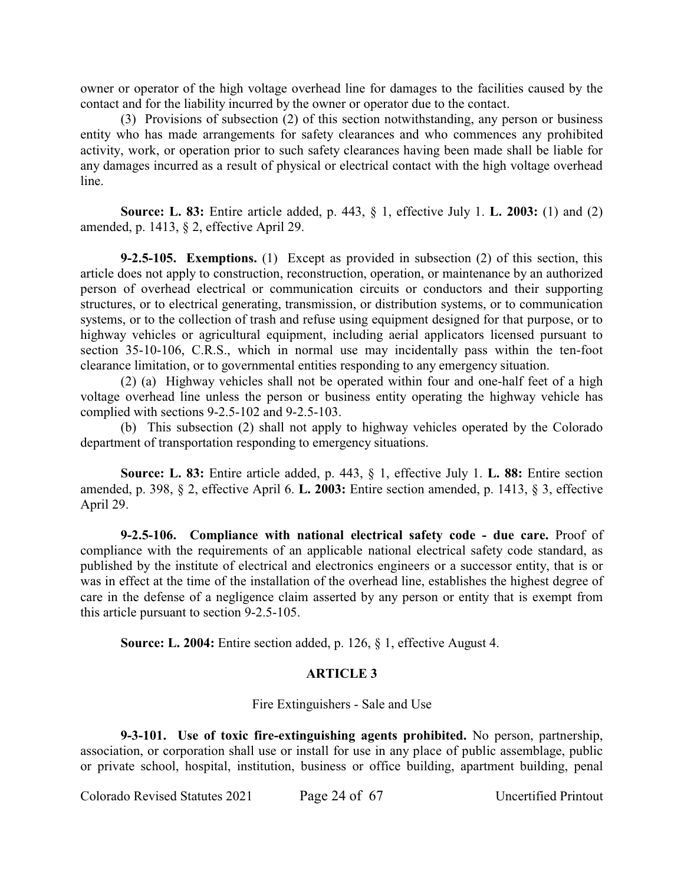owner or operator of the high voltage overhead line for damages to the facilities caused by the contact and for the liability incurred by the owner or operator due to the contact.

(3) Provisions of subsection (2) of this section notwithstanding, any person or business entity who has made arrangements for safety clearances and who commences any prohibited activity, work, or operation prior to such safety clearances having been made shall be liable for any damages incurred as a result of physical or electrical contact with the high voltage overhead line.

**Source: L. 83:** Entire article added, p. 443, § 1, effective July 1. **L. 2003:** (1) and (2) amended, p. 1413, § 2, effective April 29.

**9-2.5-105. Exemptions.** (1) Except as provided in subsection (2) of this section, this article does not apply to construction, reconstruction, operation, or maintenance by an authorized person of overhead electrical or communication circuits or conductors and their supporting structures, or to electrical generating, transmission, or distribution systems, or to communication systems, or to the collection of trash and refuse using equipment designed for that purpose, or to highway vehicles or agricultural equipment, including aerial applicators licensed pursuant to section 35-10-106, C.R.S., which in normal use may incidentally pass within the ten-foot clearance limitation, or to governmental entities responding to any emergency situation.

(2) (a) Highway vehicles shall not be operated within four and one-half feet of a high voltage overhead line unless the person or business entity operating the highway vehicle has complied with sections 9-2.5-102 and 9-2.5-103.

(b) This subsection (2) shall not apply to highway vehicles operated by the Colorado department of transportation responding to emergency situations.

**Source: L. 83:** Entire article added, p. 443, § 1, effective July 1. **L. 88:** Entire section amended, p. 398, § 2, effective April 6. **L. 2003:** Entire section amended, p. 1413, § 3, effective April 29.

**9-2.5-106. Compliance with national electrical safety code - due care.** Proof of compliance with the requirements of an applicable national electrical safety code standard, as published by the institute of electrical and electronics engineers or a successor entity, that is or was in effect at the time of the installation of the overhead line, establishes the highest degree of care in the defense of a negligence claim asserted by any person or entity that is exempt from this article pursuant to section 9-2.5-105.

**Source: L. 2004:** Entire section added, p. 126, § 1, effective August 4.

## ARTICLE 3

### Fire Extinguishers - Sale and Use

**9-3-101. Use of toxic fire-extinguishing agents prohibited.** No person, partnership, association, or corporation shall use or install for use in any place of public assemblage, public or private school, hospital, institution, business or office building, apartment building, penal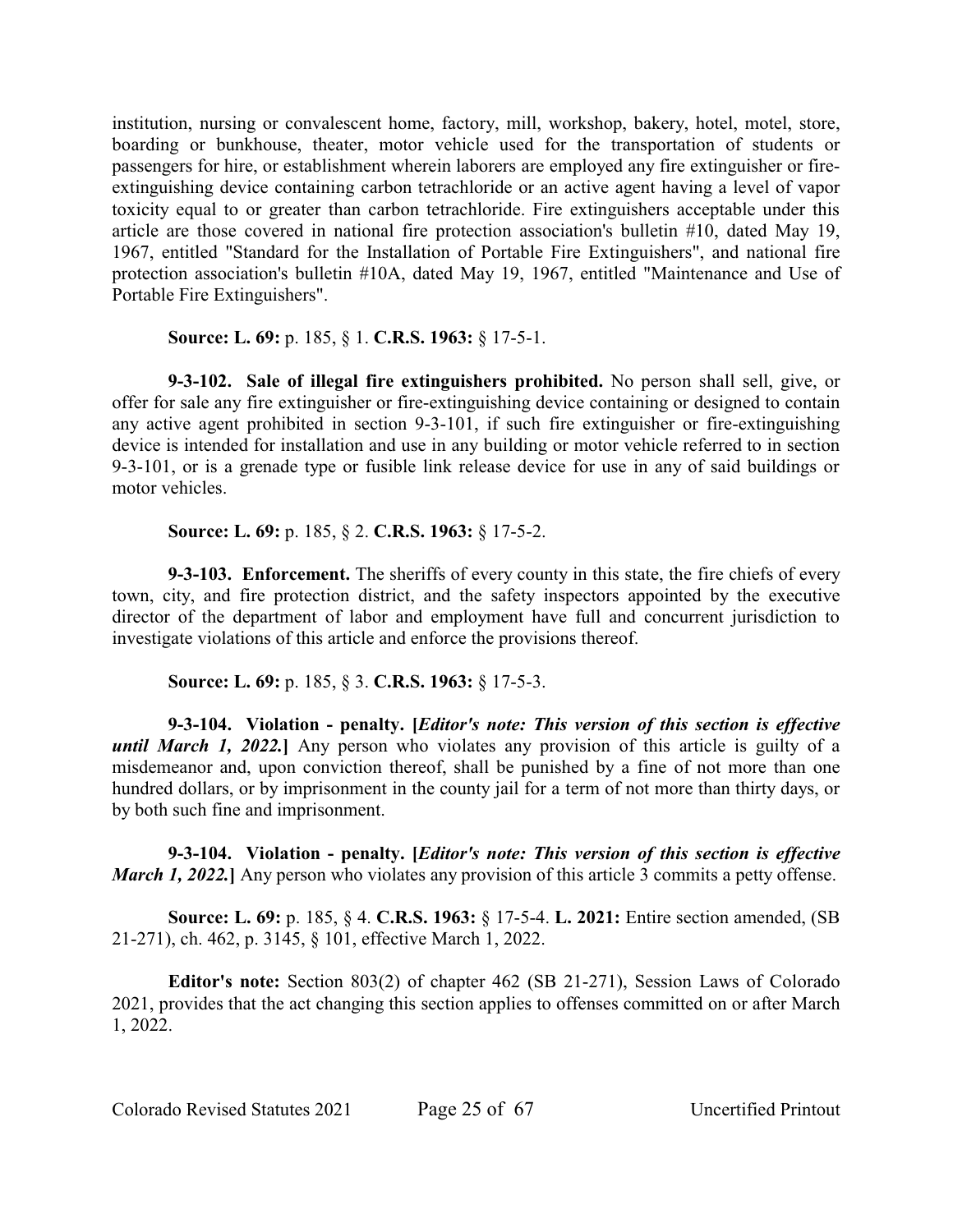institution, nursing or convalescent home, factory, mill, workshop, bakery, hotel, motel, store, boarding or bunkhouse, theater, motor vehicle used for the transportation of students or passengers for hire, or establishment wherein laborers are employed any fire extinguisher or fire-extinguishing device containing carbon tetrachloride or an active agent having a level of vapor toxicity equal to or greater than carbon tetrachloride. Fire extinguishers acceptable under this article are those covered in national fire protection association's bulletin #10, dated May 19, 1967, entitled "Standard for the Installation of Portable Fire Extinguishers", and national fire protection association's bulletin #10A, dated May 19, 1967, entitled "Maintenance and Use of Portable Fire Extinguishers".

**Source: L. 69:** p. 185, § 1. **C.R.S. 1963:** § 17-5-1.

**9-3-102. Sale of illegal fire extinguishers prohibited.** No person shall sell, give, or offer for sale any fire extinguisher or fire-extinguishing device containing or designed to contain any active agent prohibited in section 9-3-101, if such fire extinguisher or fire-extinguishing device is intended for installation and use in any building or motor vehicle referred to in section 9-3-101, or is a grenade type or fusible link release device for use in any of said buildings or motor vehicles.

**Source: L. 69:** p. 185, § 2. **C.R.S. 1963:** § 17-5-2.

**9-3-103. Enforcement.** The sheriffs of every county in this state, the fire chiefs of every town, city, and fire protection district, and the safety inspectors appointed by the executive director of the department of labor and employment have full and concurrent jurisdiction to investigate violations of this article and enforce the provisions thereof.

**Source: L. 69:** p. 185, § 3. **C.R.S. 1963:** § 17-5-3.

**9-3-104. Violation - penalty. [*Editor's note: This version of this section is effective until March 1, 2022.*]** Any person who violates any provision of this article is guilty of a misdemeanor and, upon conviction thereof, shall be punished by a fine of not more than one hundred dollars, or by imprisonment in the county jail for a term of not more than thirty days, or by both such fine and imprisonment.

**9-3-104. Violation - penalty. [*Editor's note: This version of this section is effective March 1, 2022.*]** Any person who violates any provision of this article 3 commits a petty offense.

**Source: L. 69:** p. 185, § 4. **C.R.S. 1963:** § 17-5-4. **L. 2021:** Entire section amended, (SB 21-271), ch. 462, p. 3145, § 101, effective March 1, 2022.

**Editor's note:** Section 803(2) of chapter 462 (SB 21-271), Session Laws of Colorado 2021, provides that the act changing this section applies to offenses committed on or after March 1, 2022.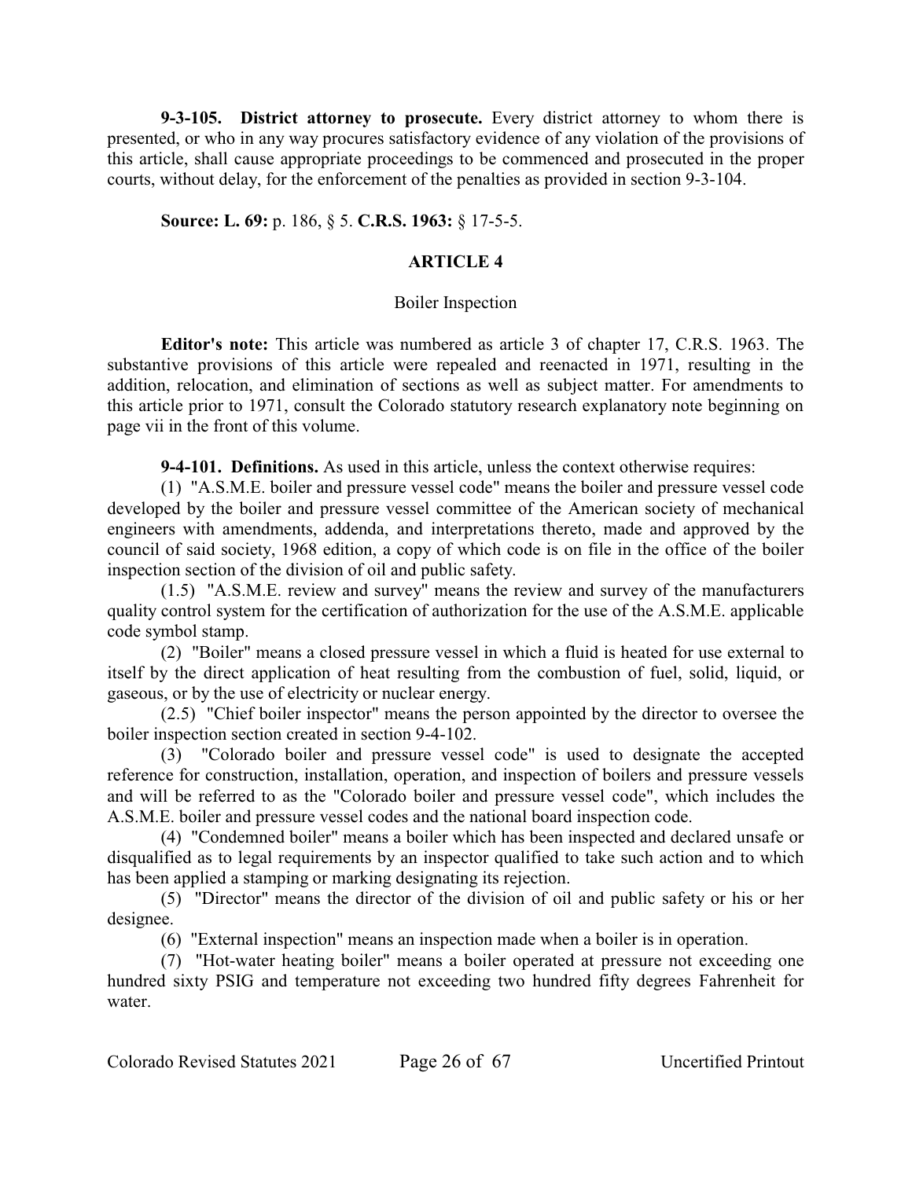**9-3-105. District attorney to prosecute.** Every district attorney to whom there is presented, or who in any way procures satisfactory evidence of any violation of the provisions of this article, shall cause appropriate proceedings to be commenced and prosecuted in the proper courts, without delay, for the enforcement of the penalties as provided in section 9-3-104.

**Source: L. 69:** p. 186, § 5. **C.R.S. 1963:** § 17-5-5.

## ARTICLE 4

### Boiler Inspection

**Editor's note:** This article was numbered as article 3 of chapter 17, C.R.S. 1963. The substantive provisions of this article were repealed and reenacted in 1971, resulting in the addition, relocation, and elimination of sections as well as subject matter. For amendments to this article prior to 1971, consult the Colorado statutory research explanatory note beginning on page vii in the front of this volume.

**9-4-101. Definitions.** As used in this article, unless the context otherwise requires:

(1) "A.S.M.E. boiler and pressure vessel code" means the boiler and pressure vessel code developed by the boiler and pressure vessel committee of the American society of mechanical engineers with amendments, addenda, and interpretations thereto, made and approved by the council of said society, 1968 edition, a copy of which code is on file in the office of the boiler inspection section of the division of oil and public safety.

(1.5) "A.S.M.E. review and survey" means the review and survey of the manufacturers quality control system for the certification of authorization for the use of the A.S.M.E. applicable code symbol stamp.

(2) "Boiler" means a closed pressure vessel in which a fluid is heated for use external to itself by the direct application of heat resulting from the combustion of fuel, solid, liquid, or gaseous, or by the use of electricity or nuclear energy.

(2.5) "Chief boiler inspector" means the person appointed by the director to oversee the boiler inspection section created in section 9-4-102.

(3) "Colorado boiler and pressure vessel code" is used to designate the accepted reference for construction, installation, operation, and inspection of boilers and pressure vessels and will be referred to as the "Colorado boiler and pressure vessel code", which includes the A.S.M.E. boiler and pressure vessel codes and the national board inspection code.

(4) "Condemned boiler" means a boiler which has been inspected and declared unsafe or disqualified as to legal requirements by an inspector qualified to take such action and to which has been applied a stamping or marking designating its rejection.

(5) "Director" means the director of the division of oil and public safety or his or her designee.

(6) "External inspection" means an inspection made when a boiler is in operation.

(7) "Hot-water heating boiler" means a boiler operated at pressure not exceeding one hundred sixty PSIG and temperature not exceeding two hundred fifty degrees Fahrenheit for water.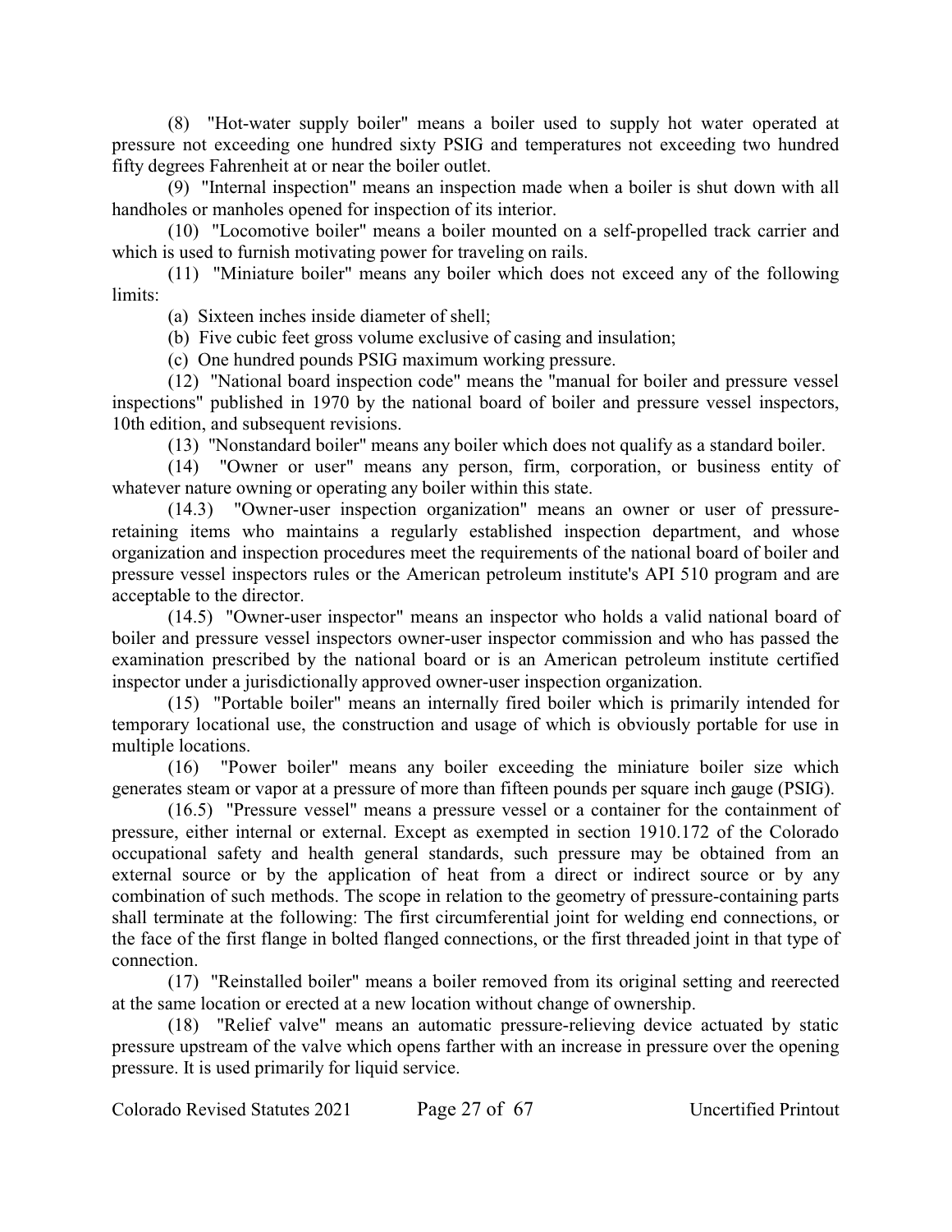(8) "Hot-water supply boiler" means a boiler used to supply hot water operated at pressure not exceeding one hundred sixty PSIG and temperatures not exceeding two hundred fifty degrees Fahrenheit at or near the boiler outlet.

(9) "Internal inspection" means an inspection made when a boiler is shut down with all handholes or manholes opened for inspection of its interior.

(10) "Locomotive boiler" means a boiler mounted on a self-propelled track carrier and which is used to furnish motivating power for traveling on rails.

(11) "Miniature boiler" means any boiler which does not exceed any of the following limits:

(a) Sixteen inches inside diameter of shell;

(b) Five cubic feet gross volume exclusive of casing and insulation;

(c) One hundred pounds PSIG maximum working pressure.

(12) "National board inspection code" means the "manual for boiler and pressure vessel inspections" published in 1970 by the national board of boiler and pressure vessel inspectors, 10th edition, and subsequent revisions.

(13) "Nonstandard boiler" means any boiler which does not qualify as a standard boiler.

(14) "Owner or user" means any person, firm, corporation, or business entity of whatever nature owning or operating any boiler within this state.

(14.3) "Owner-user inspection organization" means an owner or user of pressure-retaining items who maintains a regularly established inspection department, and whose organization and inspection procedures meet the requirements of the national board of boiler and pressure vessel inspectors rules or the American petroleum institute's API 510 program and are acceptable to the director.

(14.5) "Owner-user inspector" means an inspector who holds a valid national board of boiler and pressure vessel inspectors owner-user inspector commission and who has passed the examination prescribed by the national board or is an American petroleum institute certified inspector under a jurisdictionally approved owner-user inspection organization.

(15) "Portable boiler" means an internally fired boiler which is primarily intended for temporary locational use, the construction and usage of which is obviously portable for use in multiple locations.

(16) "Power boiler" means any boiler exceeding the miniature boiler size which generates steam or vapor at a pressure of more than fifteen pounds per square inch gauge (PSIG).

(16.5) "Pressure vessel" means a pressure vessel or a container for the containment of pressure, either internal or external. Except as exempted in section 1910.172 of the Colorado occupational safety and health general standards, such pressure may be obtained from an external source or by the application of heat from a direct or indirect source or by any combination of such methods. The scope in relation to the geometry of pressure-containing parts shall terminate at the following: The first circumferential joint for welding end connections, or the face of the first flange in bolted flanged connections, or the first threaded joint in that type of connection.

(17) "Reinstalled boiler" means a boiler removed from its original setting and reerected at the same location or erected at a new location without change of ownership.

(18) "Relief valve" means an automatic pressure-relieving device actuated by static pressure upstream of the valve which opens farther with an increase in pressure over the opening pressure. It is used primarily for liquid service.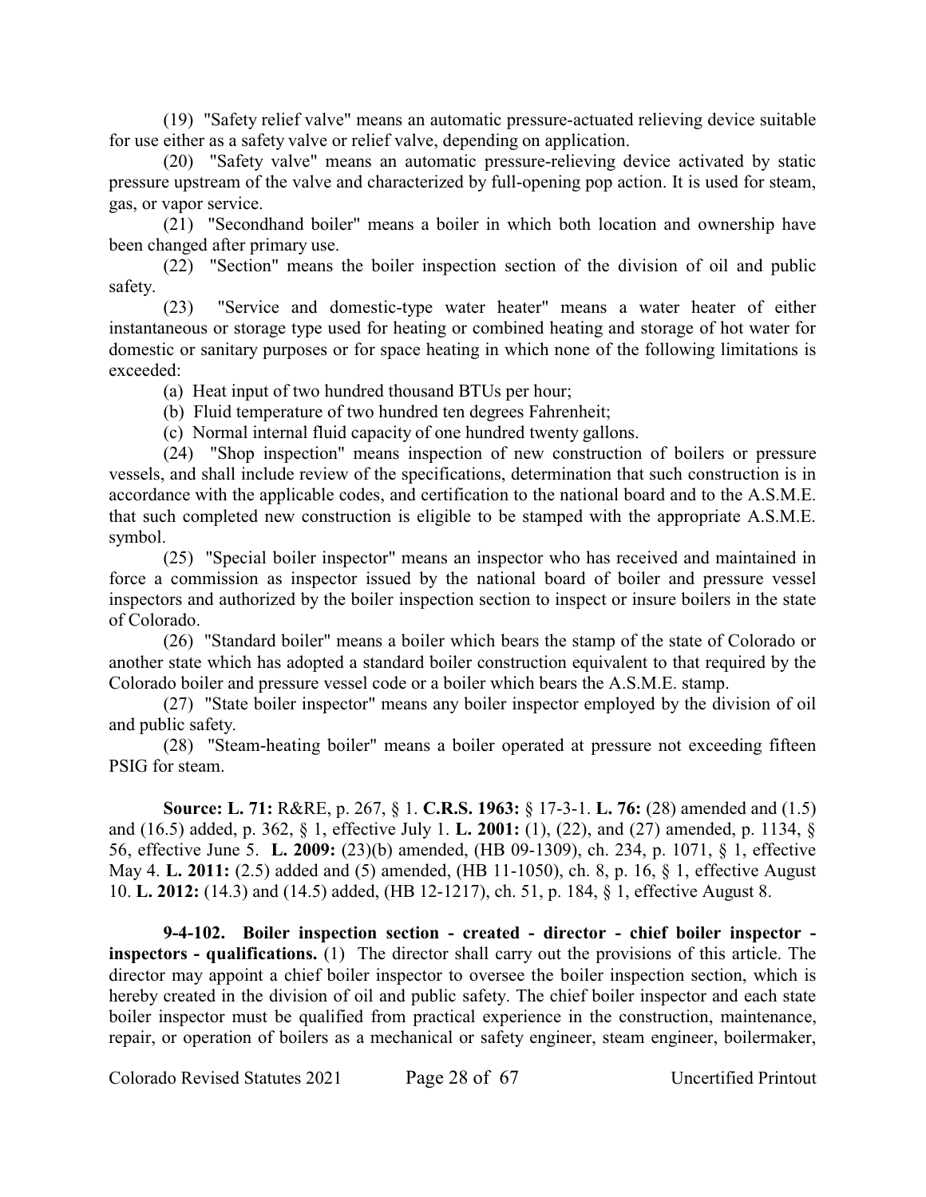(19) "Safety relief valve" means an automatic pressure-actuated relieving device suitable for use either as a safety valve or relief valve, depending on application.

(20) "Safety valve" means an automatic pressure-relieving device activated by static pressure upstream of the valve and characterized by full-opening pop action. It is used for steam, gas, or vapor service.

(21) "Secondhand boiler" means a boiler in which both location and ownership have been changed after primary use.

(22) "Section" means the boiler inspection section of the division of oil and public safety.

(23) "Service and domestic-type water heater" means a water heater of either instantaneous or storage type used for heating or combined heating and storage of hot water for domestic or sanitary purposes or for space heating in which none of the following limitations is exceeded:

(a) Heat input of two hundred thousand BTUs per hour;

(b) Fluid temperature of two hundred ten degrees Fahrenheit;

(c) Normal internal fluid capacity of one hundred twenty gallons.

(24) "Shop inspection" means inspection of new construction of boilers or pressure vessels, and shall include review of the specifications, determination that such construction is in accordance with the applicable codes, and certification to the national board and to the A.S.M.E. that such completed new construction is eligible to be stamped with the appropriate A.S.M.E. symbol.

(25) "Special boiler inspector" means an inspector who has received and maintained in force a commission as inspector issued by the national board of boiler and pressure vessel inspectors and authorized by the boiler inspection section to inspect or insure boilers in the state of Colorado.

(26) "Standard boiler" means a boiler which bears the stamp of the state of Colorado or another state which has adopted a standard boiler construction equivalent to that required by the Colorado boiler and pressure vessel code or a boiler which bears the A.S.M.E. stamp.

(27) "State boiler inspector" means any boiler inspector employed by the division of oil and public safety.

(28) "Steam-heating boiler" means a boiler operated at pressure not exceeding fifteen PSIG for steam.

**Source: L. 71:** R&RE, p. 267, § 1. **C.R.S. 1963:** § 17-3-1. **L. 76:** (28) amended and (1.5) and (16.5) added, p. 362, § 1, effective July 1. **L. 2001:** (1), (22), and (27) amended, p. 1134, § 56, effective June 5. **L. 2009:** (23)(b) amended, (HB 09-1309), ch. 234, p. 1071, § 1, effective May 4. **L. 2011:** (2.5) added and (5) amended, (HB 11-1050), ch. 8, p. 16, § 1, effective August 10. **L. 2012:** (14.3) and (14.5) added, (HB 12-1217), ch. 51, p. 184, § 1, effective August 8.

**9-4-102. Boiler inspection section - created - director - chief boiler inspector - inspectors - qualifications.** (1) The director shall carry out the provisions of this article. The director may appoint a chief boiler inspector to oversee the boiler inspection section, which is hereby created in the division of oil and public safety. The chief boiler inspector and each state boiler inspector must be qualified from practical experience in the construction, maintenance, repair, or operation of boilers as a mechanical or safety engineer, steam engineer, boilermaker,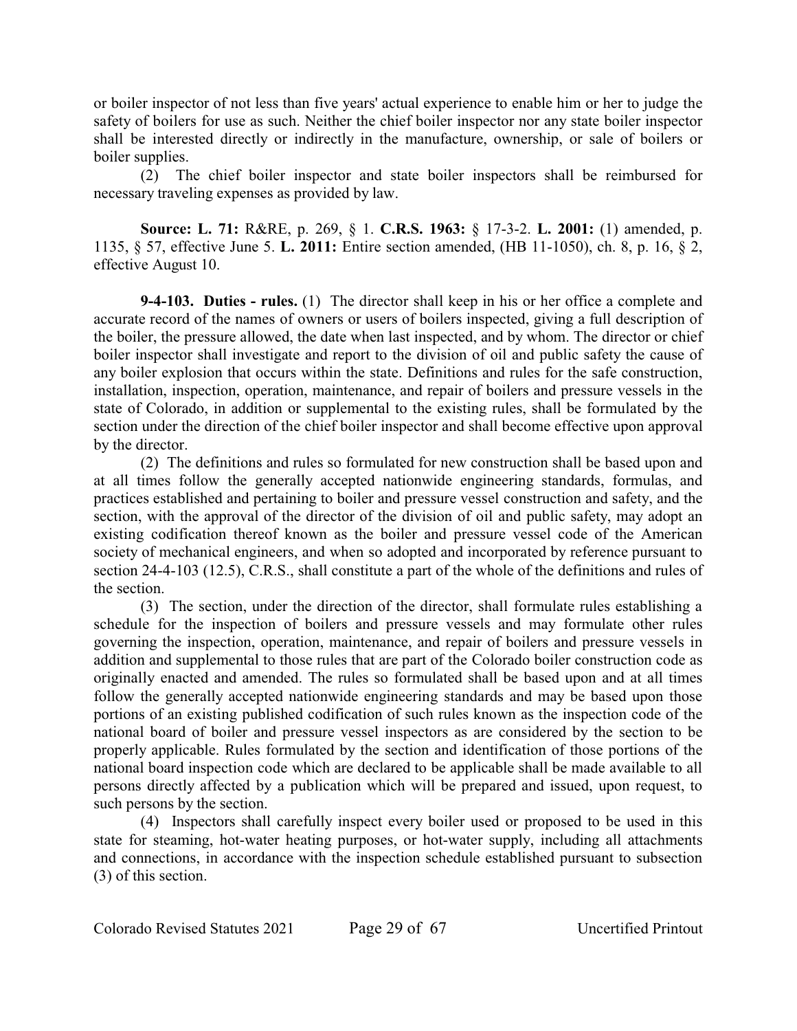or boiler inspector of not less than five years' actual experience to enable him or her to judge the safety of boilers for use as such. Neither the chief boiler inspector nor any state boiler inspector shall be interested directly or indirectly in the manufacture, ownership, or sale of boilers or boiler supplies.

(2) The chief boiler inspector and state boiler inspectors shall be reimbursed for necessary traveling expenses as provided by law.

**Source: L. 71:** R&RE, p. 269, § 1. **C.R.S. 1963:** § 17-3-2. **L. 2001:** (1) amended, p. 1135, § 57, effective June 5. **L. 2011:** Entire section amended, (HB 11-1050), ch. 8, p. 16, § 2, effective August 10.

**9-4-103. Duties - rules.** (1) The director shall keep in his or her office a complete and accurate record of the names of owners or users of boilers inspected, giving a full description of the boiler, the pressure allowed, the date when last inspected, and by whom. The director or chief boiler inspector shall investigate and report to the division of oil and public safety the cause of any boiler explosion that occurs within the state. Definitions and rules for the safe construction, installation, inspection, operation, maintenance, and repair of boilers and pressure vessels in the state of Colorado, in addition or supplemental to the existing rules, shall be formulated by the section under the direction of the chief boiler inspector and shall become effective upon approval by the director.

(2) The definitions and rules so formulated for new construction shall be based upon and at all times follow the generally accepted nationwide engineering standards, formulas, and practices established and pertaining to boiler and pressure vessel construction and safety, and the section, with the approval of the director of the division of oil and public safety, may adopt an existing codification thereof known as the boiler and pressure vessel code of the American society of mechanical engineers, and when so adopted and incorporated by reference pursuant to section 24-4-103 (12.5), C.R.S., shall constitute a part of the whole of the definitions and rules of the section.

(3) The section, under the direction of the director, shall formulate rules establishing a schedule for the inspection of boilers and pressure vessels and may formulate other rules governing the inspection, operation, maintenance, and repair of boilers and pressure vessels in addition and supplemental to those rules that are part of the Colorado boiler construction code as originally enacted and amended. The rules so formulated shall be based upon and at all times follow the generally accepted nationwide engineering standards and may be based upon those portions of an existing published codification of such rules known as the inspection code of the national board of boiler and pressure vessel inspectors as are considered by the section to be properly applicable. Rules formulated by the section and identification of those portions of the national board inspection code which are declared to be applicable shall be made available to all persons directly affected by a publication which will be prepared and issued, upon request, to such persons by the section.

(4) Inspectors shall carefully inspect every boiler used or proposed to be used in this state for steaming, hot-water heating purposes, or hot-water supply, including all attachments and connections, in accordance with the inspection schedule established pursuant to subsection (3) of this section.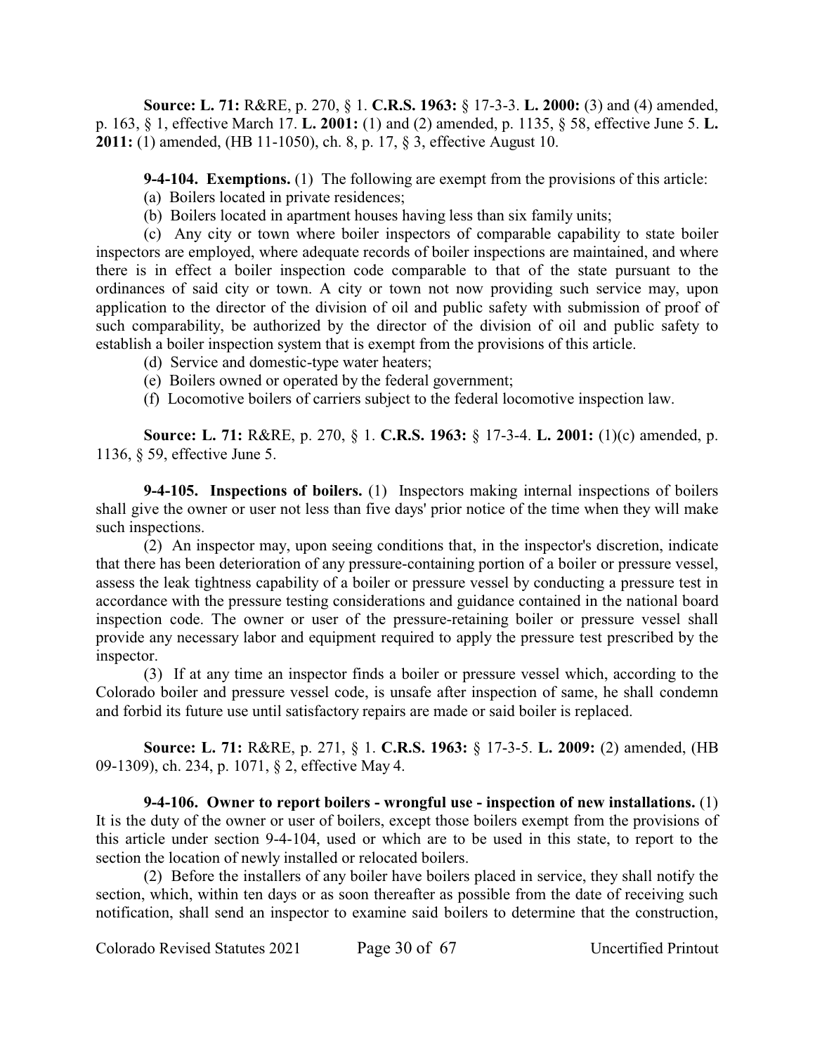**Source: L. 71:** R&RE, p. 270, § 1. **C.R.S. 1963:** § 17-3-3. **L. 2000:** (3) and (4) amended, p. 163, § 1, effective March 17. **L. 2001:** (1) and (2) amended, p. 1135, § 58, effective June 5. **L. 2011:** (1) amended, (HB 11-1050), ch. 8, p. 17, § 3, effective August 10.

**9-4-104. Exemptions.** (1) The following are exempt from the provisions of this article:

(a) Boilers located in private residences;

(b) Boilers located in apartment houses having less than six family units;

(c) Any city or town where boiler inspectors of comparable capability to state boiler inspectors are employed, where adequate records of boiler inspections are maintained, and where there is in effect a boiler inspection code comparable to that of the state pursuant to the ordinances of said city or town. A city or town not now providing such service may, upon application to the director of the division of oil and public safety with submission of proof of such comparability, be authorized by the director of the division of oil and public safety to establish a boiler inspection system that is exempt from the provisions of this article.

(d) Service and domestic-type water heaters;

(e) Boilers owned or operated by the federal government;

(f) Locomotive boilers of carriers subject to the federal locomotive inspection law.

**Source: L. 71:** R&RE, p. 270, § 1. **C.R.S. 1963:** § 17-3-4. **L. 2001:** (1)(c) amended, p. 1136, § 59, effective June 5.

**9-4-105. Inspections of boilers.** (1) Inspectors making internal inspections of boilers shall give the owner or user not less than five days' prior notice of the time when they will make such inspections.

(2) An inspector may, upon seeing conditions that, in the inspector's discretion, indicate that there has been deterioration of any pressure-containing portion of a boiler or pressure vessel, assess the leak tightness capability of a boiler or pressure vessel by conducting a pressure test in accordance with the pressure testing considerations and guidance contained in the national board inspection code. The owner or user of the pressure-retaining boiler or pressure vessel shall provide any necessary labor and equipment required to apply the pressure test prescribed by the inspector.

(3) If at any time an inspector finds a boiler or pressure vessel which, according to the Colorado boiler and pressure vessel code, is unsafe after inspection of same, he shall condemn and forbid its future use until satisfactory repairs are made or said boiler is replaced.

**Source: L. 71:** R&RE, p. 271, § 1. **C.R.S. 1963:** § 17-3-5. **L. 2009:** (2) amended, (HB 09-1309), ch. 234, p. 1071, § 2, effective May 4.

**9-4-106. Owner to report boilers - wrongful use - inspection of new installations.** (1) It is the duty of the owner or user of boilers, except those boilers exempt from the provisions of this article under section 9-4-104, used or which are to be used in this state, to report to the section the location of newly installed or relocated boilers.

(2) Before the installers of any boiler have boilers placed in service, they shall notify the section, which, within ten days or as soon thereafter as possible from the date of receiving such notification, shall send an inspector to examine said boilers to determine that the construction,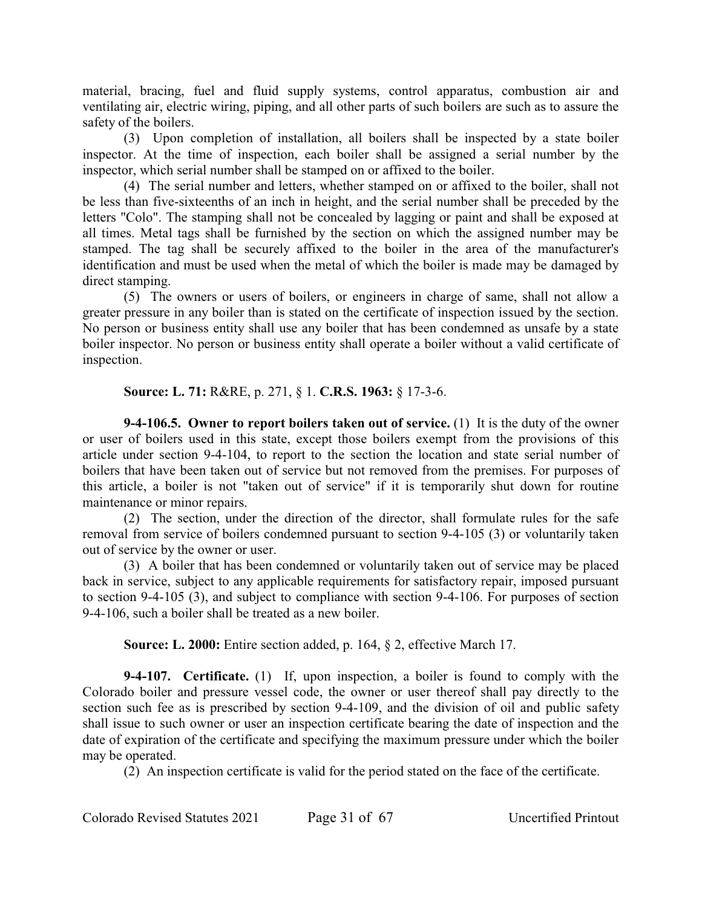material, bracing, fuel and fluid supply systems, control apparatus, combustion air and ventilating air, electric wiring, piping, and all other parts of such boilers are such as to assure the safety of the boilers.

(3) Upon completion of installation, all boilers shall be inspected by a state boiler inspector. At the time of inspection, each boiler shall be assigned a serial number by the inspector, which serial number shall be stamped on or affixed to the boiler.

(4) The serial number and letters, whether stamped on or affixed to the boiler, shall not be less than five-sixteenths of an inch in height, and the serial number shall be preceded by the letters "Colo". The stamping shall not be concealed by lagging or paint and shall be exposed at all times. Metal tags shall be furnished by the section on which the assigned number may be stamped. The tag shall be securely affixed to the boiler in the area of the manufacturer's identification and must be used when the metal of which the boiler is made may be damaged by direct stamping.

(5) The owners or users of boilers, or engineers in charge of same, shall not allow a greater pressure in any boiler than is stated on the certificate of inspection issued by the section. No person or business entity shall use any boiler that has been condemned as unsafe by a state boiler inspector. No person or business entity shall operate a boiler without a valid certificate of inspection.

**Source: L. 71:** R&RE, p. 271, § 1. **C.R.S. 1963:** § 17-3-6.

**9-4-106.5. Owner to report boilers taken out of service.** (1) It is the duty of the owner or user of boilers used in this state, except those boilers exempt from the provisions of this article under section 9-4-104, to report to the section the location and state serial number of boilers that have been taken out of service but not removed from the premises. For purposes of this article, a boiler is not "taken out of service" if it is temporarily shut down for routine maintenance or minor repairs.

(2) The section, under the direction of the director, shall formulate rules for the safe removal from service of boilers condemned pursuant to section 9-4-105 (3) or voluntarily taken out of service by the owner or user.

(3) A boiler that has been condemned or voluntarily taken out of service may be placed back in service, subject to any applicable requirements for satisfactory repair, imposed pursuant to section 9-4-105 (3), and subject to compliance with section 9-4-106. For purposes of section 9-4-106, such a boiler shall be treated as a new boiler.

**Source: L. 2000:** Entire section added, p. 164, § 2, effective March 17.

**9-4-107. Certificate.** (1) If, upon inspection, a boiler is found to comply with the Colorado boiler and pressure vessel code, the owner or user thereof shall pay directly to the section such fee as is prescribed by section 9-4-109, and the division of oil and public safety shall issue to such owner or user an inspection certificate bearing the date of inspection and the date of expiration of the certificate and specifying the maximum pressure under which the boiler may be operated.

(2) An inspection certificate is valid for the period stated on the face of the certificate.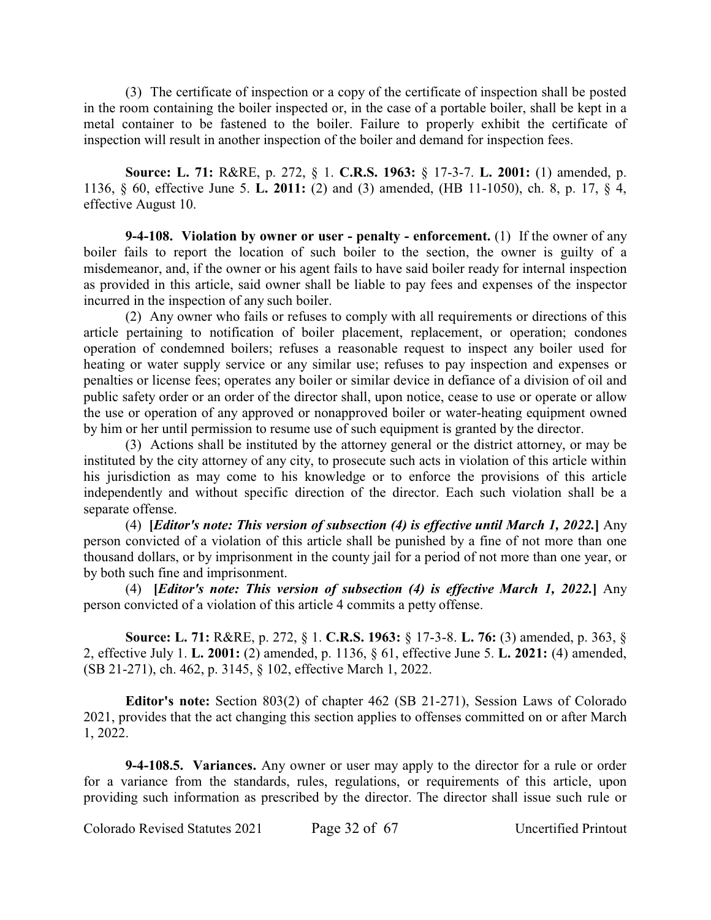(3) The certificate of inspection or a copy of the certificate of inspection shall be posted in the room containing the boiler inspected or, in the case of a portable boiler, shall be kept in a metal container to be fastened to the boiler. Failure to properly exhibit the certificate of inspection will result in another inspection of the boiler and demand for inspection fees.

**Source: L. 71:** R&RE, p. 272, § 1. **C.R.S. 1963:** § 17-3-7. **L. 2001:** (1) amended, p. 1136, § 60, effective June 5. **L. 2011:** (2) and (3) amended, (HB 11-1050), ch. 8, p. 17, § 4, effective August 10.

**9-4-108. Violation by owner or user - penalty - enforcement.** (1) If the owner of any boiler fails to report the location of such boiler to the section, the owner is guilty of a misdemeanor, and, if the owner or his agent fails to have said boiler ready for internal inspection as provided in this article, said owner shall be liable to pay fees and expenses of the inspector incurred in the inspection of any such boiler.

(2) Any owner who fails or refuses to comply with all requirements or directions of this article pertaining to notification of boiler placement, replacement, or operation; condones operation of condemned boilers; refuses a reasonable request to inspect any boiler used for heating or water supply service or any similar use; refuses to pay inspection and expenses or penalties or license fees; operates any boiler or similar device in defiance of a division of oil and public safety order or an order of the director shall, upon notice, cease to use or operate or allow the use or operation of any approved or nonapproved boiler or water-heating equipment owned by him or her until permission to resume use of such equipment is granted by the director.

(3) Actions shall be instituted by the attorney general or the district attorney, or may be instituted by the city attorney of any city, to prosecute such acts in violation of this article within his jurisdiction as may come to his knowledge or to enforce the provisions of this article independently and without specific direction of the director. Each such violation shall be a separate offense.

(4) **[*Editor's note: This version of subsection (4) is effective until March 1, 2022.*]** Any person convicted of a violation of this article shall be punished by a fine of not more than one thousand dollars, or by imprisonment in the county jail for a period of not more than one year, or by both such fine and imprisonment.

(4) **[*Editor's note: This version of subsection (4) is effective March 1, 2022.*]** Any person convicted of a violation of this article 4 commits a petty offense.

**Source: L. 71:** R&RE, p. 272, § 1. **C.R.S. 1963:** § 17-3-8. **L. 76:** (3) amended, p. 363, § 2, effective July 1. **L. 2001:** (2) amended, p. 1136, § 61, effective June 5. **L. 2021:** (4) amended, (SB 21-271), ch. 462, p. 3145, § 102, effective March 1, 2022.

**Editor's note:** Section 803(2) of chapter 462 (SB 21-271), Session Laws of Colorado 2021, provides that the act changing this section applies to offenses committed on or after March 1, 2022.

**9-4-108.5. Variances.** Any owner or user may apply to the director for a rule or order for a variance from the standards, rules, regulations, or requirements of this article, upon providing such information as prescribed by the director. The director shall issue such rule or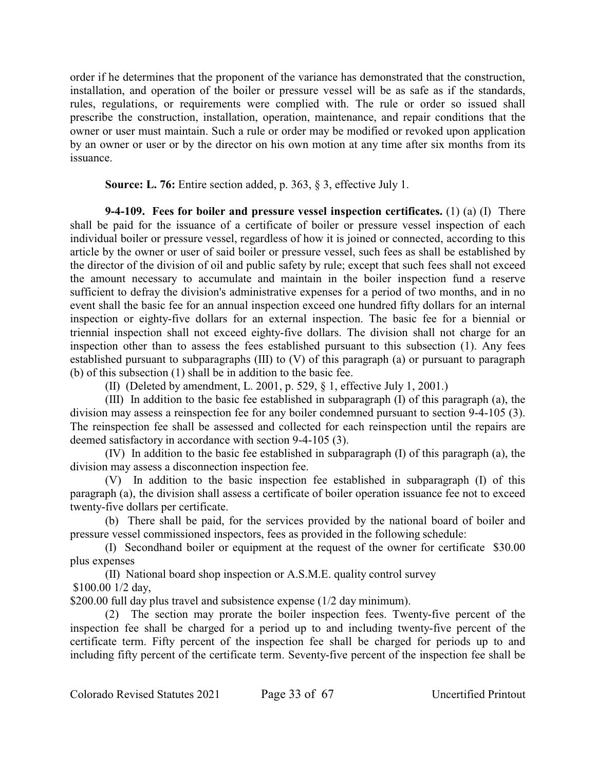order if he determines that the proponent of the variance has demonstrated that the construction, installation, and operation of the boiler or pressure vessel will be as safe as if the standards, rules, regulations, or requirements were complied with. The rule or order so issued shall prescribe the construction, installation, operation, maintenance, and repair conditions that the owner or user must maintain. Such a rule or order may be modified or revoked upon application by an owner or user or by the director on his own motion at any time after six months from its issuance.

**Source: L. 76:** Entire section added, p. 363, § 3, effective July 1.

**9-4-109. Fees for boiler and pressure vessel inspection certificates.** (1) (a) (I) There shall be paid for the issuance of a certificate of boiler or pressure vessel inspection of each individual boiler or pressure vessel, regardless of how it is joined or connected, according to this article by the owner or user of said boiler or pressure vessel, such fees as shall be established by the director of the division of oil and public safety by rule; except that such fees shall not exceed the amount necessary to accumulate and maintain in the boiler inspection fund a reserve sufficient to defray the division's administrative expenses for a period of two months, and in no event shall the basic fee for an annual inspection exceed one hundred fifty dollars for an internal inspection or eighty-five dollars for an external inspection. The basic fee for a biennial or triennial inspection shall not exceed eighty-five dollars. The division shall not charge for an inspection other than to assess the fees established pursuant to this subsection (1). Any fees established pursuant to subparagraphs (III) to (V) of this paragraph (a) or pursuant to paragraph (b) of this subsection (1) shall be in addition to the basic fee.

(II) (Deleted by amendment, L. 2001, p. 529, § 1, effective July 1, 2001.)

(III) In addition to the basic fee established in subparagraph (I) of this paragraph (a), the division may assess a reinspection fee for any boiler condemned pursuant to section 9-4-105 (3). The reinspection fee shall be assessed and collected for each reinspection until the repairs are deemed satisfactory in accordance with section 9-4-105 (3).

(IV) In addition to the basic fee established in subparagraph (I) of this paragraph (a), the division may assess a disconnection inspection fee.

(V) In addition to the basic inspection fee established in subparagraph (I) of this paragraph (a), the division shall assess a certificate of boiler operation issuance fee not to exceed twenty-five dollars per certificate.

(b) There shall be paid, for the services provided by the national board of boiler and pressure vessel commissioned inspectors, fees as provided in the following schedule:

(I) Secondhand boiler or equipment at the request of the owner for certificate $30.00 plus expenses

(II) National board shop inspection or A.S.M.E. quality control survey
$100.00 1/2 day,
$200.00 full day plus travel and subsistence expense (1/2 day minimum).

(2) The section may prorate the boiler inspection fees. Twenty-five percent of the inspection fee shall be charged for a period up to and including twenty-five percent of the certificate term. Fifty percent of the inspection fee shall be charged for periods up to and including fifty percent of the certificate term. Seventy-five percent of the inspection fee shall be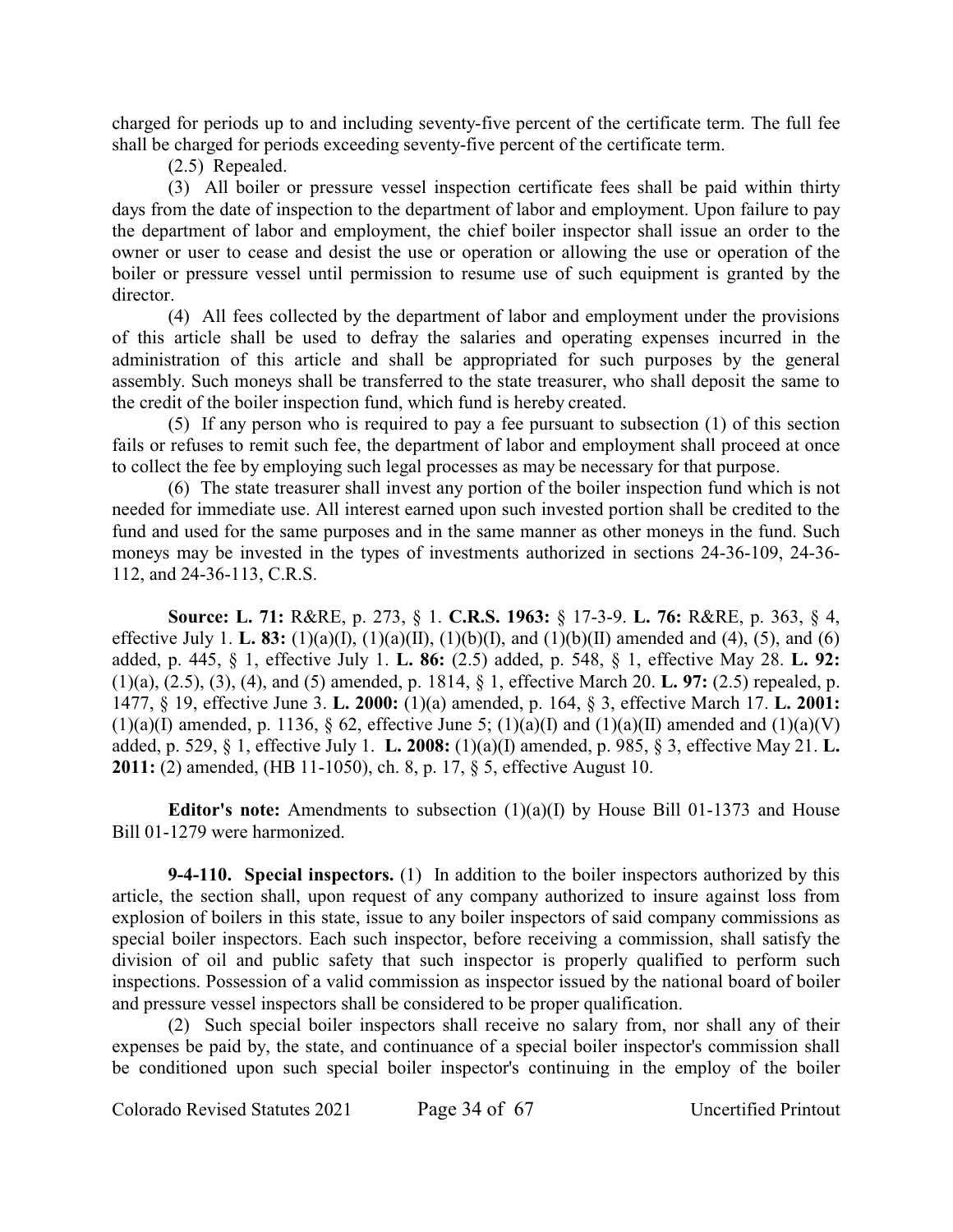charged for periods up to and including seventy-five percent of the certificate term. The full fee shall be charged for periods exceeding seventy-five percent of the certificate term.

(2.5) Repealed.

(3) All boiler or pressure vessel inspection certificate fees shall be paid within thirty days from the date of inspection to the department of labor and employment. Upon failure to pay the department of labor and employment, the chief boiler inspector shall issue an order to the owner or user to cease and desist the use or operation or allowing the use or operation of the boiler or pressure vessel until permission to resume use of such equipment is granted by the director.

(4) All fees collected by the department of labor and employment under the provisions of this article shall be used to defray the salaries and operating expenses incurred in the administration of this article and shall be appropriated for such purposes by the general assembly. Such moneys shall be transferred to the state treasurer, who shall deposit the same to the credit of the boiler inspection fund, which fund is hereby created.

(5) If any person who is required to pay a fee pursuant to subsection (1) of this section fails or refuses to remit such fee, the department of labor and employment shall proceed at once to collect the fee by employing such legal processes as may be necessary for that purpose.

(6) The state treasurer shall invest any portion of the boiler inspection fund which is not needed for immediate use. All interest earned upon such invested portion shall be credited to the fund and used for the same purposes and in the same manner as other moneys in the fund. Such moneys may be invested in the types of investments authorized in sections 24-36-109, 24-36-112, and 24-36-113, C.R.S.

**Source: L. 71:** R&RE, p. 273, § 1. **C.R.S. 1963:** § 17-3-9. **L. 76:** R&RE, p. 363, § 4, effective July 1. **L. 83:** (1)(a)(I), (1)(a)(II), (1)(b)(I), and (1)(b)(II) amended and (4), (5), and (6) added, p. 445, § 1, effective July 1. **L. 86:** (2.5) added, p. 548, § 1, effective May 28. **L. 92:** (1)(a), (2.5), (3), (4), and (5) amended, p. 1814, § 1, effective March 20. **L. 97:** (2.5) repealed, p. 1477, § 19, effective June 3. **L. 2000:** (1)(a) amended, p. 164, § 3, effective March 17. **L. 2001:** (1)(a)(I) amended, p. 1136, § 62, effective June 5; (1)(a)(I) and (1)(a)(II) amended and (1)(a)(V) added, p. 529, § 1, effective July 1. **L. 2008:** (1)(a)(I) amended, p. 985, § 3, effective May 21. **L. 2011:** (2) amended, (HB 11-1050), ch. 8, p. 17, § 5, effective August 10.

**Editor's note:** Amendments to subsection (1)(a)(I) by House Bill 01-1373 and House Bill 01-1279 were harmonized.

**9-4-110. Special inspectors.** (1) In addition to the boiler inspectors authorized by this article, the section shall, upon request of any company authorized to insure against loss from explosion of boilers in this state, issue to any boiler inspectors of said company commissions as special boiler inspectors. Each such inspector, before receiving a commission, shall satisfy the division of oil and public safety that such inspector is properly qualified to perform such inspections. Possession of a valid commission as inspector issued by the national board of boiler and pressure vessel inspectors shall be considered to be proper qualification.

(2) Such special boiler inspectors shall receive no salary from, nor shall any of their expenses be paid by, the state, and continuance of a special boiler inspector's commission shall be conditioned upon such special boiler inspector's continuing in the employ of the boiler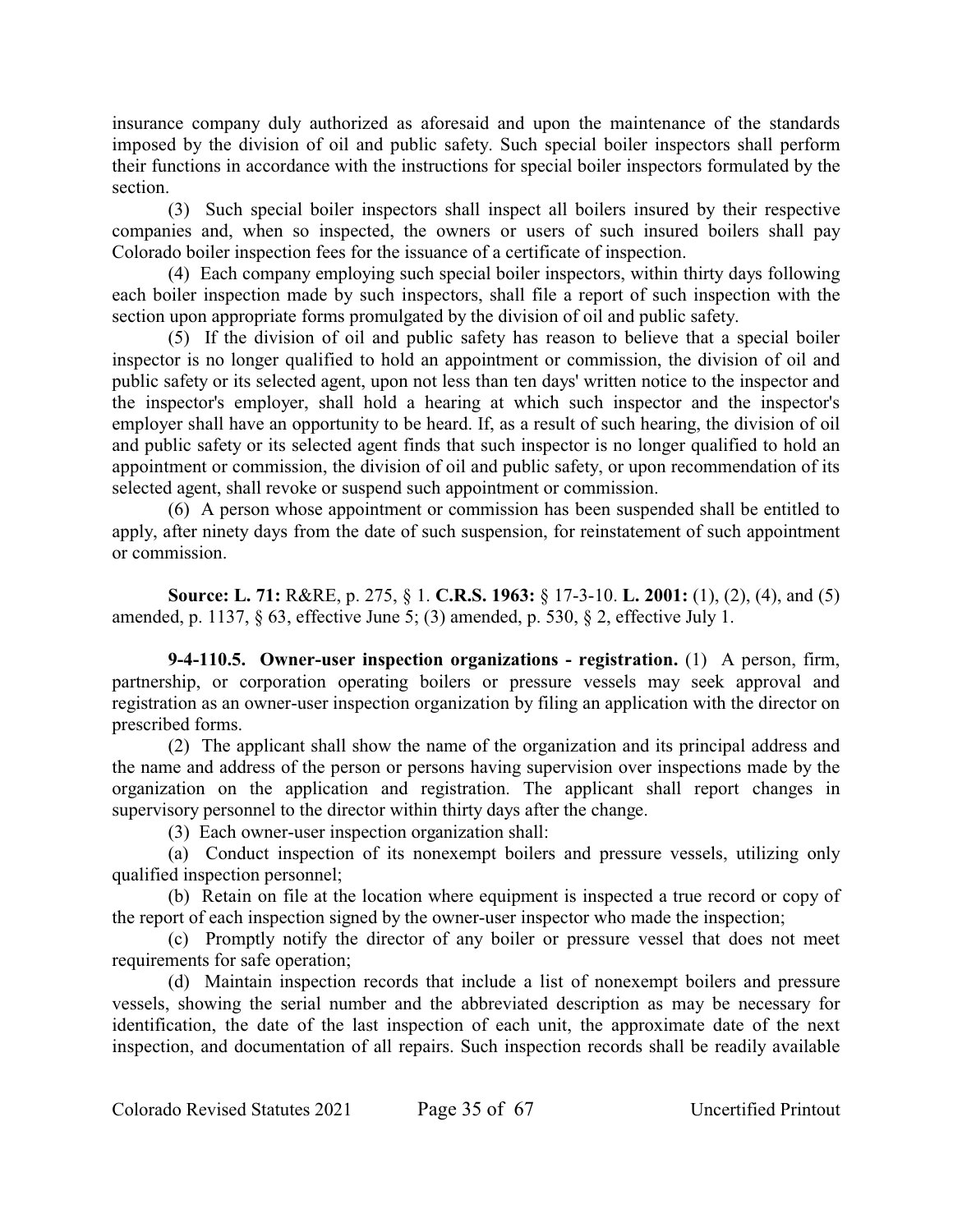insurance company duly authorized as aforesaid and upon the maintenance of the standards imposed by the division of oil and public safety. Such special boiler inspectors shall perform their functions in accordance with the instructions for special boiler inspectors formulated by the section.

(3) Such special boiler inspectors shall inspect all boilers insured by their respective companies and, when so inspected, the owners or users of such insured boilers shall pay Colorado boiler inspection fees for the issuance of a certificate of inspection.

(4) Each company employing such special boiler inspectors, within thirty days following each boiler inspection made by such inspectors, shall file a report of such inspection with the section upon appropriate forms promulgated by the division of oil and public safety.

(5) If the division of oil and public safety has reason to believe that a special boiler inspector is no longer qualified to hold an appointment or commission, the division of oil and public safety or its selected agent, upon not less than ten days' written notice to the inspector and the inspector's employer, shall hold a hearing at which such inspector and the inspector's employer shall have an opportunity to be heard. If, as a result of such hearing, the division of oil and public safety or its selected agent finds that such inspector is no longer qualified to hold an appointment or commission, the division of oil and public safety, or upon recommendation of its selected agent, shall revoke or suspend such appointment or commission.

(6) A person whose appointment or commission has been suspended shall be entitled to apply, after ninety days from the date of such suspension, for reinstatement of such appointment or commission.

**Source: L. 71:** R&RE, p. 275, § 1. **C.R.S. 1963:** § 17-3-10. **L. 2001:** (1), (2), (4), and (5) amended, p. 1137, § 63, effective June 5; (3) amended, p. 530, § 2, effective July 1.

**9-4-110.5. Owner-user inspection organizations - registration.** (1) A person, firm, partnership, or corporation operating boilers or pressure vessels may seek approval and registration as an owner-user inspection organization by filing an application with the director on prescribed forms.

(2) The applicant shall show the name of the organization and its principal address and the name and address of the person or persons having supervision over inspections made by the organization on the application and registration. The applicant shall report changes in supervisory personnel to the director within thirty days after the change.

(3) Each owner-user inspection organization shall:

(a) Conduct inspection of its nonexempt boilers and pressure vessels, utilizing only qualified inspection personnel;

(b) Retain on file at the location where equipment is inspected a true record or copy of the report of each inspection signed by the owner-user inspector who made the inspection;

(c) Promptly notify the director of any boiler or pressure vessel that does not meet requirements for safe operation;

(d) Maintain inspection records that include a list of nonexempt boilers and pressure vessels, showing the serial number and the abbreviated description as may be necessary for identification, the date of the last inspection of each unit, the approximate date of the next inspection, and documentation of all repairs. Such inspection records shall be readily available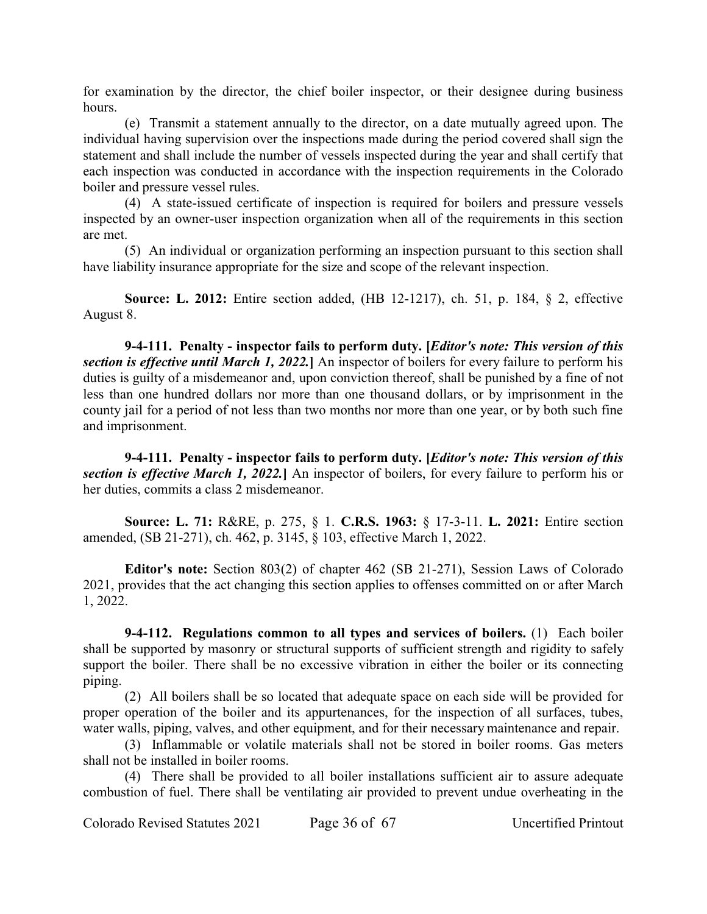for examination by the director, the chief boiler inspector, or their designee during business hours.

(e) Transmit a statement annually to the director, on a date mutually agreed upon. The individual having supervision over the inspections made during the period covered shall sign the statement and shall include the number of vessels inspected during the year and shall certify that each inspection was conducted in accordance with the inspection requirements in the Colorado boiler and pressure vessel rules.

(4) A state-issued certificate of inspection is required for boilers and pressure vessels inspected by an owner-user inspection organization when all of the requirements in this section are met.

(5) An individual or organization performing an inspection pursuant to this section shall have liability insurance appropriate for the size and scope of the relevant inspection.

**Source: L. 2012:** Entire section added, (HB 12-1217), ch. 51, p. 184, § 2, effective August 8.

**9-4-111. Penalty - inspector fails to perform duty. [*Editor's note: This version of this section is effective until March 1, 2022.*]** An inspector of boilers for every failure to perform his duties is guilty of a misdemeanor and, upon conviction thereof, shall be punished by a fine of not less than one hundred dollars nor more than one thousand dollars, or by imprisonment in the county jail for a period of not less than two months nor more than one year, or by both such fine and imprisonment.

**9-4-111. Penalty - inspector fails to perform duty. [*Editor's note: This version of this section is effective March 1, 2022.*]** An inspector of boilers, for every failure to perform his or her duties, commits a class 2 misdemeanor.

**Source: L. 71:** R&RE, p. 275, § 1. **C.R.S. 1963:** § 17-3-11. **L. 2021:** Entire section amended, (SB 21-271), ch. 462, p. 3145, § 103, effective March 1, 2022.

**Editor's note:** Section 803(2) of chapter 462 (SB 21-271), Session Laws of Colorado 2021, provides that the act changing this section applies to offenses committed on or after March 1, 2022.

**9-4-112. Regulations common to all types and services of boilers.** (1) Each boiler shall be supported by masonry or structural supports of sufficient strength and rigidity to safely support the boiler. There shall be no excessive vibration in either the boiler or its connecting piping.

(2) All boilers shall be so located that adequate space on each side will be provided for proper operation of the boiler and its appurtenances, for the inspection of all surfaces, tubes, water walls, piping, valves, and other equipment, and for their necessary maintenance and repair.

(3) Inflammable or volatile materials shall not be stored in boiler rooms. Gas meters shall not be installed in boiler rooms.

(4) There shall be provided to all boiler installations sufficient air to assure adequate combustion of fuel. There shall be ventilating air provided to prevent undue overheating in the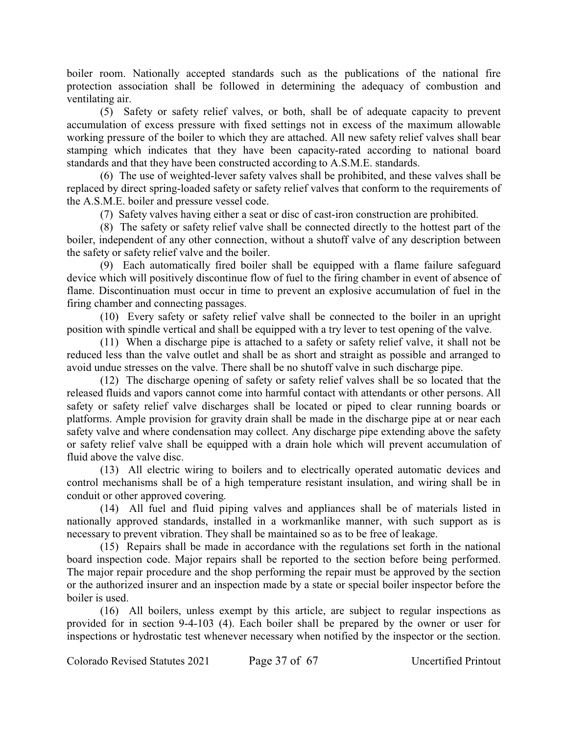boiler room. Nationally accepted standards such as the publications of the national fire protection association shall be followed in determining the adequacy of combustion and ventilating air.

(5) Safety or safety relief valves, or both, shall be of adequate capacity to prevent accumulation of excess pressure with fixed settings not in excess of the maximum allowable working pressure of the boiler to which they are attached. All new safety relief valves shall bear stamping which indicates that they have been capacity-rated according to national board standards and that they have been constructed according to A.S.M.E. standards.

(6) The use of weighted-lever safety valves shall be prohibited, and these valves shall be replaced by direct spring-loaded safety or safety relief valves that conform to the requirements of the A.S.M.E. boiler and pressure vessel code.

(7) Safety valves having either a seat or disc of cast-iron construction are prohibited.

(8) The safety or safety relief valve shall be connected directly to the hottest part of the boiler, independent of any other connection, without a shutoff valve of any description between the safety or safety relief valve and the boiler.

(9) Each automatically fired boiler shall be equipped with a flame failure safeguard device which will positively discontinue flow of fuel to the firing chamber in event of absence of flame. Discontinuation must occur in time to prevent an explosive accumulation of fuel in the firing chamber and connecting passages.

(10) Every safety or safety relief valve shall be connected to the boiler in an upright position with spindle vertical and shall be equipped with a try lever to test opening of the valve.

(11) When a discharge pipe is attached to a safety or safety relief valve, it shall not be reduced less than the valve outlet and shall be as short and straight as possible and arranged to avoid undue stresses on the valve. There shall be no shutoff valve in such discharge pipe.

(12) The discharge opening of safety or safety relief valves shall be so located that the released fluids and vapors cannot come into harmful contact with attendants or other persons. All safety or safety relief valve discharges shall be located or piped to clear running boards or platforms. Ample provision for gravity drain shall be made in the discharge pipe at or near each safety valve and where condensation may collect. Any discharge pipe extending above the safety or safety relief valve shall be equipped with a drain hole which will prevent accumulation of fluid above the valve disc.

(13) All electric wiring to boilers and to electrically operated automatic devices and control mechanisms shall be of a high temperature resistant insulation, and wiring shall be in conduit or other approved covering.

(14) All fuel and fluid piping valves and appliances shall be of materials listed in nationally approved standards, installed in a workmanlike manner, with such support as is necessary to prevent vibration. They shall be maintained so as to be free of leakage.

(15) Repairs shall be made in accordance with the regulations set forth in the national board inspection code. Major repairs shall be reported to the section before being performed. The major repair procedure and the shop performing the repair must be approved by the section or the authorized insurer and an inspection made by a state or special boiler inspector before the boiler is used.

(16) All boilers, unless exempt by this article, are subject to regular inspections as provided for in section 9-4-103 (4). Each boiler shall be prepared by the owner or user for inspections or hydrostatic test whenever necessary when notified by the inspector or the section.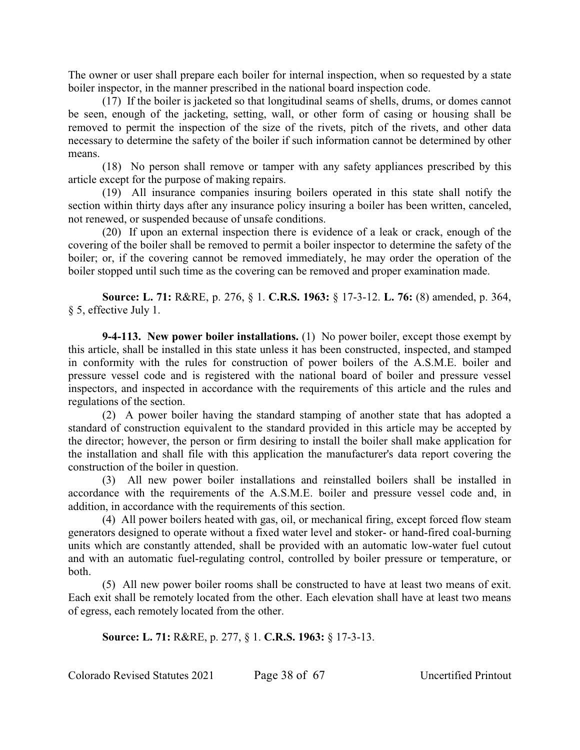The owner or user shall prepare each boiler for internal inspection, when so requested by a state boiler inspector, in the manner prescribed in the national board inspection code.

(17) If the boiler is jacketed so that longitudinal seams of shells, drums, or domes cannot be seen, enough of the jacketing, setting, wall, or other form of casing or housing shall be removed to permit the inspection of the size of the rivets, pitch of the rivets, and other data necessary to determine the safety of the boiler if such information cannot be determined by other means.

(18) No person shall remove or tamper with any safety appliances prescribed by this article except for the purpose of making repairs.

(19) All insurance companies insuring boilers operated in this state shall notify the section within thirty days after any insurance policy insuring a boiler has been written, canceled, not renewed, or suspended because of unsafe conditions.

(20) If upon an external inspection there is evidence of a leak or crack, enough of the covering of the boiler shall be removed to permit a boiler inspector to determine the safety of the boiler; or, if the covering cannot be removed immediately, he may order the operation of the boiler stopped until such time as the covering can be removed and proper examination made.

**Source: L. 71:** R&RE, p. 276, § 1. **C.R.S. 1963:** § 17-3-12. **L. 76:** (8) amended, p. 364, § 5, effective July 1.

**9-4-113. New power boiler installations.** (1) No power boiler, except those exempt by this article, shall be installed in this state unless it has been constructed, inspected, and stamped in conformity with the rules for construction of power boilers of the A.S.M.E. boiler and pressure vessel code and is registered with the national board of boiler and pressure vessel inspectors, and inspected in accordance with the requirements of this article and the rules and regulations of the section.

(2) A power boiler having the standard stamping of another state that has adopted a standard of construction equivalent to the standard provided in this article may be accepted by the director; however, the person or firm desiring to install the boiler shall make application for the installation and shall file with this application the manufacturer's data report covering the construction of the boiler in question.

(3) All new power boiler installations and reinstalled boilers shall be installed in accordance with the requirements of the A.S.M.E. boiler and pressure vessel code and, in addition, in accordance with the requirements of this section.

(4) All power boilers heated with gas, oil, or mechanical firing, except forced flow steam generators designed to operate without a fixed water level and stoker- or hand-fired coal-burning units which are constantly attended, shall be provided with an automatic low-water fuel cutout and with an automatic fuel-regulating control, controlled by boiler pressure or temperature, or both.

(5) All new power boiler rooms shall be constructed to have at least two means of exit. Each exit shall be remotely located from the other. Each elevation shall have at least two means of egress, each remotely located from the other.

**Source: L. 71:** R&RE, p. 277, § 1. **C.R.S. 1963:** § 17-3-13.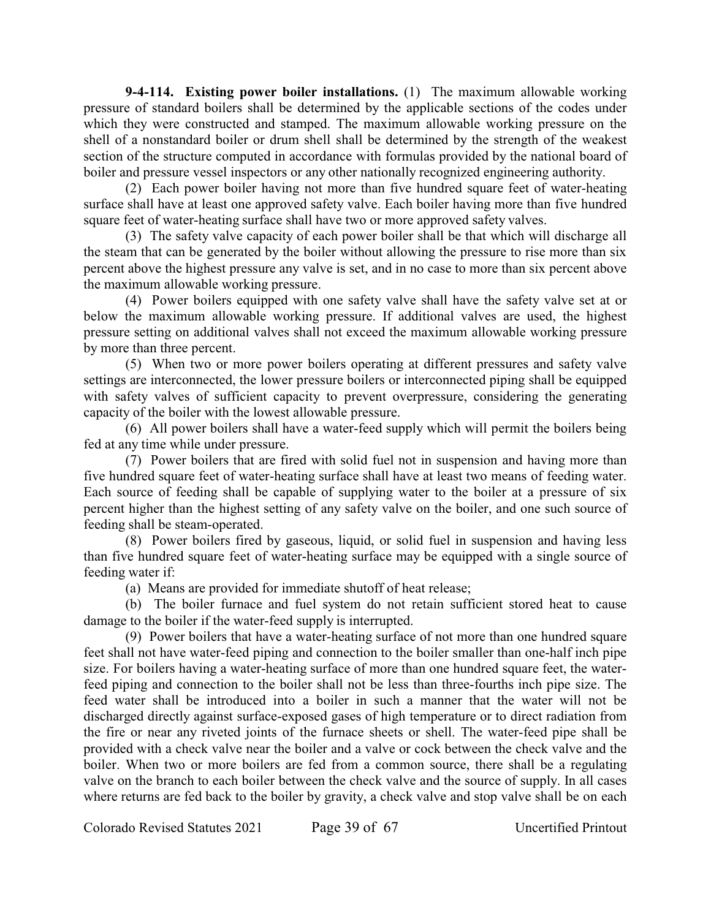**9-4-114. Existing power boiler installations.** (1) The maximum allowable working pressure of standard boilers shall be determined by the applicable sections of the codes under which they were constructed and stamped. The maximum allowable working pressure on the shell of a nonstandard boiler or drum shell shall be determined by the strength of the weakest section of the structure computed in accordance with formulas provided by the national board of boiler and pressure vessel inspectors or any other nationally recognized engineering authority.

(2) Each power boiler having not more than five hundred square feet of water-heating surface shall have at least one approved safety valve. Each boiler having more than five hundred square feet of water-heating surface shall have two or more approved safety valves.

(3) The safety valve capacity of each power boiler shall be that which will discharge all the steam that can be generated by the boiler without allowing the pressure to rise more than six percent above the highest pressure any valve is set, and in no case to more than six percent above the maximum allowable working pressure.

(4) Power boilers equipped with one safety valve shall have the safety valve set at or below the maximum allowable working pressure. If additional valves are used, the highest pressure setting on additional valves shall not exceed the maximum allowable working pressure by more than three percent.

(5) When two or more power boilers operating at different pressures and safety valve settings are interconnected, the lower pressure boilers or interconnected piping shall be equipped with safety valves of sufficient capacity to prevent overpressure, considering the generating capacity of the boiler with the lowest allowable pressure.

(6) All power boilers shall have a water-feed supply which will permit the boilers being fed at any time while under pressure.

(7) Power boilers that are fired with solid fuel not in suspension and having more than five hundred square feet of water-heating surface shall have at least two means of feeding water. Each source of feeding shall be capable of supplying water to the boiler at a pressure of six percent higher than the highest setting of any safety valve on the boiler, and one such source of feeding shall be steam-operated.

(8) Power boilers fired by gaseous, liquid, or solid fuel in suspension and having less than five hundred square feet of water-heating surface may be equipped with a single source of feeding water if:

(a) Means are provided for immediate shutoff of heat release;

(b) The boiler furnace and fuel system do not retain sufficient stored heat to cause damage to the boiler if the water-feed supply is interrupted.

(9) Power boilers that have a water-heating surface of not more than one hundred square feet shall not have water-feed piping and connection to the boiler smaller than one-half inch pipe size. For boilers having a water-heating surface of more than one hundred square feet, the water-feed piping and connection to the boiler shall not be less than three-fourths inch pipe size. The feed water shall be introduced into a boiler in such a manner that the water will not be discharged directly against surface-exposed gases of high temperature or to direct radiation from the fire or near any riveted joints of the furnace sheets or shell. The water-feed pipe shall be provided with a check valve near the boiler and a valve or cock between the check valve and the boiler. When two or more boilers are fed from a common source, there shall be a regulating valve on the branch to each boiler between the check valve and the source of supply. In all cases where returns are fed back to the boiler by gravity, a check valve and stop valve shall be on each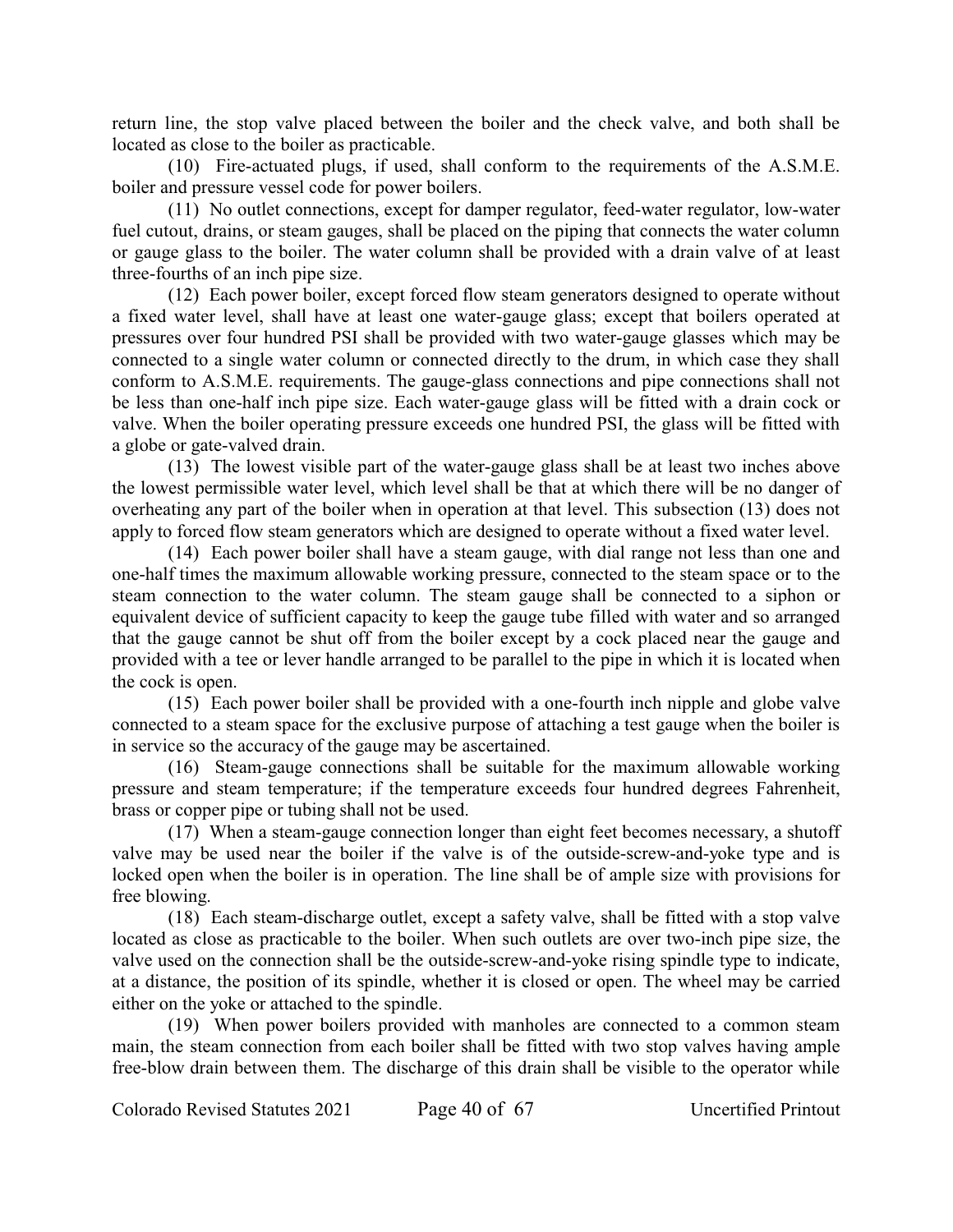return line, the stop valve placed between the boiler and the check valve, and both shall be located as close to the boiler as practicable.

(10) Fire-actuated plugs, if used, shall conform to the requirements of the A.S.M.E. boiler and pressure vessel code for power boilers.

(11) No outlet connections, except for damper regulator, feed-water regulator, low-water fuel cutout, drains, or steam gauges, shall be placed on the piping that connects the water column or gauge glass to the boiler. The water column shall be provided with a drain valve of at least three-fourths of an inch pipe size.

(12) Each power boiler, except forced flow steam generators designed to operate without a fixed water level, shall have at least one water-gauge glass; except that boilers operated at pressures over four hundred PSI shall be provided with two water-gauge glasses which may be connected to a single water column or connected directly to the drum, in which case they shall conform to A.S.M.E. requirements. The gauge-glass connections and pipe connections shall not be less than one-half inch pipe size. Each water-gauge glass will be fitted with a drain cock or valve. When the boiler operating pressure exceeds one hundred PSI, the glass will be fitted with a globe or gate-valved drain.

(13) The lowest visible part of the water-gauge glass shall be at least two inches above the lowest permissible water level, which level shall be that at which there will be no danger of overheating any part of the boiler when in operation at that level. This subsection (13) does not apply to forced flow steam generators which are designed to operate without a fixed water level.

(14) Each power boiler shall have a steam gauge, with dial range not less than one and one-half times the maximum allowable working pressure, connected to the steam space or to the steam connection to the water column. The steam gauge shall be connected to a siphon or equivalent device of sufficient capacity to keep the gauge tube filled with water and so arranged that the gauge cannot be shut off from the boiler except by a cock placed near the gauge and provided with a tee or lever handle arranged to be parallel to the pipe in which it is located when the cock is open.

(15) Each power boiler shall be provided with a one-fourth inch nipple and globe valve connected to a steam space for the exclusive purpose of attaching a test gauge when the boiler is in service so the accuracy of the gauge may be ascertained.

(16) Steam-gauge connections shall be suitable for the maximum allowable working pressure and steam temperature; if the temperature exceeds four hundred degrees Fahrenheit, brass or copper pipe or tubing shall not be used.

(17) When a steam-gauge connection longer than eight feet becomes necessary, a shutoff valve may be used near the boiler if the valve is of the outside-screw-and-yoke type and is locked open when the boiler is in operation. The line shall be of ample size with provisions for free blowing.

(18) Each steam-discharge outlet, except a safety valve, shall be fitted with a stop valve located as close as practicable to the boiler. When such outlets are over two-inch pipe size, the valve used on the connection shall be the outside-screw-and-yoke rising spindle type to indicate, at a distance, the position of its spindle, whether it is closed or open. The wheel may be carried either on the yoke or attached to the spindle.

(19) When power boilers provided with manholes are connected to a common steam main, the steam connection from each boiler shall be fitted with two stop valves having ample free-blow drain between them. The discharge of this drain shall be visible to the operator while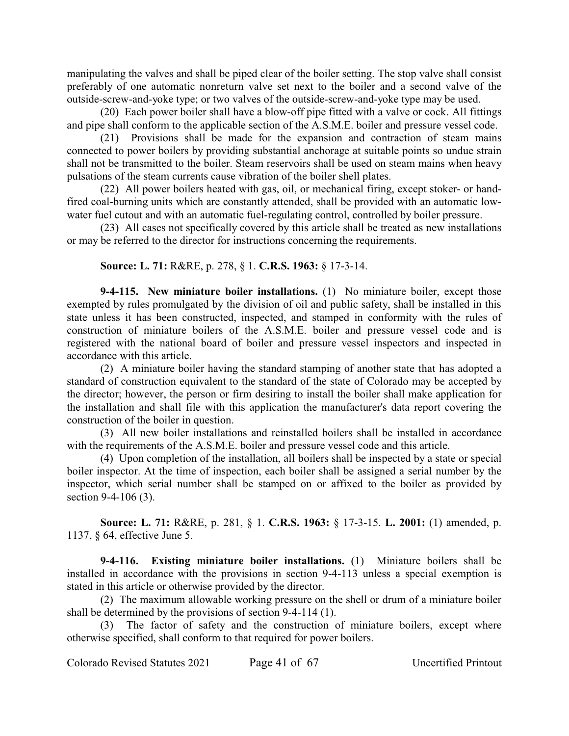manipulating the valves and shall be piped clear of the boiler setting. The stop valve shall consist preferably of one automatic nonreturn valve set next to the boiler and a second valve of the outside-screw-and-yoke type; or two valves of the outside-screw-and-yoke type may be used.

(20) Each power boiler shall have a blow-off pipe fitted with a valve or cock. All fittings and pipe shall conform to the applicable section of the A.S.M.E. boiler and pressure vessel code.

(21) Provisions shall be made for the expansion and contraction of steam mains connected to power boilers by providing substantial anchorage at suitable points so undue strain shall not be transmitted to the boiler. Steam reservoirs shall be used on steam mains when heavy pulsations of the steam currents cause vibration of the boiler shell plates.

(22) All power boilers heated with gas, oil, or mechanical firing, except stoker- or hand-fired coal-burning units which are constantly attended, shall be provided with an automatic low-water fuel cutout and with an automatic fuel-regulating control, controlled by boiler pressure.

(23) All cases not specifically covered by this article shall be treated as new installations or may be referred to the director for instructions concerning the requirements.

**Source: L. 71:** R&RE, p. 278, § 1. **C.R.S. 1963:** § 17-3-14.

**9-4-115. New miniature boiler installations.** (1) No miniature boiler, except those exempted by rules promulgated by the division of oil and public safety, shall be installed in this state unless it has been constructed, inspected, and stamped in conformity with the rules of construction of miniature boilers of the A.S.M.E. boiler and pressure vessel code and is registered with the national board of boiler and pressure vessel inspectors and inspected in accordance with this article.

(2) A miniature boiler having the standard stamping of another state that has adopted a standard of construction equivalent to the standard of the state of Colorado may be accepted by the director; however, the person or firm desiring to install the boiler shall make application for the installation and shall file with this application the manufacturer's data report covering the construction of the boiler in question.

(3) All new boiler installations and reinstalled boilers shall be installed in accordance with the requirements of the A.S.M.E. boiler and pressure vessel code and this article.

(4) Upon completion of the installation, all boilers shall be inspected by a state or special boiler inspector. At the time of inspection, each boiler shall be assigned a serial number by the inspector, which serial number shall be stamped on or affixed to the boiler as provided by section 9-4-106 (3).

**Source: L. 71:** R&RE, p. 281, § 1. **C.R.S. 1963:** § 17-3-15. **L. 2001:** (1) amended, p. 1137, § 64, effective June 5.

**9-4-116. Existing miniature boiler installations.** (1) Miniature boilers shall be installed in accordance with the provisions in section 9-4-113 unless a special exemption is stated in this article or otherwise provided by the director.

(2) The maximum allowable working pressure on the shell or drum of a miniature boiler shall be determined by the provisions of section 9-4-114 (1).

(3) The factor of safety and the construction of miniature boilers, except where otherwise specified, shall conform to that required for power boilers.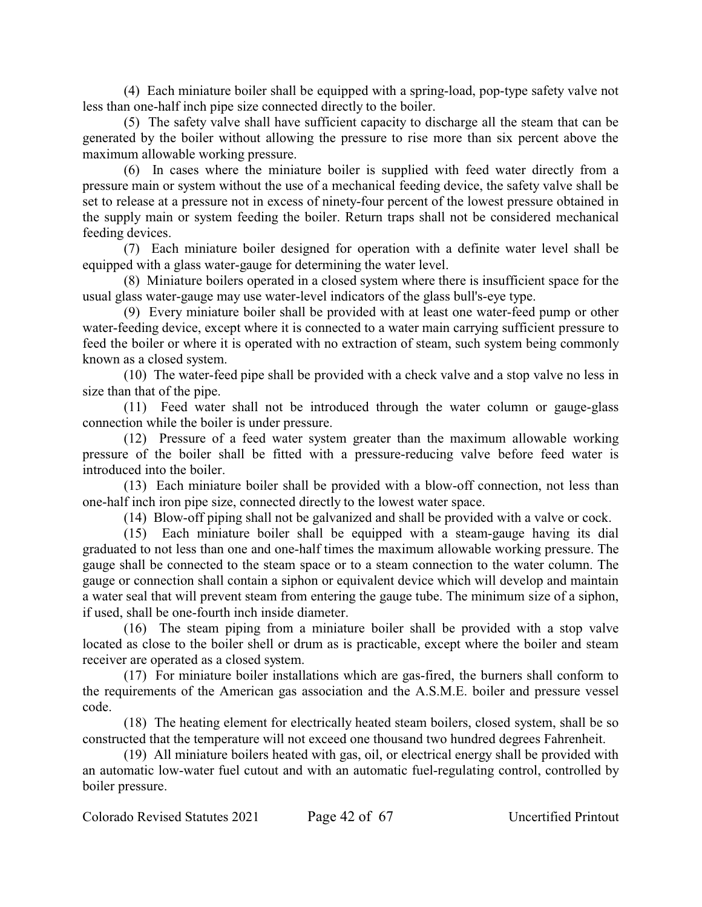(4) Each miniature boiler shall be equipped with a spring-load, pop-type safety valve not less than one-half inch pipe size connected directly to the boiler.

(5) The safety valve shall have sufficient capacity to discharge all the steam that can be generated by the boiler without allowing the pressure to rise more than six percent above the maximum allowable working pressure.

(6) In cases where the miniature boiler is supplied with feed water directly from a pressure main or system without the use of a mechanical feeding device, the safety valve shall be set to release at a pressure not in excess of ninety-four percent of the lowest pressure obtained in the supply main or system feeding the boiler. Return traps shall not be considered mechanical feeding devices.

(7) Each miniature boiler designed for operation with a definite water level shall be equipped with a glass water-gauge for determining the water level.

(8) Miniature boilers operated in a closed system where there is insufficient space for the usual glass water-gauge may use water-level indicators of the glass bull's-eye type.

(9) Every miniature boiler shall be provided with at least one water-feed pump or other water-feeding device, except where it is connected to a water main carrying sufficient pressure to feed the boiler or where it is operated with no extraction of steam, such system being commonly known as a closed system.

(10) The water-feed pipe shall be provided with a check valve and a stop valve no less in size than that of the pipe.

(11) Feed water shall not be introduced through the water column or gauge-glass connection while the boiler is under pressure.

(12) Pressure of a feed water system greater than the maximum allowable working pressure of the boiler shall be fitted with a pressure-reducing valve before feed water is introduced into the boiler.

(13) Each miniature boiler shall be provided with a blow-off connection, not less than one-half inch iron pipe size, connected directly to the lowest water space.

(14) Blow-off piping shall not be galvanized and shall be provided with a valve or cock.

(15) Each miniature boiler shall be equipped with a steam-gauge having its dial graduated to not less than one and one-half times the maximum allowable working pressure. The gauge shall be connected to the steam space or to a steam connection to the water column. The gauge or connection shall contain a siphon or equivalent device which will develop and maintain a water seal that will prevent steam from entering the gauge tube. The minimum size of a siphon, if used, shall be one-fourth inch inside diameter.

(16) The steam piping from a miniature boiler shall be provided with a stop valve located as close to the boiler shell or drum as is practicable, except where the boiler and steam receiver are operated as a closed system.

(17) For miniature boiler installations which are gas-fired, the burners shall conform to the requirements of the American gas association and the A.S.M.E. boiler and pressure vessel code.

(18) The heating element for electrically heated steam boilers, closed system, shall be so constructed that the temperature will not exceed one thousand two hundred degrees Fahrenheit.

(19) All miniature boilers heated with gas, oil, or electrical energy shall be provided with an automatic low-water fuel cutout and with an automatic fuel-regulating control, controlled by boiler pressure.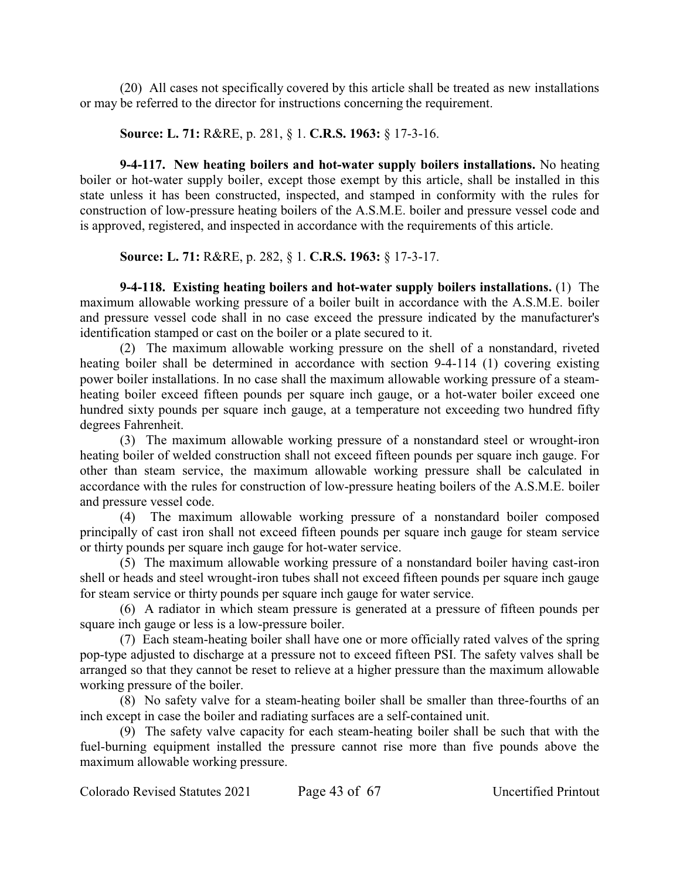(20) All cases not specifically covered by this article shall be treated as new installations or may be referred to the director for instructions concerning the requirement.

**Source: L. 71:** R&RE, p. 281, § 1. **C.R.S. 1963:** § 17-3-16.

**9-4-117. New heating boilers and hot-water supply boilers installations.** No heating boiler or hot-water supply boiler, except those exempt by this article, shall be installed in this state unless it has been constructed, inspected, and stamped in conformity with the rules for construction of low-pressure heating boilers of the A.S.M.E. boiler and pressure vessel code and is approved, registered, and inspected in accordance with the requirements of this article.

**Source: L. 71:** R&RE, p. 282, § 1. **C.R.S. 1963:** § 17-3-17.

**9-4-118. Existing heating boilers and hot-water supply boilers installations.** (1) The maximum allowable working pressure of a boiler built in accordance with the A.S.M.E. boiler and pressure vessel code shall in no case exceed the pressure indicated by the manufacturer's identification stamped or cast on the boiler or a plate secured to it.

(2) The maximum allowable working pressure on the shell of a nonstandard, riveted heating boiler shall be determined in accordance with section 9-4-114 (1) covering existing power boiler installations. In no case shall the maximum allowable working pressure of a steam-heating boiler exceed fifteen pounds per square inch gauge, or a hot-water boiler exceed one hundred sixty pounds per square inch gauge, at a temperature not exceeding two hundred fifty degrees Fahrenheit.

(3) The maximum allowable working pressure of a nonstandard steel or wrought-iron heating boiler of welded construction shall not exceed fifteen pounds per square inch gauge. For other than steam service, the maximum allowable working pressure shall be calculated in accordance with the rules for construction of low-pressure heating boilers of the A.S.M.E. boiler and pressure vessel code.

(4) The maximum allowable working pressure of a nonstandard boiler composed principally of cast iron shall not exceed fifteen pounds per square inch gauge for steam service or thirty pounds per square inch gauge for hot-water service.

(5) The maximum allowable working pressure of a nonstandard boiler having cast-iron shell or heads and steel wrought-iron tubes shall not exceed fifteen pounds per square inch gauge for steam service or thirty pounds per square inch gauge for water service.

(6) A radiator in which steam pressure is generated at a pressure of fifteen pounds per square inch gauge or less is a low-pressure boiler.

(7) Each steam-heating boiler shall have one or more officially rated valves of the spring pop-type adjusted to discharge at a pressure not to exceed fifteen PSI. The safety valves shall be arranged so that they cannot be reset to relieve at a higher pressure than the maximum allowable working pressure of the boiler.

(8) No safety valve for a steam-heating boiler shall be smaller than three-fourths of an inch except in case the boiler and radiating surfaces are a self-contained unit.

(9) The safety valve capacity for each steam-heating boiler shall be such that with the fuel-burning equipment installed the pressure cannot rise more than five pounds above the maximum allowable working pressure.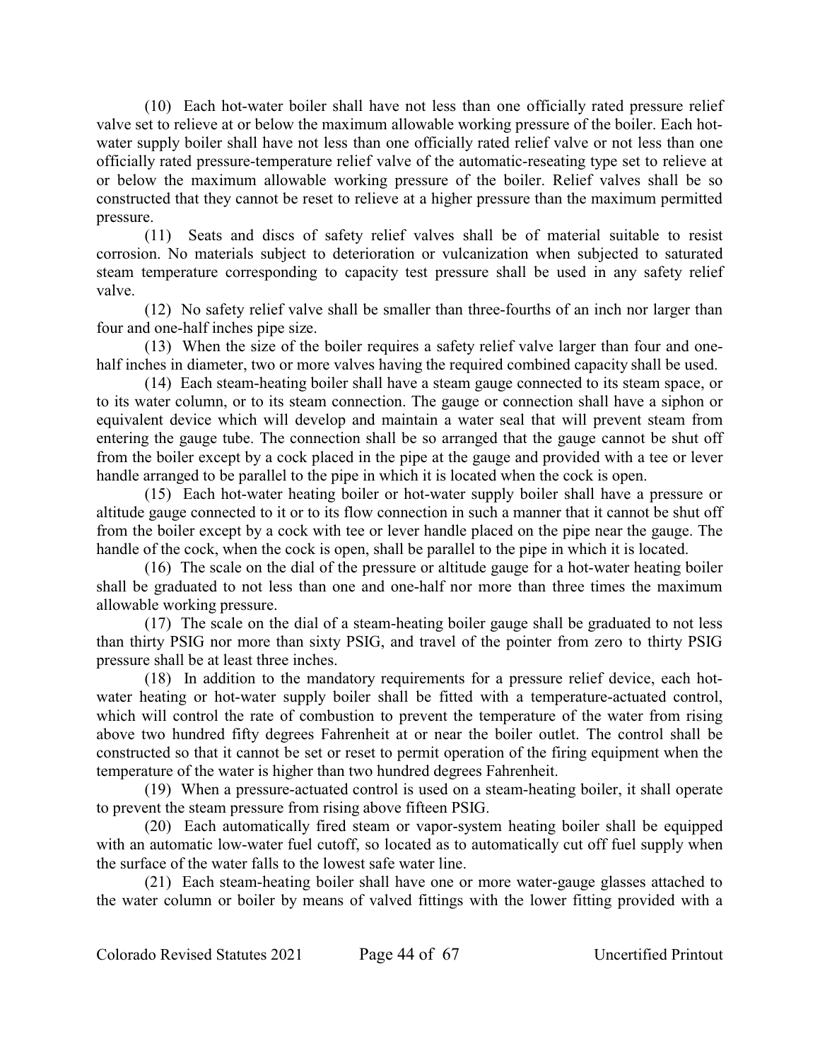(10) Each hot-water boiler shall have not less than one officially rated pressure relief valve set to relieve at or below the maximum allowable working pressure of the boiler. Each hot-water supply boiler shall have not less than one officially rated relief valve or not less than one officially rated pressure-temperature relief valve of the automatic-reseating type set to relieve at or below the maximum allowable working pressure of the boiler. Relief valves shall be so constructed that they cannot be reset to relieve at a higher pressure than the maximum permitted pressure.

(11) Seats and discs of safety relief valves shall be of material suitable to resist corrosion. No materials subject to deterioration or vulcanization when subjected to saturated steam temperature corresponding to capacity test pressure shall be used in any safety relief valve.

(12) No safety relief valve shall be smaller than three-fourths of an inch nor larger than four and one-half inches pipe size.

(13) When the size of the boiler requires a safety relief valve larger than four and one-half inches in diameter, two or more valves having the required combined capacity shall be used.

(14) Each steam-heating boiler shall have a steam gauge connected to its steam space, or to its water column, or to its steam connection. The gauge or connection shall have a siphon or equivalent device which will develop and maintain a water seal that will prevent steam from entering the gauge tube. The connection shall be so arranged that the gauge cannot be shut off from the boiler except by a cock placed in the pipe at the gauge and provided with a tee or lever handle arranged to be parallel to the pipe in which it is located when the cock is open.

(15) Each hot-water heating boiler or hot-water supply boiler shall have a pressure or altitude gauge connected to it or to its flow connection in such a manner that it cannot be shut off from the boiler except by a cock with tee or lever handle placed on the pipe near the gauge. The handle of the cock, when the cock is open, shall be parallel to the pipe in which it is located.

(16) The scale on the dial of the pressure or altitude gauge for a hot-water heating boiler shall be graduated to not less than one and one-half nor more than three times the maximum allowable working pressure.

(17) The scale on the dial of a steam-heating boiler gauge shall be graduated to not less than thirty PSIG nor more than sixty PSIG, and travel of the pointer from zero to thirty PSIG pressure shall be at least three inches.

(18) In addition to the mandatory requirements for a pressure relief device, each hot-water heating or hot-water supply boiler shall be fitted with a temperature-actuated control, which will control the rate of combustion to prevent the temperature of the water from rising above two hundred fifty degrees Fahrenheit at or near the boiler outlet. The control shall be constructed so that it cannot be set or reset to permit operation of the firing equipment when the temperature of the water is higher than two hundred degrees Fahrenheit.

(19) When a pressure-actuated control is used on a steam-heating boiler, it shall operate to prevent the steam pressure from rising above fifteen PSIG.

(20) Each automatically fired steam or vapor-system heating boiler shall be equipped with an automatic low-water fuel cutoff, so located as to automatically cut off fuel supply when the surface of the water falls to the lowest safe water line.

(21) Each steam-heating boiler shall have one or more water-gauge glasses attached to the water column or boiler by means of valved fittings with the lower fitting provided with a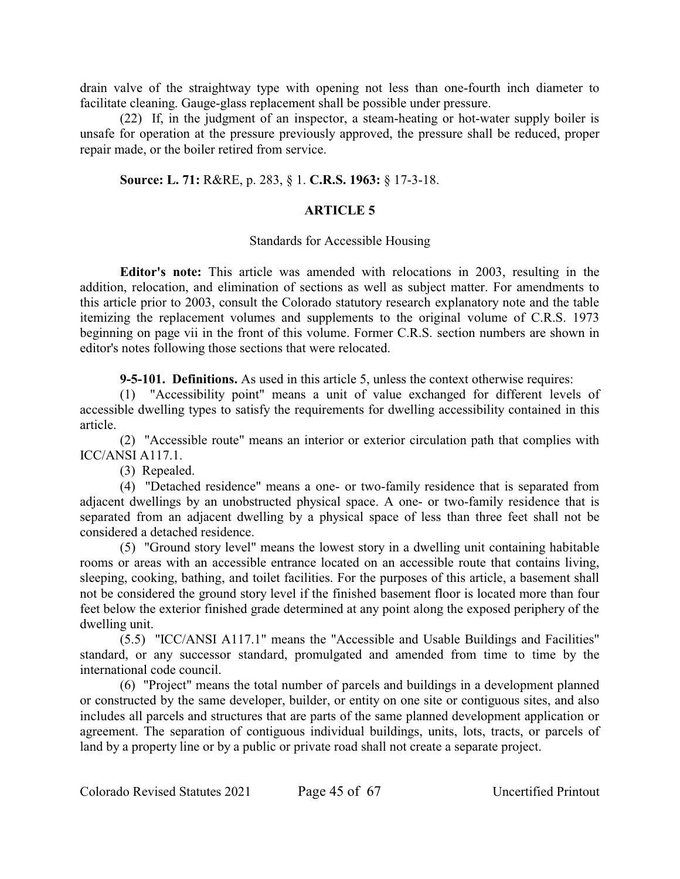drain valve of the straightway type with opening not less than one-fourth inch diameter to facilitate cleaning. Gauge-glass replacement shall be possible under pressure.

(22) If, in the judgment of an inspector, a steam-heating or hot-water supply boiler is unsafe for operation at the pressure previously approved, the pressure shall be reduced, proper repair made, or the boiler retired from service.

**Source: L. 71:** R&RE, p. 283, § 1. **C.R.S. 1963:** § 17-3-18.

## ARTICLE 5

### Standards for Accessible Housing

**Editor's note:** This article was amended with relocations in 2003, resulting in the addition, relocation, and elimination of sections as well as subject matter. For amendments to this article prior to 2003, consult the Colorado statutory research explanatory note and the table itemizing the replacement volumes and supplements to the original volume of C.R.S. 1973 beginning on page vii in the front of this volume. Former C.R.S. section numbers are shown in editor's notes following those sections that were relocated.

**9-5-101. Definitions.** As used in this article 5, unless the context otherwise requires:

(1) "Accessibility point" means a unit of value exchanged for different levels of accessible dwelling types to satisfy the requirements for dwelling accessibility contained in this article.

(2) "Accessible route" means an interior or exterior circulation path that complies with ICC/ANSI A117.1.

(3) Repealed.

(4) "Detached residence" means a one- or two-family residence that is separated from adjacent dwellings by an unobstructed physical space. A one- or two-family residence that is separated from an adjacent dwelling by a physical space of less than three feet shall not be considered a detached residence.

(5) "Ground story level" means the lowest story in a dwelling unit containing habitable rooms or areas with an accessible entrance located on an accessible route that contains living, sleeping, cooking, bathing, and toilet facilities. For the purposes of this article, a basement shall not be considered the ground story level if the finished basement floor is located more than four feet below the exterior finished grade determined at any point along the exposed periphery of the dwelling unit.

(5.5) "ICC/ANSI A117.1" means the "Accessible and Usable Buildings and Facilities" standard, or any successor standard, promulgated and amended from time to time by the international code council.

(6) "Project" means the total number of parcels and buildings in a development planned or constructed by the same developer, builder, or entity on one site or contiguous sites, and also includes all parcels and structures that are parts of the same planned development application or agreement. The separation of contiguous individual buildings, units, lots, tracts, or parcels of land by a property line or by a public or private road shall not create a separate project.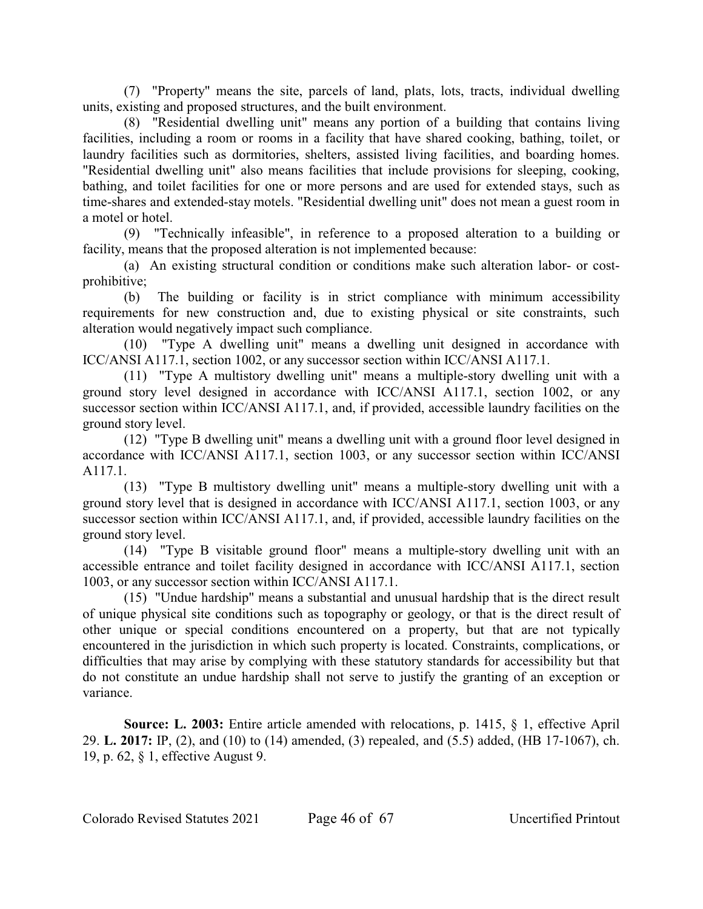(7) "Property" means the site, parcels of land, plats, lots, tracts, individual dwelling units, existing and proposed structures, and the built environment.

(8) "Residential dwelling unit" means any portion of a building that contains living facilities, including a room or rooms in a facility that have shared cooking, bathing, toilet, or laundry facilities such as dormitories, shelters, assisted living facilities, and boarding homes. "Residential dwelling unit" also means facilities that include provisions for sleeping, cooking, bathing, and toilet facilities for one or more persons and are used for extended stays, such as time-shares and extended-stay motels. "Residential dwelling unit" does not mean a guest room in a motel or hotel.

(9) "Technically infeasible", in reference to a proposed alteration to a building or facility, means that the proposed alteration is not implemented because:

(a) An existing structural condition or conditions make such alteration labor- or cost-prohibitive;

(b) The building or facility is in strict compliance with minimum accessibility requirements for new construction and, due to existing physical or site constraints, such alteration would negatively impact such compliance.

(10) "Type A dwelling unit" means a dwelling unit designed in accordance with ICC/ANSI A117.1, section 1002, or any successor section within ICC/ANSI A117.1.

(11) "Type A multistory dwelling unit" means a multiple-story dwelling unit with a ground story level designed in accordance with ICC/ANSI A117.1, section 1002, or any successor section within ICC/ANSI A117.1, and, if provided, accessible laundry facilities on the ground story level.

(12) "Type B dwelling unit" means a dwelling unit with a ground floor level designed in accordance with ICC/ANSI A117.1, section 1003, or any successor section within ICC/ANSI A117.1.

(13) "Type B multistory dwelling unit" means a multiple-story dwelling unit with a ground story level that is designed in accordance with ICC/ANSI A117.1, section 1003, or any successor section within ICC/ANSI A117.1, and, if provided, accessible laundry facilities on the ground story level.

(14) "Type B visitable ground floor" means a multiple-story dwelling unit with an accessible entrance and toilet facility designed in accordance with ICC/ANSI A117.1, section 1003, or any successor section within ICC/ANSI A117.1.

(15) "Undue hardship" means a substantial and unusual hardship that is the direct result of unique physical site conditions such as topography or geology, or that is the direct result of other unique or special conditions encountered on a property, but that are not typically encountered in the jurisdiction in which such property is located. Constraints, complications, or difficulties that may arise by complying with these statutory standards for accessibility but that do not constitute an undue hardship shall not serve to justify the granting of an exception or variance.

**Source: L. 2003:** Entire article amended with relocations, p. 1415, § 1, effective April 29. **L. 2017:** IP, (2), and (10) to (14) amended, (3) repealed, and (5.5) added, (HB 17-1067), ch. 19, p. 62, § 1, effective August 9.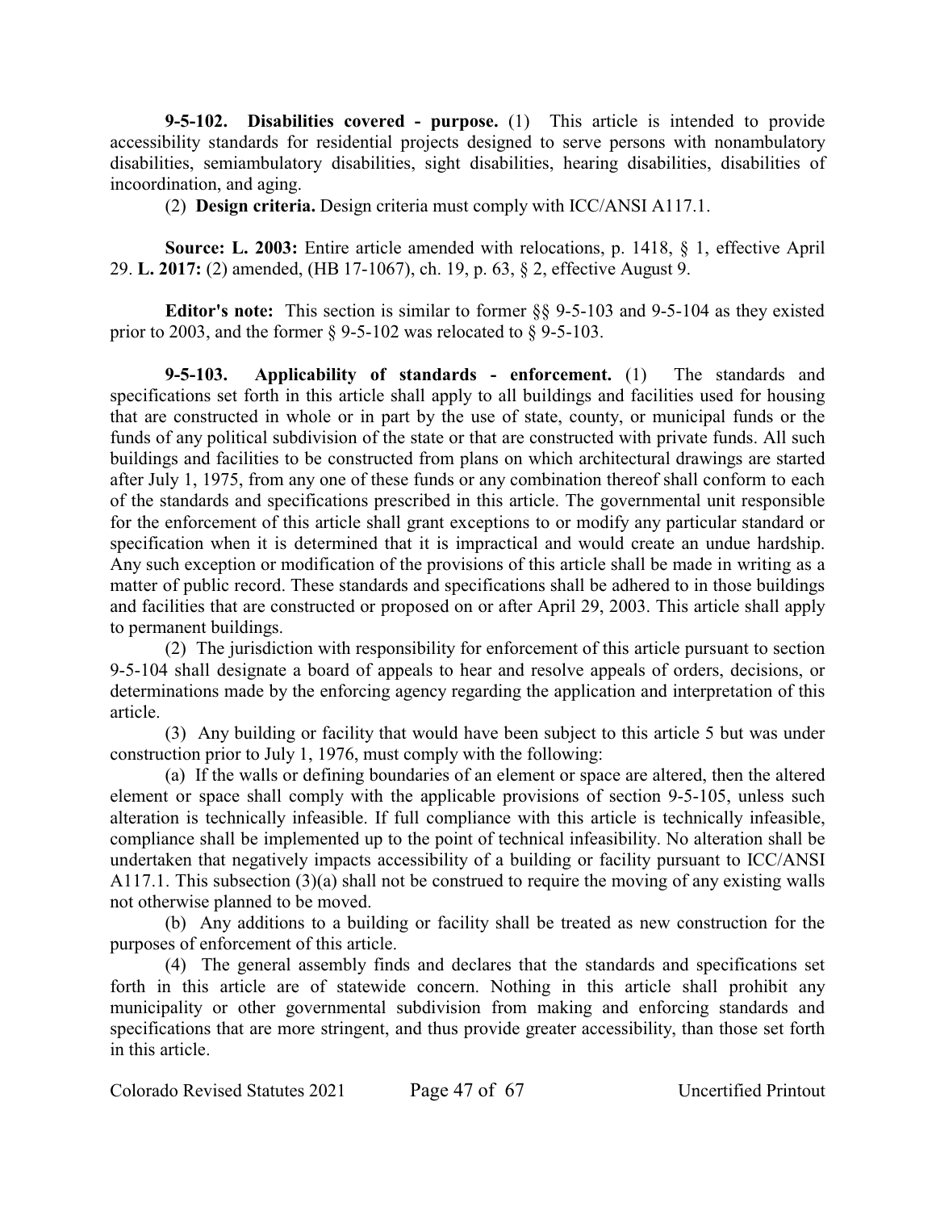**9-5-102. Disabilities covered - purpose.** (1) This article is intended to provide accessibility standards for residential projects designed to serve persons with nonambulatory disabilities, semiambulatory disabilities, sight disabilities, hearing disabilities, disabilities of incoordination, and aging.

(2) **Design criteria.** Design criteria must comply with ICC/ANSI A117.1.

**Source: L. 2003:** Entire article amended with relocations, p. 1418, § 1, effective April 29. **L. 2017:** (2) amended, (HB 17-1067), ch. 19, p. 63, § 2, effective August 9.

**Editor's note:** This section is similar to former §§ 9-5-103 and 9-5-104 as they existed prior to 2003, and the former § 9-5-102 was relocated to § 9-5-103.

**9-5-103. Applicability of standards - enforcement.** (1) The standards and specifications set forth in this article shall apply to all buildings and facilities used for housing that are constructed in whole or in part by the use of state, county, or municipal funds or the funds of any political subdivision of the state or that are constructed with private funds. All such buildings and facilities to be constructed from plans on which architectural drawings are started after July 1, 1975, from any one of these funds or any combination thereof shall conform to each of the standards and specifications prescribed in this article. The governmental unit responsible for the enforcement of this article shall grant exceptions to or modify any particular standard or specification when it is determined that it is impractical and would create an undue hardship. Any such exception or modification of the provisions of this article shall be made in writing as a matter of public record. These standards and specifications shall be adhered to in those buildings and facilities that are constructed or proposed on or after April 29, 2003. This article shall apply to permanent buildings.

(2) The jurisdiction with responsibility for enforcement of this article pursuant to section 9-5-104 shall designate a board of appeals to hear and resolve appeals of orders, decisions, or determinations made by the enforcing agency regarding the application and interpretation of this article.

(3) Any building or facility that would have been subject to this article 5 but was under construction prior to July 1, 1976, must comply with the following:

(a) If the walls or defining boundaries of an element or space are altered, then the altered element or space shall comply with the applicable provisions of section 9-5-105, unless such alteration is technically infeasible. If full compliance with this article is technically infeasible, compliance shall be implemented up to the point of technical infeasibility. No alteration shall be undertaken that negatively impacts accessibility of a building or facility pursuant to ICC/ANSI A117.1. This subsection (3)(a) shall not be construed to require the moving of any existing walls not otherwise planned to be moved.

(b) Any additions to a building or facility shall be treated as new construction for the purposes of enforcement of this article.

(4) The general assembly finds and declares that the standards and specifications set forth in this article are of statewide concern. Nothing in this article shall prohibit any municipality or other governmental subdivision from making and enforcing standards and specifications that are more stringent, and thus provide greater accessibility, than those set forth in this article.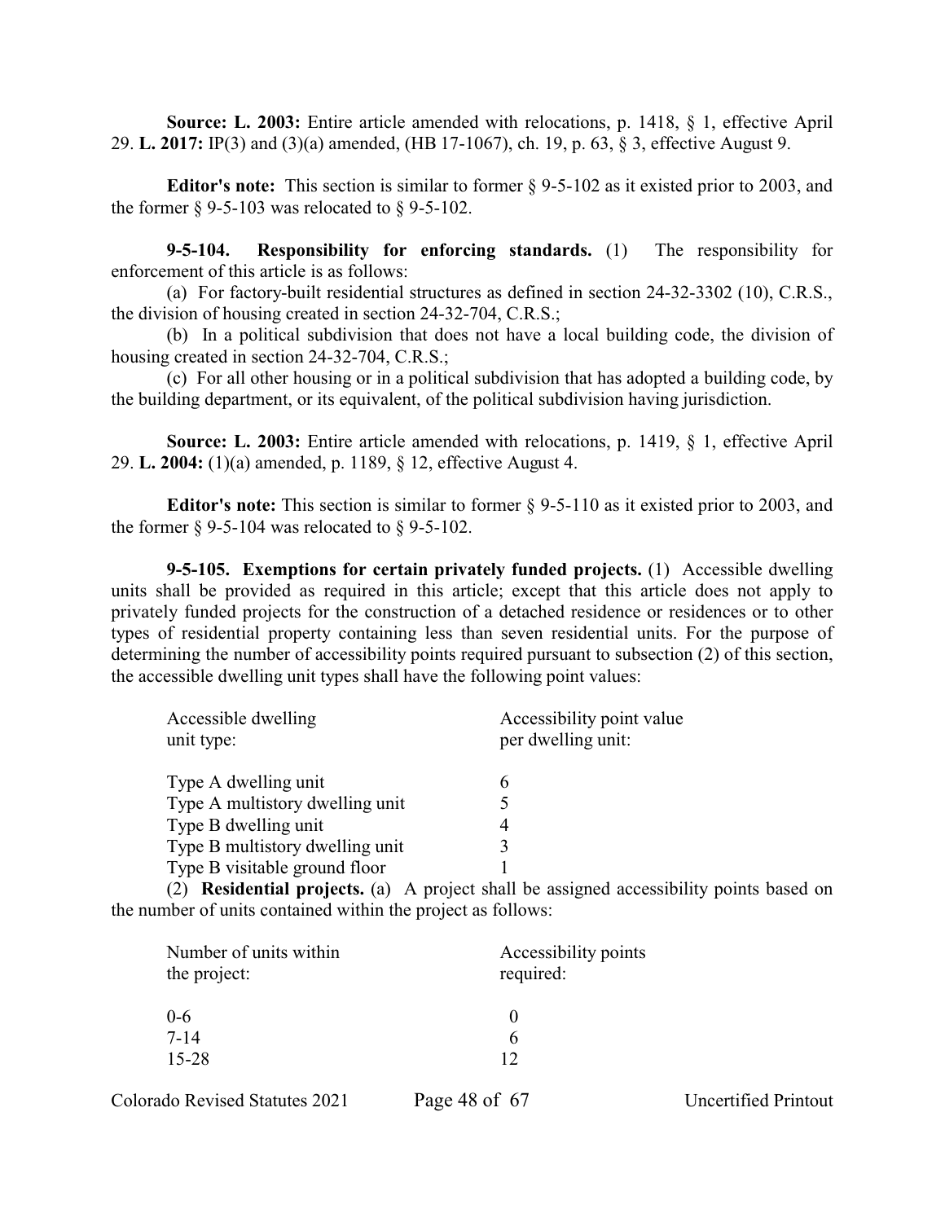**Source: L. 2003:** Entire article amended with relocations, p. 1418, § 1, effective April 29. **L. 2017:** IP(3) and (3)(a) amended, (HB 17-1067), ch. 19, p. 63, § 3, effective August 9.

**Editor's note:** This section is similar to former § 9-5-102 as it existed prior to 2003, and the former § 9-5-103 was relocated to § 9-5-102.

**9-5-104. Responsibility for enforcing standards.** (1) The responsibility for enforcement of this article is as follows:

(a) For factory-built residential structures as defined in section 24-32-3302 (10), C.R.S., the division of housing created in section 24-32-704, C.R.S.;

(b) In a political subdivision that does not have a local building code, the division of housing created in section 24-32-704, C.R.S.;

(c) For all other housing or in a political subdivision that has adopted a building code, by the building department, or its equivalent, of the political subdivision having jurisdiction.

**Source: L. 2003:** Entire article amended with relocations, p. 1419, § 1, effective April 29. **L. 2004:** (1)(a) amended, p. 1189, § 12, effective August 4.

**Editor's note:** This section is similar to former § 9-5-110 as it existed prior to 2003, and the former § 9-5-104 was relocated to § 9-5-102.

**9-5-105. Exemptions for certain privately funded projects.** (1) Accessible dwelling units shall be provided as required in this article; except that this article does not apply to privately funded projects for the construction of a detached residence or residences or to other types of residential property containing less than seven residential units. For the purpose of determining the number of accessibility points required pursuant to subsection (2) of this section, the accessible dwelling unit types shall have the following point values:

| Accessible dwelling unit type: | Accessibility point value per dwelling unit: |
|---|---|
| Type A dwelling unit | 6 |
| Type A multistory dwelling unit | 5 |
| Type B dwelling unit | 4 |
| Type B multistory dwelling unit | 3 |
| Type B visitable ground floor | 1 |

(2) **Residential projects.** (a) A project shall be assigned accessibility points based on the number of units contained within the project as follows:

| Number of units within the project: | Accessibility points required: |
|---|---|
| 0-6 | 0 |
| 7-14 | 6 |
| 15-28 | 12 |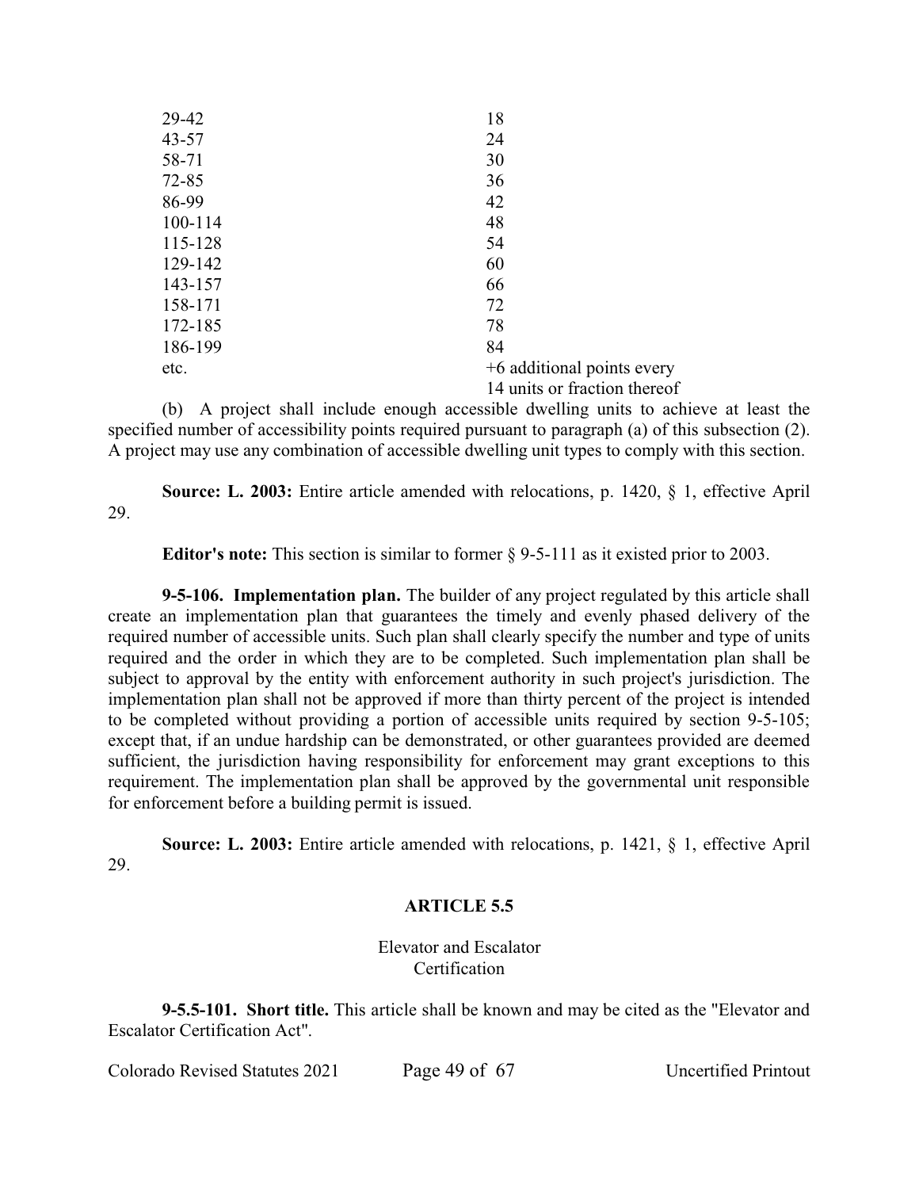| | |
|---|---|
| 29-42 | 18 |
| 43-57 | 24 |
| 58-71 | 30 |
| 72-85 | 36 |
| 86-99 | 42 |
| 100-114 | 48 |
| 115-128 | 54 |
| 129-142 | 60 |
| 143-157 | 66 |
| 158-171 | 72 |
| 172-185 | 78 |
| 186-199 | 84 |
| etc. | +6 additional points every 14 units or fraction thereof |

(b) A project shall include enough accessible dwelling units to achieve at least the specified number of accessibility points required pursuant to paragraph (a) of this subsection (2). A project may use any combination of accessible dwelling unit types to comply with this section.

**Source: L. 2003:** Entire article amended with relocations, p. 1420, § 1, effective April 29.

**Editor's note:** This section is similar to former § 9-5-111 as it existed prior to 2003.

**9-5-106. Implementation plan.** The builder of any project regulated by this article shall create an implementation plan that guarantees the timely and evenly phased delivery of the required number of accessible units. Such plan shall clearly specify the number and type of units required and the order in which they are to be completed. Such implementation plan shall be subject to approval by the entity with enforcement authority in such project's jurisdiction. The implementation plan shall not be approved if more than thirty percent of the project is intended to be completed without providing a portion of accessible units required by section 9-5-105; except that, if an undue hardship can be demonstrated, or other guarantees provided are deemed sufficient, the jurisdiction having responsibility for enforcement may grant exceptions to this requirement. The implementation plan shall be approved by the governmental unit responsible for enforcement before a building permit is issued.

**Source: L. 2003:** Entire article amended with relocations, p. 1421, § 1, effective April 29.

## ARTICLE 5.5

### Elevator and Escalator Certification

**9-5.5-101. Short title.** This article shall be known and may be cited as the "Elevator and Escalator Certification Act".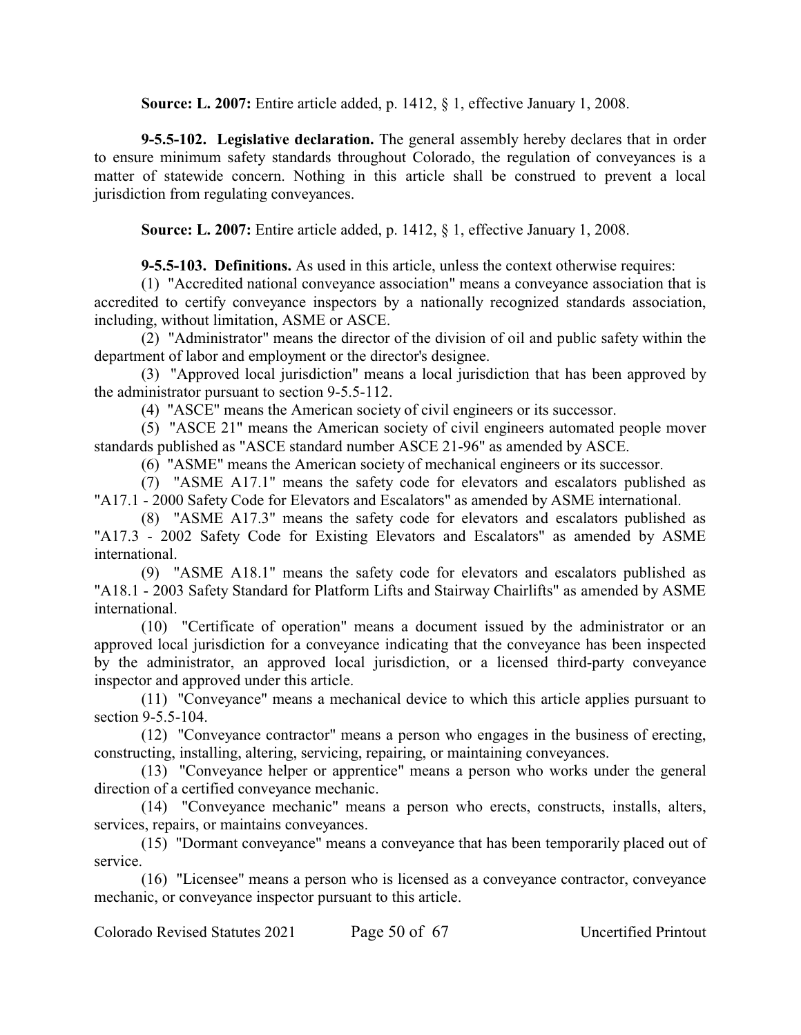**Source: L. 2007:** Entire article added, p. 1412, § 1, effective January 1, 2008.

**9-5.5-102. Legislative declaration.** The general assembly hereby declares that in order to ensure minimum safety standards throughout Colorado, the regulation of conveyances is a matter of statewide concern. Nothing in this article shall be construed to prevent a local jurisdiction from regulating conveyances.

**Source: L. 2007:** Entire article added, p. 1412, § 1, effective January 1, 2008.

**9-5.5-103. Definitions.** As used in this article, unless the context otherwise requires:

(1) "Accredited national conveyance association" means a conveyance association that is accredited to certify conveyance inspectors by a nationally recognized standards association, including, without limitation, ASME or ASCE.

(2) "Administrator" means the director of the division of oil and public safety within the department of labor and employment or the director's designee.

(3) "Approved local jurisdiction" means a local jurisdiction that has been approved by the administrator pursuant to section 9-5.5-112.

(4) "ASCE" means the American society of civil engineers or its successor.

(5) "ASCE 21" means the American society of civil engineers automated people mover standards published as "ASCE standard number ASCE 21-96" as amended by ASCE.

(6) "ASME" means the American society of mechanical engineers or its successor.

(7) "ASME A17.1" means the safety code for elevators and escalators published as "A17.1 - 2000 Safety Code for Elevators and Escalators" as amended by ASME international.

(8) "ASME A17.3" means the safety code for elevators and escalators published as "A17.3 - 2002 Safety Code for Existing Elevators and Escalators" as amended by ASME international.

(9) "ASME A18.1" means the safety code for elevators and escalators published as "A18.1 - 2003 Safety Standard for Platform Lifts and Stairway Chairlifts" as amended by ASME international.

(10) "Certificate of operation" means a document issued by the administrator or an approved local jurisdiction for a conveyance indicating that the conveyance has been inspected by the administrator, an approved local jurisdiction, or a licensed third-party conveyance inspector and approved under this article.

(11) "Conveyance" means a mechanical device to which this article applies pursuant to section 9-5.5-104.

(12) "Conveyance contractor" means a person who engages in the business of erecting, constructing, installing, altering, servicing, repairing, or maintaining conveyances.

(13) "Conveyance helper or apprentice" means a person who works under the general direction of a certified conveyance mechanic.

(14) "Conveyance mechanic" means a person who erects, constructs, installs, alters, services, repairs, or maintains conveyances.

(15) "Dormant conveyance" means a conveyance that has been temporarily placed out of service.

(16) "Licensee" means a person who is licensed as a conveyance contractor, conveyance mechanic, or conveyance inspector pursuant to this article.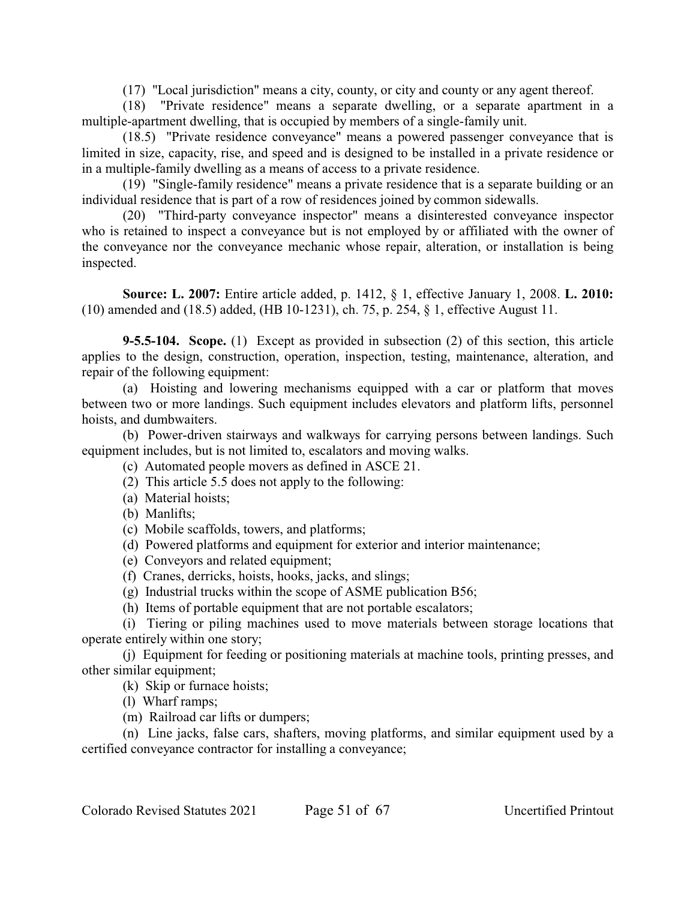(17) "Local jurisdiction" means a city, county, or city and county or any agent thereof.

(18) "Private residence" means a separate dwelling, or a separate apartment in a multiple-apartment dwelling, that is occupied by members of a single-family unit.

(18.5) "Private residence conveyance" means a powered passenger conveyance that is limited in size, capacity, rise, and speed and is designed to be installed in a private residence or in a multiple-family dwelling as a means of access to a private residence.

(19) "Single-family residence" means a private residence that is a separate building or an individual residence that is part of a row of residences joined by common sidewalls.

(20) "Third-party conveyance inspector" means a disinterested conveyance inspector who is retained to inspect a conveyance but is not employed by or affiliated with the owner of the conveyance nor the conveyance mechanic whose repair, alteration, or installation is being inspected.

**Source: L. 2007:** Entire article added, p. 1412, § 1, effective January 1, 2008. **L. 2010:** (10) amended and (18.5) added, (HB 10-1231), ch. 75, p. 254, § 1, effective August 11.

**9-5.5-104. Scope.** (1) Except as provided in subsection (2) of this section, this article applies to the design, construction, operation, inspection, testing, maintenance, alteration, and repair of the following equipment:

(a) Hoisting and lowering mechanisms equipped with a car or platform that moves between two or more landings. Such equipment includes elevators and platform lifts, personnel hoists, and dumbwaiters.

(b) Power-driven stairways and walkways for carrying persons between landings. Such equipment includes, but is not limited to, escalators and moving walks.

(c) Automated people movers as defined in ASCE 21.

(2) This article 5.5 does not apply to the following:

(a) Material hoists;

(b) Manlifts;

(c) Mobile scaffolds, towers, and platforms;

(d) Powered platforms and equipment for exterior and interior maintenance;

(e) Conveyors and related equipment;

(f) Cranes, derricks, hoists, hooks, jacks, and slings;

(g) Industrial trucks within the scope of ASME publication B56;

(h) Items of portable equipment that are not portable escalators;

(i) Tiering or piling machines used to move materials between storage locations that operate entirely within one story;

(j) Equipment for feeding or positioning materials at machine tools, printing presses, and other similar equipment;

(k) Skip or furnace hoists;

(l) Wharf ramps;

(m) Railroad car lifts or dumpers;

(n) Line jacks, false cars, shafters, moving platforms, and similar equipment used by a certified conveyance contractor for installing a conveyance;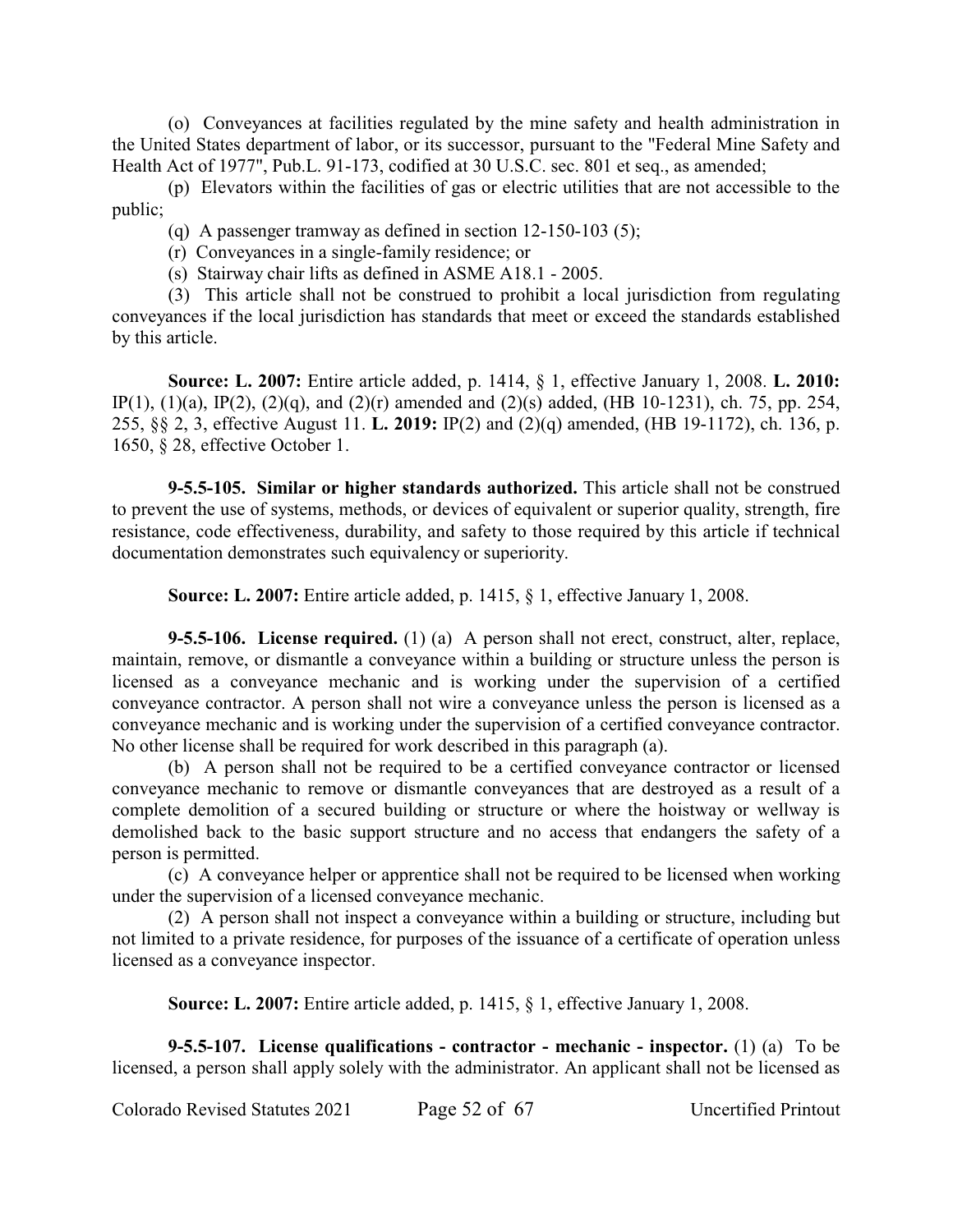(o) Conveyances at facilities regulated by the mine safety and health administration in the United States department of labor, or its successor, pursuant to the "Federal Mine Safety and Health Act of 1977", Pub.L. 91-173, codified at 30 U.S.C. sec. 801 et seq., as amended;

(p) Elevators within the facilities of gas or electric utilities that are not accessible to the public;

(q) A passenger tramway as defined in section 12-150-103 (5);

(r) Conveyances in a single-family residence; or

(s) Stairway chair lifts as defined in ASME A18.1 - 2005.

(3) This article shall not be construed to prohibit a local jurisdiction from regulating conveyances if the local jurisdiction has standards that meet or exceed the standards established by this article.

**Source: L. 2007:** Entire article added, p. 1414, § 1, effective January 1, 2008. **L. 2010:** IP(1), (1)(a), IP(2), (2)(q), and (2)(r) amended and (2)(s) added, (HB 10-1231), ch. 75, pp. 254, 255, §§ 2, 3, effective August 11. **L. 2019:** IP(2) and (2)(q) amended, (HB 19-1172), ch. 136, p. 1650, § 28, effective October 1.

**9-5.5-105. Similar or higher standards authorized.** This article shall not be construed to prevent the use of systems, methods, or devices of equivalent or superior quality, strength, fire resistance, code effectiveness, durability, and safety to those required by this article if technical documentation demonstrates such equivalency or superiority.

**Source: L. 2007:** Entire article added, p. 1415, § 1, effective January 1, 2008.

**9-5.5-106. License required.** (1) (a) A person shall not erect, construct, alter, replace, maintain, remove, or dismantle a conveyance within a building or structure unless the person is licensed as a conveyance mechanic and is working under the supervision of a certified conveyance contractor. A person shall not wire a conveyance unless the person is licensed as a conveyance mechanic and is working under the supervision of a certified conveyance contractor. No other license shall be required for work described in this paragraph (a).

(b) A person shall not be required to be a certified conveyance contractor or licensed conveyance mechanic to remove or dismantle conveyances that are destroyed as a result of a complete demolition of a secured building or structure or where the hoistway or wellway is demolished back to the basic support structure and no access that endangers the safety of a person is permitted.

(c) A conveyance helper or apprentice shall not be required to be licensed when working under the supervision of a licensed conveyance mechanic.

(2) A person shall not inspect a conveyance within a building or structure, including but not limited to a private residence, for purposes of the issuance of a certificate of operation unless licensed as a conveyance inspector.

**Source: L. 2007:** Entire article added, p. 1415, § 1, effective January 1, 2008.

**9-5.5-107. License qualifications - contractor - mechanic - inspector.** (1) (a) To be licensed, a person shall apply solely with the administrator. An applicant shall not be licensed as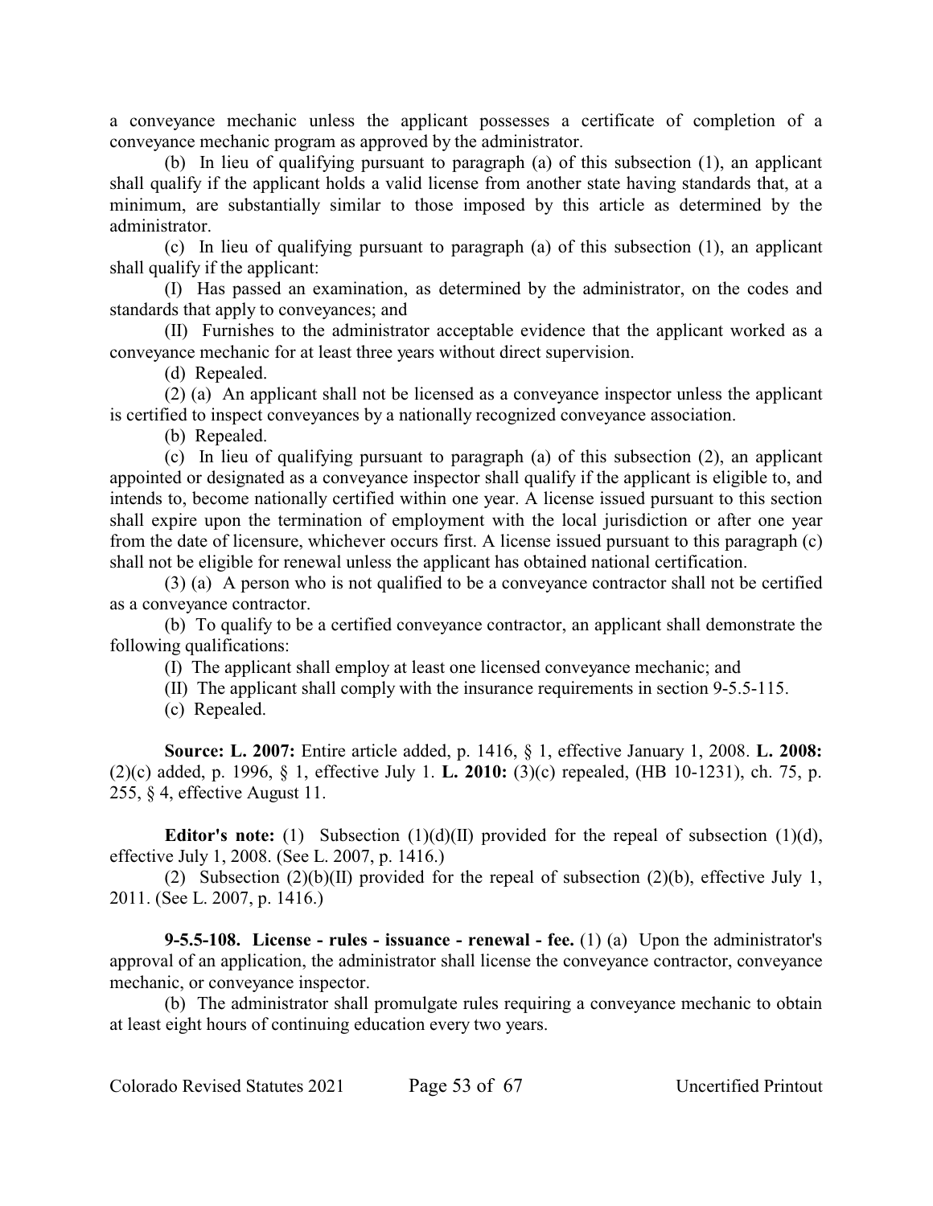a conveyance mechanic unless the applicant possesses a certificate of completion of a conveyance mechanic program as approved by the administrator.

(b) In lieu of qualifying pursuant to paragraph (a) of this subsection (1), an applicant shall qualify if the applicant holds a valid license from another state having standards that, at a minimum, are substantially similar to those imposed by this article as determined by the administrator.

(c) In lieu of qualifying pursuant to paragraph (a) of this subsection (1), an applicant shall qualify if the applicant:

(I) Has passed an examination, as determined by the administrator, on the codes and standards that apply to conveyances; and

(II) Furnishes to the administrator acceptable evidence that the applicant worked as a conveyance mechanic for at least three years without direct supervision.

(d) Repealed.

(2) (a) An applicant shall not be licensed as a conveyance inspector unless the applicant is certified to inspect conveyances by a nationally recognized conveyance association.

(b) Repealed.

(c) In lieu of qualifying pursuant to paragraph (a) of this subsection (2), an applicant appointed or designated as a conveyance inspector shall qualify if the applicant is eligible to, and intends to, become nationally certified within one year. A license issued pursuant to this section shall expire upon the termination of employment with the local jurisdiction or after one year from the date of licensure, whichever occurs first. A license issued pursuant to this paragraph (c) shall not be eligible for renewal unless the applicant has obtained national certification.

(3) (a) A person who is not qualified to be a conveyance contractor shall not be certified as a conveyance contractor.

(b) To qualify to be a certified conveyance contractor, an applicant shall demonstrate the following qualifications:

(I) The applicant shall employ at least one licensed conveyance mechanic; and

(II) The applicant shall comply with the insurance requirements in section 9-5.5-115.

(c) Repealed.

**Source: L. 2007:** Entire article added, p. 1416, § 1, effective January 1, 2008. **L. 2008:** (2)(c) added, p. 1996, § 1, effective July 1. **L. 2010:** (3)(c) repealed, (HB 10-1231), ch. 75, p. 255, § 4, effective August 11.

**Editor's note:** (1) Subsection (1)(d)(II) provided for the repeal of subsection (1)(d), effective July 1, 2008. (See L. 2007, p. 1416.)

(2) Subsection (2)(b)(II) provided for the repeal of subsection (2)(b), effective July 1, 2011. (See L. 2007, p. 1416.)

**9-5.5-108. License - rules - issuance - renewal - fee.** (1) (a) Upon the administrator's approval of an application, the administrator shall license the conveyance contractor, conveyance mechanic, or conveyance inspector.

(b) The administrator shall promulgate rules requiring a conveyance mechanic to obtain at least eight hours of continuing education every two years.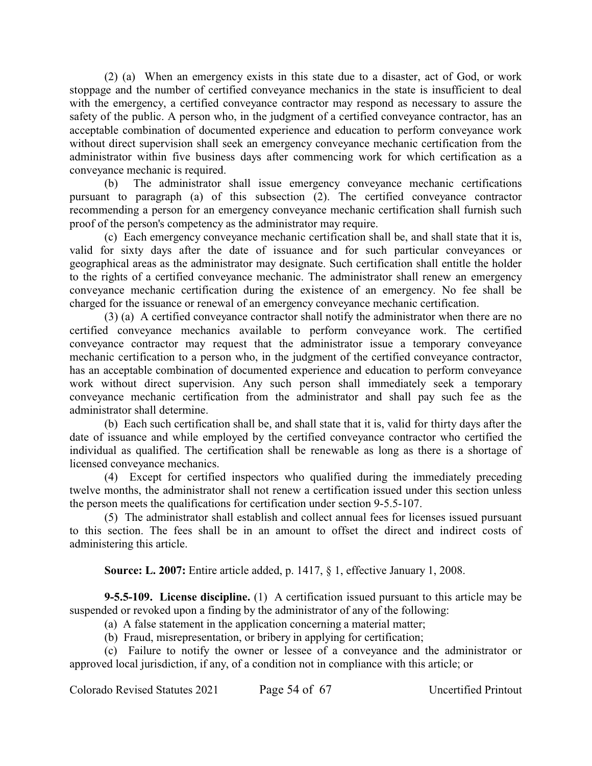(2) (a) When an emergency exists in this state due to a disaster, act of God, or work stoppage and the number of certified conveyance mechanics in the state is insufficient to deal with the emergency, a certified conveyance contractor may respond as necessary to assure the safety of the public. A person who, in the judgment of a certified conveyance contractor, has an acceptable combination of documented experience and education to perform conveyance work without direct supervision shall seek an emergency conveyance mechanic certification from the administrator within five business days after commencing work for which certification as a conveyance mechanic is required.

(b) The administrator shall issue emergency conveyance mechanic certifications pursuant to paragraph (a) of this subsection (2). The certified conveyance contractor recommending a person for an emergency conveyance mechanic certification shall furnish such proof of the person's competency as the administrator may require.

(c) Each emergency conveyance mechanic certification shall be, and shall state that it is, valid for sixty days after the date of issuance and for such particular conveyances or geographical areas as the administrator may designate. Such certification shall entitle the holder to the rights of a certified conveyance mechanic. The administrator shall renew an emergency conveyance mechanic certification during the existence of an emergency. No fee shall be charged for the issuance or renewal of an emergency conveyance mechanic certification.

(3) (a) A certified conveyance contractor shall notify the administrator when there are no certified conveyance mechanics available to perform conveyance work. The certified conveyance contractor may request that the administrator issue a temporary conveyance mechanic certification to a person who, in the judgment of the certified conveyance contractor, has an acceptable combination of documented experience and education to perform conveyance work without direct supervision. Any such person shall immediately seek a temporary conveyance mechanic certification from the administrator and shall pay such fee as the administrator shall determine.

(b) Each such certification shall be, and shall state that it is, valid for thirty days after the date of issuance and while employed by the certified conveyance contractor who certified the individual as qualified. The certification shall be renewable as long as there is a shortage of licensed conveyance mechanics.

(4) Except for certified inspectors who qualified during the immediately preceding twelve months, the administrator shall not renew a certification issued under this section unless the person meets the qualifications for certification under section 9-5.5-107.

(5) The administrator shall establish and collect annual fees for licenses issued pursuant to this section. The fees shall be in an amount to offset the direct and indirect costs of administering this article.

**Source: L. 2007:** Entire article added, p. 1417, § 1, effective January 1, 2008.

**9-5.5-109. License discipline.** (1) A certification issued pursuant to this article may be suspended or revoked upon a finding by the administrator of any of the following:

(a) A false statement in the application concerning a material matter;

(b) Fraud, misrepresentation, or bribery in applying for certification;

(c) Failure to notify the owner or lessee of a conveyance and the administrator or approved local jurisdiction, if any, of a condition not in compliance with this article; or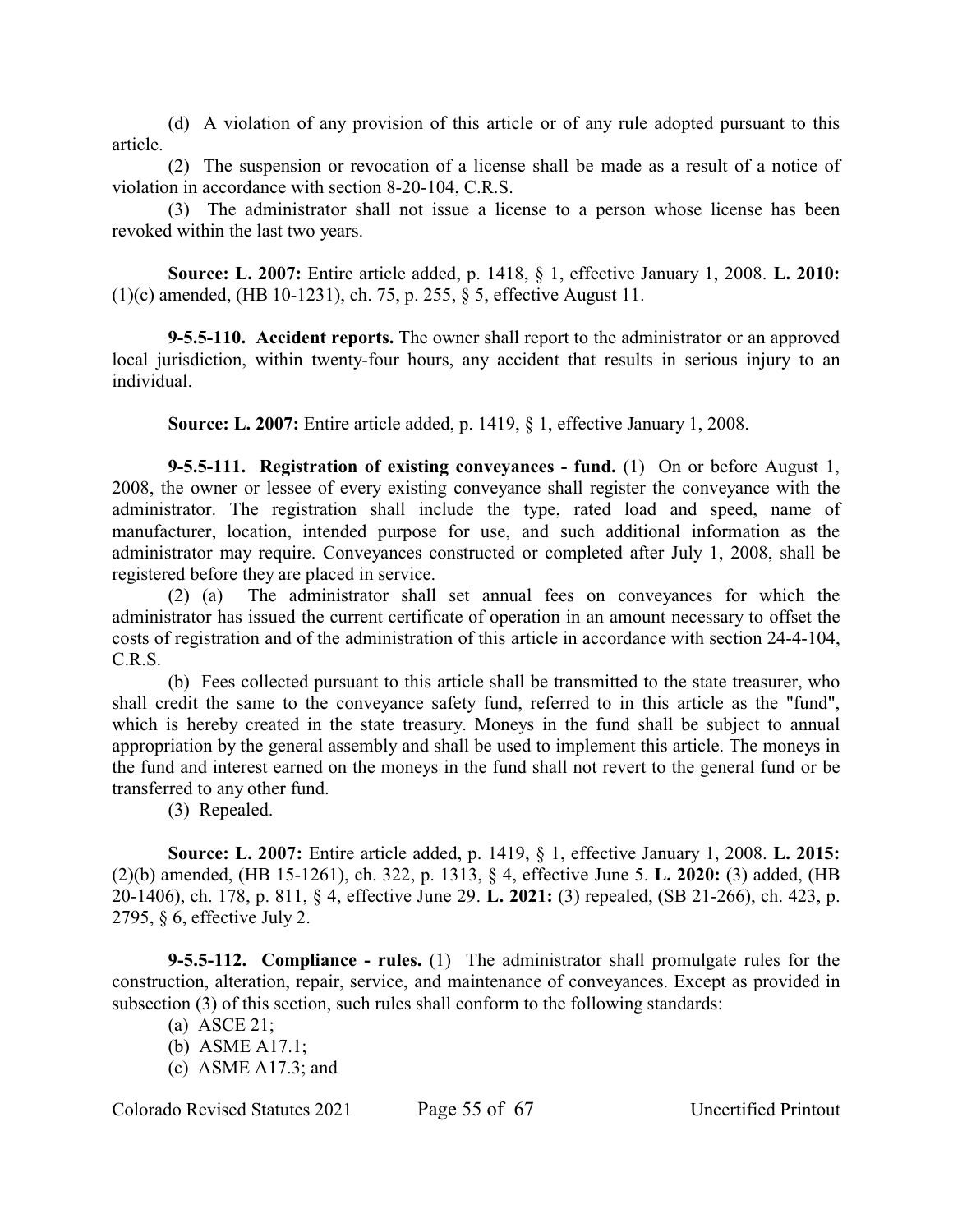(d) A violation of any provision of this article or of any rule adopted pursuant to this article.

(2) The suspension or revocation of a license shall be made as a result of a notice of violation in accordance with section 8-20-104, C.R.S.

(3) The administrator shall not issue a license to a person whose license has been revoked within the last two years.

**Source: L. 2007:** Entire article added, p. 1418, § 1, effective January 1, 2008. **L. 2010:** (1)(c) amended, (HB 10-1231), ch. 75, p. 255, § 5, effective August 11.

**9-5.5-110. Accident reports.** The owner shall report to the administrator or an approved local jurisdiction, within twenty-four hours, any accident that results in serious injury to an individual.

**Source: L. 2007:** Entire article added, p. 1419, § 1, effective January 1, 2008.

**9-5.5-111. Registration of existing conveyances - fund.** (1) On or before August 1, 2008, the owner or lessee of every existing conveyance shall register the conveyance with the administrator. The registration shall include the type, rated load and speed, name of manufacturer, location, intended purpose for use, and such additional information as the administrator may require. Conveyances constructed or completed after July 1, 2008, shall be registered before they are placed in service.

(2) (a) The administrator shall set annual fees on conveyances for which the administrator has issued the current certificate of operation in an amount necessary to offset the costs of registration and of the administration of this article in accordance with section 24-4-104, C.R.S.

(b) Fees collected pursuant to this article shall be transmitted to the state treasurer, who shall credit the same to the conveyance safety fund, referred to in this article as the "fund", which is hereby created in the state treasury. Moneys in the fund shall be subject to annual appropriation by the general assembly and shall be used to implement this article. The moneys in the fund and interest earned on the moneys in the fund shall not revert to the general fund or be transferred to any other fund.

(3) Repealed.

**Source: L. 2007:** Entire article added, p. 1419, § 1, effective January 1, 2008. **L. 2015:** (2)(b) amended, (HB 15-1261), ch. 322, p. 1313, § 4, effective June 5. **L. 2020:** (3) added, (HB 20-1406), ch. 178, p. 811, § 4, effective June 29. **L. 2021:** (3) repealed, (SB 21-266), ch. 423, p. 2795, § 6, effective July 2.

**9-5.5-112. Compliance - rules.** (1) The administrator shall promulgate rules for the construction, alteration, repair, service, and maintenance of conveyances. Except as provided in subsection (3) of this section, such rules shall conform to the following standards:

(a) ASCE 21;

(b) ASME A17.1;

(c) ASME A17.3; and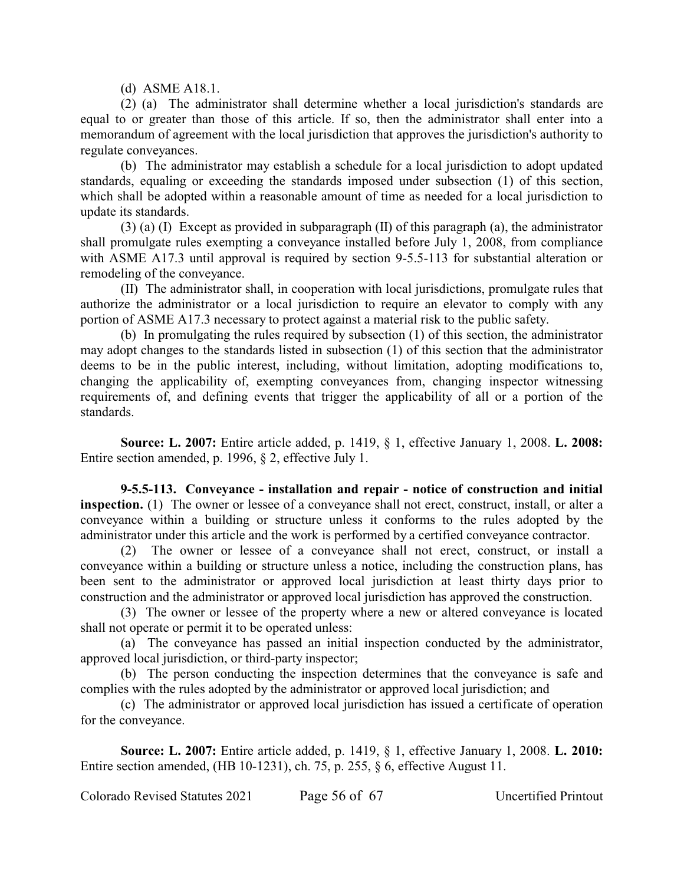(d) ASME A18.1.

(2) (a) The administrator shall determine whether a local jurisdiction's standards are equal to or greater than those of this article. If so, then the administrator shall enter into a memorandum of agreement with the local jurisdiction that approves the jurisdiction's authority to regulate conveyances.

(b) The administrator may establish a schedule for a local jurisdiction to adopt updated standards, equaling or exceeding the standards imposed under subsection (1) of this section, which shall be adopted within a reasonable amount of time as needed for a local jurisdiction to update its standards.

(3) (a) (I) Except as provided in subparagraph (II) of this paragraph (a), the administrator shall promulgate rules exempting a conveyance installed before July 1, 2008, from compliance with ASME A17.3 until approval is required by section 9-5.5-113 for substantial alteration or remodeling of the conveyance.

(II) The administrator shall, in cooperation with local jurisdictions, promulgate rules that authorize the administrator or a local jurisdiction to require an elevator to comply with any portion of ASME A17.3 necessary to protect against a material risk to the public safety.

(b) In promulgating the rules required by subsection (1) of this section, the administrator may adopt changes to the standards listed in subsection (1) of this section that the administrator deems to be in the public interest, including, without limitation, adopting modifications to, changing the applicability of, exempting conveyances from, changing inspector witnessing requirements of, and defining events that trigger the applicability of all or a portion of the standards.

**Source: L. 2007:** Entire article added, p. 1419, § 1, effective January 1, 2008. **L. 2008:** Entire section amended, p. 1996, § 2, effective July 1.

**9-5.5-113. Conveyance - installation and repair - notice of construction and initial inspection.** (1) The owner or lessee of a conveyance shall not erect, construct, install, or alter a conveyance within a building or structure unless it conforms to the rules adopted by the administrator under this article and the work is performed by a certified conveyance contractor.

(2) The owner or lessee of a conveyance shall not erect, construct, or install a conveyance within a building or structure unless a notice, including the construction plans, has been sent to the administrator or approved local jurisdiction at least thirty days prior to construction and the administrator or approved local jurisdiction has approved the construction.

(3) The owner or lessee of the property where a new or altered conveyance is located shall not operate or permit it to be operated unless:

(a) The conveyance has passed an initial inspection conducted by the administrator, approved local jurisdiction, or third-party inspector;

(b) The person conducting the inspection determines that the conveyance is safe and complies with the rules adopted by the administrator or approved local jurisdiction; and

(c) The administrator or approved local jurisdiction has issued a certificate of operation for the conveyance.

**Source: L. 2007:** Entire article added, p. 1419, § 1, effective January 1, 2008. **L. 2010:** Entire section amended, (HB 10-1231), ch. 75, p. 255, § 6, effective August 11.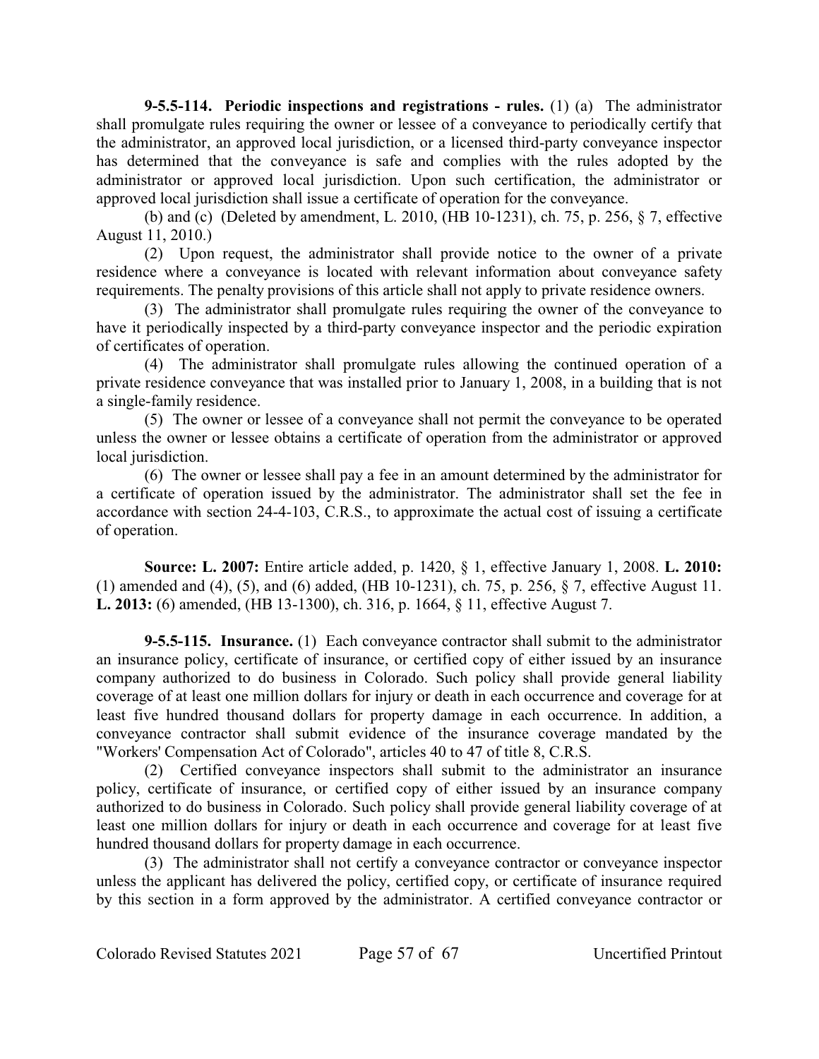**9-5.5-114. Periodic inspections and registrations - rules.** (1) (a) The administrator shall promulgate rules requiring the owner or lessee of a conveyance to periodically certify that the administrator, an approved local jurisdiction, or a licensed third-party conveyance inspector has determined that the conveyance is safe and complies with the rules adopted by the administrator or approved local jurisdiction. Upon such certification, the administrator or approved local jurisdiction shall issue a certificate of operation for the conveyance.

(b) and (c) (Deleted by amendment, L. 2010, (HB 10-1231), ch. 75, p. 256, § 7, effective August 11, 2010.)

(2) Upon request, the administrator shall provide notice to the owner of a private residence where a conveyance is located with relevant information about conveyance safety requirements. The penalty provisions of this article shall not apply to private residence owners.

(3) The administrator shall promulgate rules requiring the owner of the conveyance to have it periodically inspected by a third-party conveyance inspector and the periodic expiration of certificates of operation.

(4) The administrator shall promulgate rules allowing the continued operation of a private residence conveyance that was installed prior to January 1, 2008, in a building that is not a single-family residence.

(5) The owner or lessee of a conveyance shall not permit the conveyance to be operated unless the owner or lessee obtains a certificate of operation from the administrator or approved local jurisdiction.

(6) The owner or lessee shall pay a fee in an amount determined by the administrator for a certificate of operation issued by the administrator. The administrator shall set the fee in accordance with section 24-4-103, C.R.S., to approximate the actual cost of issuing a certificate of operation.

**Source: L. 2007:** Entire article added, p. 1420, § 1, effective January 1, 2008. **L. 2010:** (1) amended and (4), (5), and (6) added, (HB 10-1231), ch. 75, p. 256, § 7, effective August 11. **L. 2013:** (6) amended, (HB 13-1300), ch. 316, p. 1664, § 11, effective August 7.

**9-5.5-115. Insurance.** (1) Each conveyance contractor shall submit to the administrator an insurance policy, certificate of insurance, or certified copy of either issued by an insurance company authorized to do business in Colorado. Such policy shall provide general liability coverage of at least one million dollars for injury or death in each occurrence and coverage for at least five hundred thousand dollars for property damage in each occurrence. In addition, a conveyance contractor shall submit evidence of the insurance coverage mandated by the "Workers' Compensation Act of Colorado", articles 40 to 47 of title 8, C.R.S.

(2) Certified conveyance inspectors shall submit to the administrator an insurance policy, certificate of insurance, or certified copy of either issued by an insurance company authorized to do business in Colorado. Such policy shall provide general liability coverage of at least one million dollars for injury or death in each occurrence and coverage for at least five hundred thousand dollars for property damage in each occurrence.

(3) The administrator shall not certify a conveyance contractor or conveyance inspector unless the applicant has delivered the policy, certified copy, or certificate of insurance required by this section in a form approved by the administrator. A certified conveyance contractor or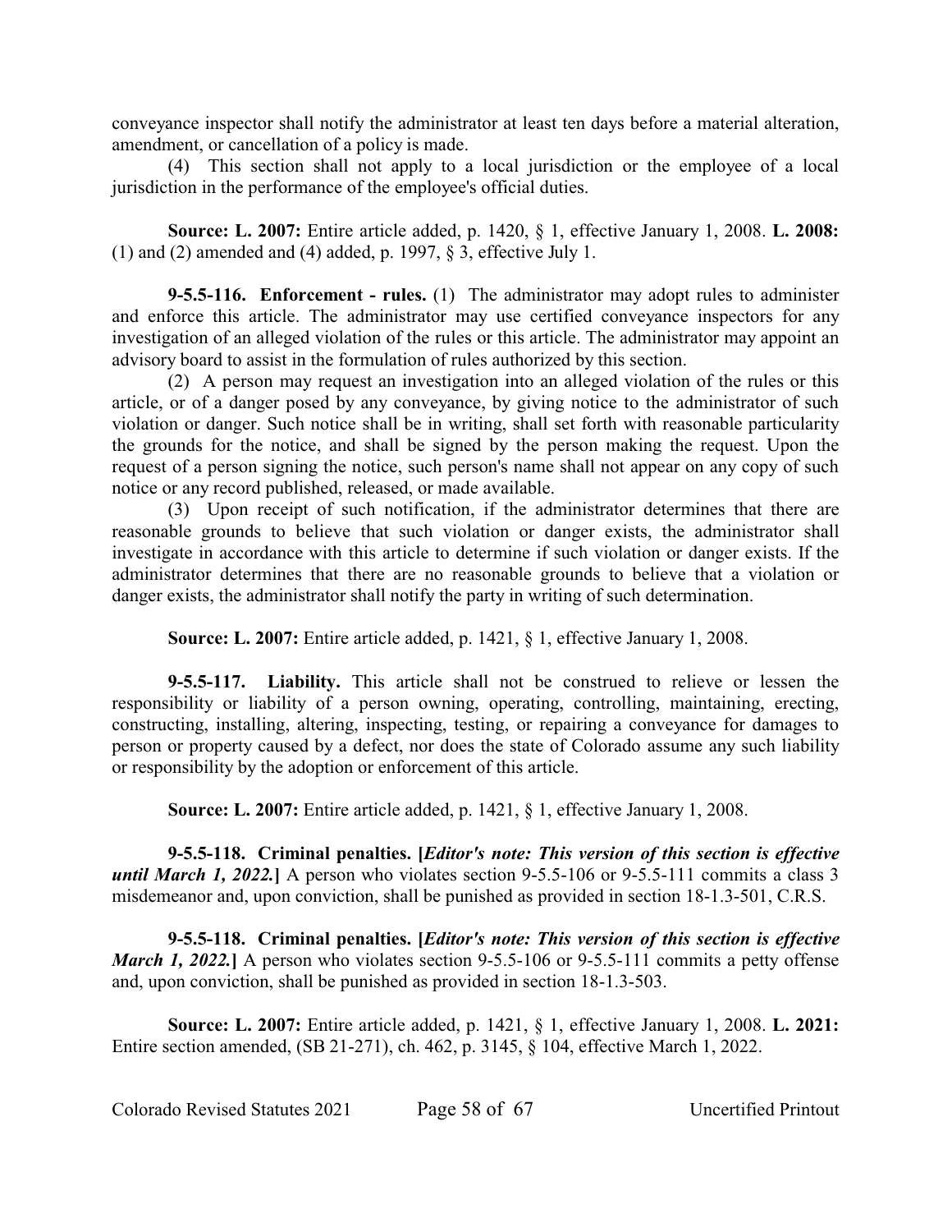conveyance inspector shall notify the administrator at least ten days before a material alteration, amendment, or cancellation of a policy is made.

(4) This section shall not apply to a local jurisdiction or the employee of a local jurisdiction in the performance of the employee's official duties.

**Source: L. 2007:** Entire article added, p. 1420, § 1, effective January 1, 2008. **L. 2008:** (1) and (2) amended and (4) added, p. 1997, § 3, effective July 1.

**9-5.5-116. Enforcement - rules.** (1) The administrator may adopt rules to administer and enforce this article. The administrator may use certified conveyance inspectors for any investigation of an alleged violation of the rules or this article. The administrator may appoint an advisory board to assist in the formulation of rules authorized by this section.

(2) A person may request an investigation into an alleged violation of the rules or this article, or of a danger posed by any conveyance, by giving notice to the administrator of such violation or danger. Such notice shall be in writing, shall set forth with reasonable particularity the grounds for the notice, and shall be signed by the person making the request. Upon the request of a person signing the notice, such person's name shall not appear on any copy of such notice or any record published, released, or made available.

(3) Upon receipt of such notification, if the administrator determines that there are reasonable grounds to believe that such violation or danger exists, the administrator shall investigate in accordance with this article to determine if such violation or danger exists. If the administrator determines that there are no reasonable grounds to believe that a violation or danger exists, the administrator shall notify the party in writing of such determination.

**Source: L. 2007:** Entire article added, p. 1421, § 1, effective January 1, 2008.

**9-5.5-117. Liability.** This article shall not be construed to relieve or lessen the responsibility or liability of a person owning, operating, controlling, maintaining, erecting, constructing, installing, altering, inspecting, testing, or repairing a conveyance for damages to person or property caused by a defect, nor does the state of Colorado assume any such liability or responsibility by the adoption or enforcement of this article.

**Source: L. 2007:** Entire article added, p. 1421, § 1, effective January 1, 2008.

**9-5.5-118. Criminal penalties. [*Editor's note: This version of this section is effective until March 1, 2022.*]** A person who violates section 9-5.5-106 or 9-5.5-111 commits a class 3 misdemeanor and, upon conviction, shall be punished as provided in section 18-1.3-501, C.R.S.

**9-5.5-118. Criminal penalties. [*Editor's note: This version of this section is effective March 1, 2022.*]** A person who violates section 9-5.5-106 or 9-5.5-111 commits a petty offense and, upon conviction, shall be punished as provided in section 18-1.3-503.

**Source: L. 2007:** Entire article added, p. 1421, § 1, effective January 1, 2008. **L. 2021:** Entire section amended, (SB 21-271), ch. 462, p. 3145, § 104, effective March 1, 2022.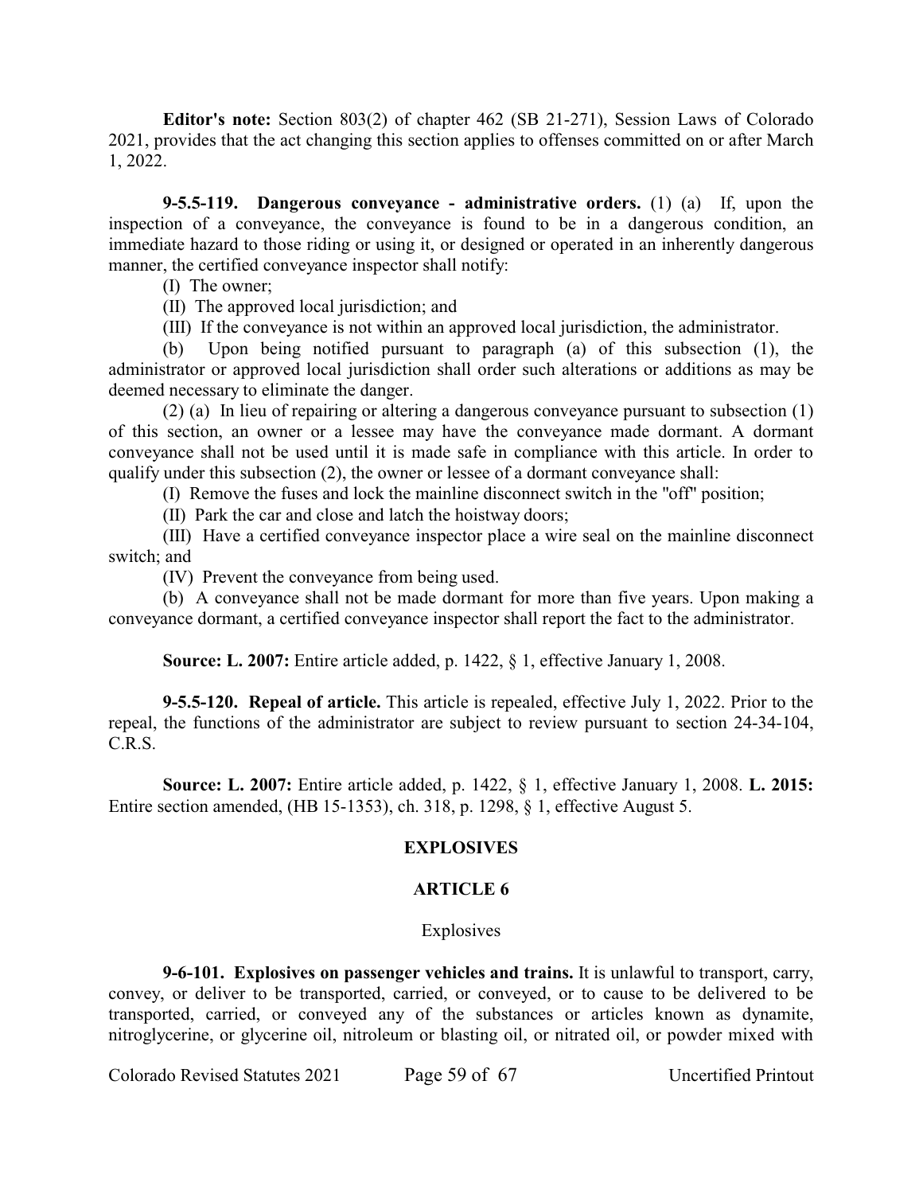**Editor's note:** Section 803(2) of chapter 462 (SB 21-271), Session Laws of Colorado 2021, provides that the act changing this section applies to offenses committed on or after March 1, 2022.

**9-5.5-119. Dangerous conveyance - administrative orders.** (1) (a) If, upon the inspection of a conveyance, the conveyance is found to be in a dangerous condition, an immediate hazard to those riding or using it, or designed or operated in an inherently dangerous manner, the certified conveyance inspector shall notify:

(I) The owner;

(II) The approved local jurisdiction; and

(III) If the conveyance is not within an approved local jurisdiction, the administrator.

(b) Upon being notified pursuant to paragraph (a) of this subsection (1), the administrator or approved local jurisdiction shall order such alterations or additions as may be deemed necessary to eliminate the danger.

(2) (a) In lieu of repairing or altering a dangerous conveyance pursuant to subsection (1) of this section, an owner or a lessee may have the conveyance made dormant. A dormant conveyance shall not be used until it is made safe in compliance with this article. In order to qualify under this subsection (2), the owner or lessee of a dormant conveyance shall:

(I) Remove the fuses and lock the mainline disconnect switch in the "off" position;

(II) Park the car and close and latch the hoistway doors;

(III) Have a certified conveyance inspector place a wire seal on the mainline disconnect switch; and

(IV) Prevent the conveyance from being used.

(b) A conveyance shall not be made dormant for more than five years. Upon making a conveyance dormant, a certified conveyance inspector shall report the fact to the administrator.

**Source: L. 2007:** Entire article added, p. 1422, § 1, effective January 1, 2008.

**9-5.5-120. Repeal of article.** This article is repealed, effective July 1, 2022. Prior to the repeal, the functions of the administrator are subject to review pursuant to section 24-34-104, C.R.S.

**Source: L. 2007:** Entire article added, p. 1422, § 1, effective January 1, 2008. **L. 2015:** Entire section amended, (HB 15-1353), ch. 318, p. 1298, § 1, effective August 5.

## EXPLOSIVES

## ARTICLE 6

### Explosives

**9-6-101. Explosives on passenger vehicles and trains.** It is unlawful to transport, carry, convey, or deliver to be transported, carried, or conveyed, or to cause to be delivered to be transported, carried, or conveyed any of the substances or articles known as dynamite, nitroglycerine, or glycerine oil, nitroleum or blasting oil, or nitrated oil, or powder mixed with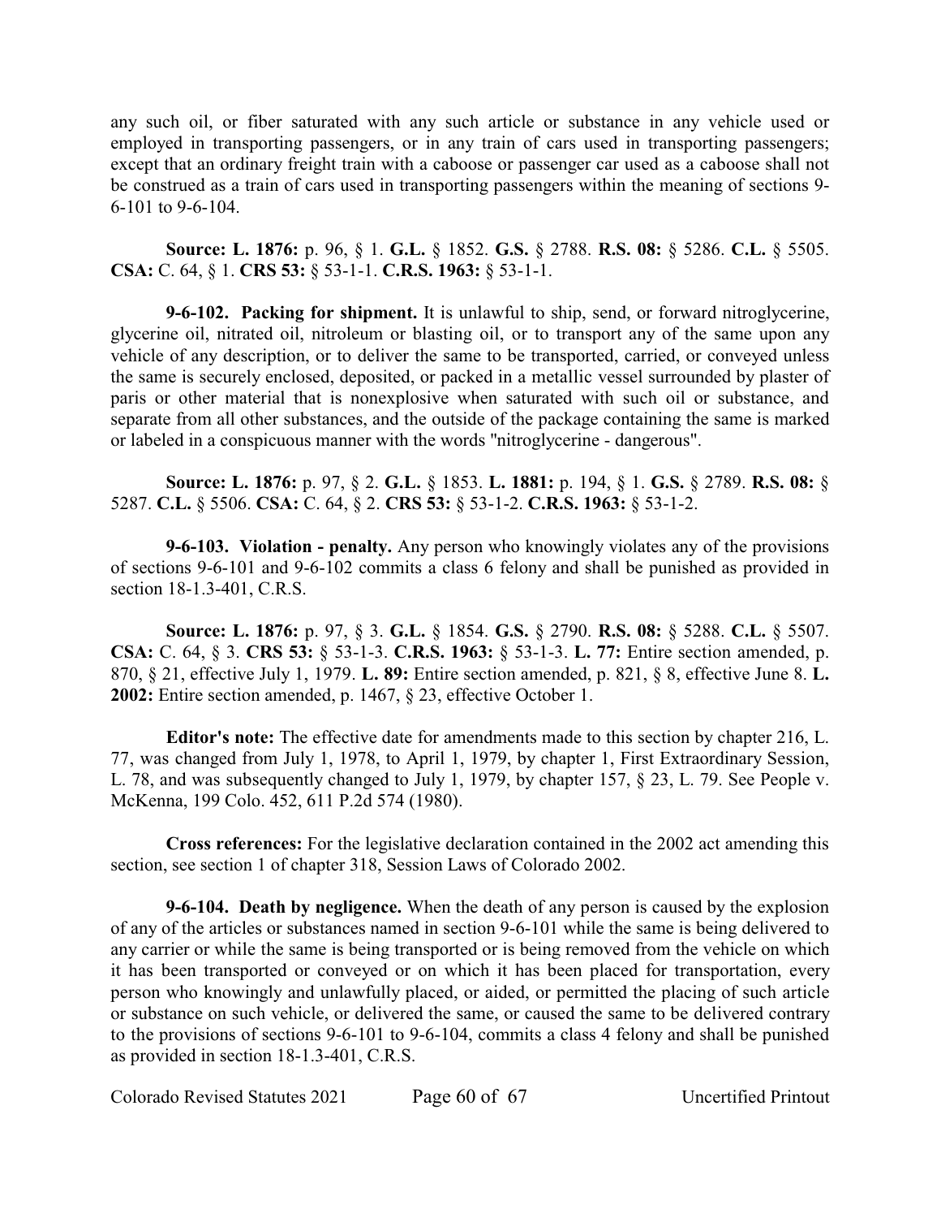any such oil, or fiber saturated with any such article or substance in any vehicle used or employed in transporting passengers, or in any train of cars used in transporting passengers; except that an ordinary freight train with a caboose or passenger car used as a caboose shall not be construed as a train of cars used in transporting passengers within the meaning of sections 9-6-101 to 9-6-104.

**Source: L. 1876:** p. 96, § 1. **G.L.** § 1852. **G.S.** § 2788. **R.S. 08:** § 5286. **C.L.** § 5505. **CSA:** C. 64, § 1. **CRS 53:** § 53-1-1. **C.R.S. 1963:** § 53-1-1.

**9-6-102. Packing for shipment.** It is unlawful to ship, send, or forward nitroglycerine, glycerine oil, nitrated oil, nitroleum or blasting oil, or to transport any of the same upon any vehicle of any description, or to deliver the same to be transported, carried, or conveyed unless the same is securely enclosed, deposited, or packed in a metallic vessel surrounded by plaster of paris or other material that is nonexplosive when saturated with such oil or substance, and separate from all other substances, and the outside of the package containing the same is marked or labeled in a conspicuous manner with the words "nitroglycerine - dangerous".

**Source: L. 1876:** p. 97, § 2. **G.L.** § 1853. **L. 1881:** p. 194, § 1. **G.S.** § 2789. **R.S. 08:** § 5287. **C.L.** § 5506. **CSA:** C. 64, § 2. **CRS 53:** § 53-1-2. **C.R.S. 1963:** § 53-1-2.

**9-6-103. Violation - penalty.** Any person who knowingly violates any of the provisions of sections 9-6-101 and 9-6-102 commits a class 6 felony and shall be punished as provided in section 18-1.3-401, C.R.S.

**Source: L. 1876:** p. 97, § 3. **G.L.** § 1854. **G.S.** § 2790. **R.S. 08:** § 5288. **C.L.** § 5507. **CSA:** C. 64, § 3. **CRS 53:** § 53-1-3. **C.R.S. 1963:** § 53-1-3. **L. 77:** Entire section amended, p. 870, § 21, effective July 1, 1979. **L. 89:** Entire section amended, p. 821, § 8, effective June 8. **L. 2002:** Entire section amended, p. 1467, § 23, effective October 1.

**Editor's note:** The effective date for amendments made to this section by chapter 216, L. 77, was changed from July 1, 1978, to April 1, 1979, by chapter 1, First Extraordinary Session, L. 78, and was subsequently changed to July 1, 1979, by chapter 157, § 23, L. 79. See People v. McKenna, 199 Colo. 452, 611 P.2d 574 (1980).

**Cross references:** For the legislative declaration contained in the 2002 act amending this section, see section 1 of chapter 318, Session Laws of Colorado 2002.

**9-6-104. Death by negligence.** When the death of any person is caused by the explosion of any of the articles or substances named in section 9-6-101 while the same is being delivered to any carrier or while the same is being transported or is being removed from the vehicle on which it has been transported or conveyed or on which it has been placed for transportation, every person who knowingly and unlawfully placed, or aided, or permitted the placing of such article or substance on such vehicle, or delivered the same, or caused the same to be delivered contrary to the provisions of sections 9-6-101 to 9-6-104, commits a class 4 felony and shall be punished as provided in section 18-1.3-401, C.R.S.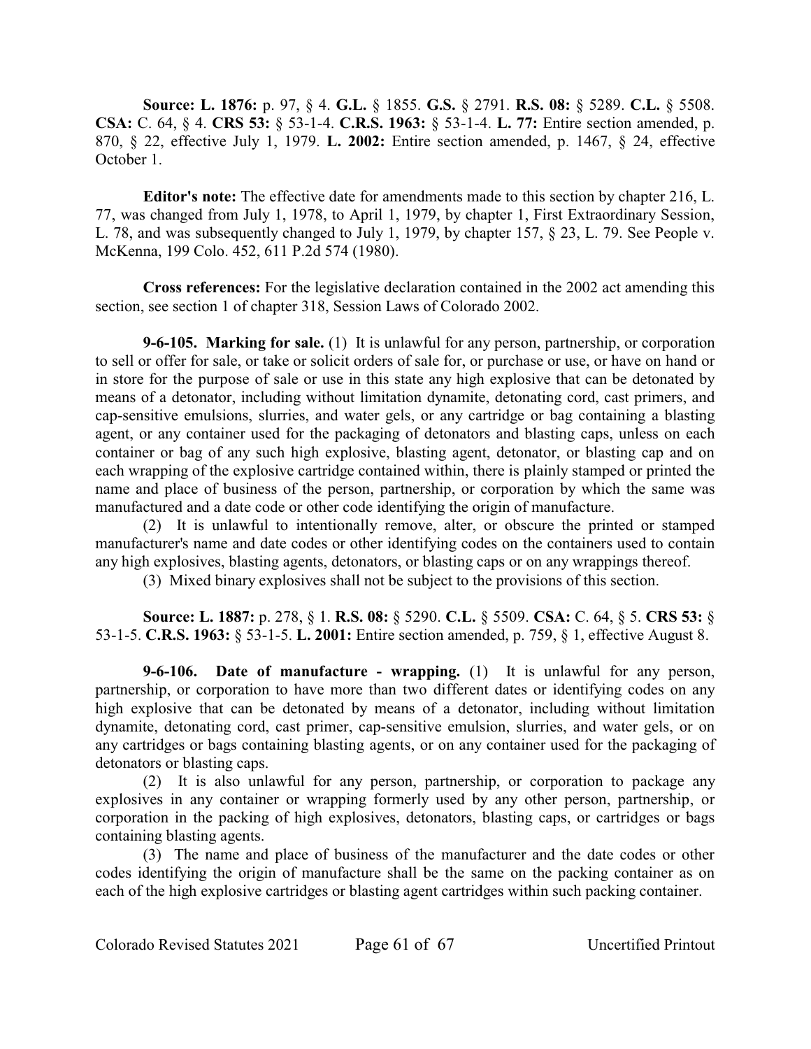**Source: L. 1876:** p. 97, § 4. **G.L.** § 1855. **G.S.** § 2791. **R.S. 08:** § 5289. **C.L.** § 5508. **CSA:** C. 64, § 4. **CRS 53:** § 53-1-4. **C.R.S. 1963:** § 53-1-4. **L. 77:** Entire section amended, p. 870, § 22, effective July 1, 1979. **L. 2002:** Entire section amended, p. 1467, § 24, effective October 1.

**Editor's note:** The effective date for amendments made to this section by chapter 216, L. 77, was changed from July 1, 1978, to April 1, 1979, by chapter 1, First Extraordinary Session, L. 78, and was subsequently changed to July 1, 1979, by chapter 157, § 23, L. 79. See People v. McKenna, 199 Colo. 452, 611 P.2d 574 (1980).

**Cross references:** For the legislative declaration contained in the 2002 act amending this section, see section 1 of chapter 318, Session Laws of Colorado 2002.

**9-6-105. Marking for sale.** (1) It is unlawful for any person, partnership, or corporation to sell or offer for sale, or take or solicit orders of sale for, or purchase or use, or have on hand or in store for the purpose of sale or use in this state any high explosive that can be detonated by means of a detonator, including without limitation dynamite, detonating cord, cast primers, and cap-sensitive emulsions, slurries, and water gels, or any cartridge or bag containing a blasting agent, or any container used for the packaging of detonators and blasting caps, unless on each container or bag of any such high explosive, blasting agent, detonator, or blasting cap and on each wrapping of the explosive cartridge contained within, there is plainly stamped or printed the name and place of business of the person, partnership, or corporation by which the same was manufactured and a date code or other code identifying the origin of manufacture.

(2) It is unlawful to intentionally remove, alter, or obscure the printed or stamped manufacturer's name and date codes or other identifying codes on the containers used to contain any high explosives, blasting agents, detonators, or blasting caps or on any wrappings thereof.

(3) Mixed binary explosives shall not be subject to the provisions of this section.

**Source: L. 1887:** p. 278, § 1. **R.S. 08:** § 5290. **C.L.** § 5509. **CSA:** C. 64, § 5. **CRS 53:** § 53-1-5. **C.R.S. 1963:** § 53-1-5. **L. 2001:** Entire section amended, p. 759, § 1, effective August 8.

**9-6-106. Date of manufacture - wrapping.** (1) It is unlawful for any person, partnership, or corporation to have more than two different dates or identifying codes on any high explosive that can be detonated by means of a detonator, including without limitation dynamite, detonating cord, cast primer, cap-sensitive emulsion, slurries, and water gels, or on any cartridges or bags containing blasting agents, or on any container used for the packaging of detonators or blasting caps.

(2) It is also unlawful for any person, partnership, or corporation to package any explosives in any container or wrapping formerly used by any other person, partnership, or corporation in the packing of high explosives, detonators, blasting caps, or cartridges or bags containing blasting agents.

(3) The name and place of business of the manufacturer and the date codes or other codes identifying the origin of manufacture shall be the same on the packing container as on each of the high explosive cartridges or blasting agent cartridges within such packing container.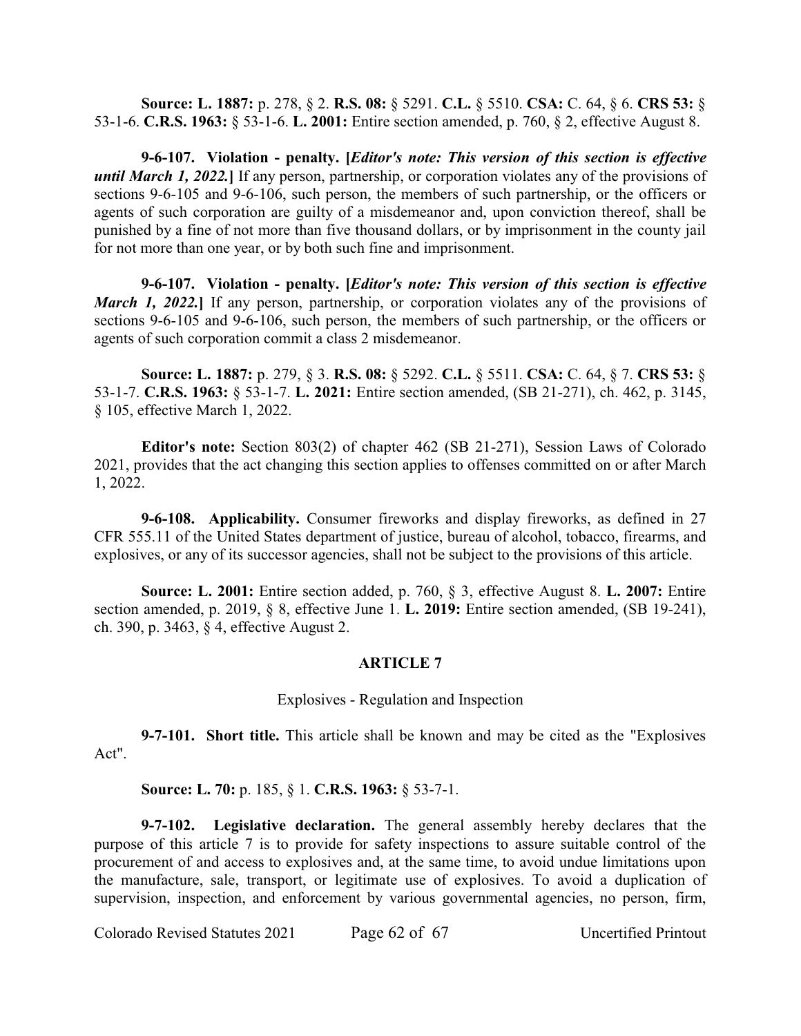**Source: L. 1887:** p. 278, § 2. **R.S. 08:** § 5291. **C.L.** § 5510. **CSA:** C. 64, § 6. **CRS 53:** § 53-1-6. **C.R.S. 1963:** § 53-1-6. **L. 2001:** Entire section amended, p. 760, § 2, effective August 8.

**9-6-107. Violation - penalty.** **[*Editor's note: This version of this section is effective until March 1, 2022.*]** If any person, partnership, or corporation violates any of the provisions of sections 9-6-105 and 9-6-106, such person, the members of such partnership, or the officers or agents of such corporation are guilty of a misdemeanor and, upon conviction thereof, shall be punished by a fine of not more than five thousand dollars, or by imprisonment in the county jail for not more than one year, or by both such fine and imprisonment.

**9-6-107. Violation - penalty.** **[*Editor's note: This version of this section is effective March 1, 2022.*]** If any person, partnership, or corporation violates any of the provisions of sections 9-6-105 and 9-6-106, such person, the members of such partnership, or the officers or agents of such corporation commit a class 2 misdemeanor.

**Source: L. 1887:** p. 279, § 3. **R.S. 08:** § 5292. **C.L.** § 5511. **CSA:** C. 64, § 7. **CRS 53:** § 53-1-7. **C.R.S. 1963:** § 53-1-7. **L. 2021:** Entire section amended, (SB 21-271), ch. 462, p. 3145, § 105, effective March 1, 2022.

**Editor's note:** Section 803(2) of chapter 462 (SB 21-271), Session Laws of Colorado 2021, provides that the act changing this section applies to offenses committed on or after March 1, 2022.

**9-6-108. Applicability.** Consumer fireworks and display fireworks, as defined in 27 CFR 555.11 of the United States department of justice, bureau of alcohol, tobacco, firearms, and explosives, or any of its successor agencies, shall not be subject to the provisions of this article.

**Source: L. 2001:** Entire section added, p. 760, § 3, effective August 8. **L. 2007:** Entire section amended, p. 2019, § 8, effective June 1. **L. 2019:** Entire section amended, (SB 19-241), ch. 390, p. 3463, § 4, effective August 2.

## ARTICLE 7

### Explosives - Regulation and Inspection

**9-7-101. Short title.** This article shall be known and may be cited as the "Explosives Act".

**Source: L. 70:** p. 185, § 1. **C.R.S. 1963:** § 53-7-1.

**9-7-102. Legislative declaration.** The general assembly hereby declares that the purpose of this article 7 is to provide for safety inspections to assure suitable control of the procurement of and access to explosives and, at the same time, to avoid undue limitations upon the manufacture, sale, transport, or legitimate use of explosives. To avoid a duplication of supervision, inspection, and enforcement by various governmental agencies, no person, firm,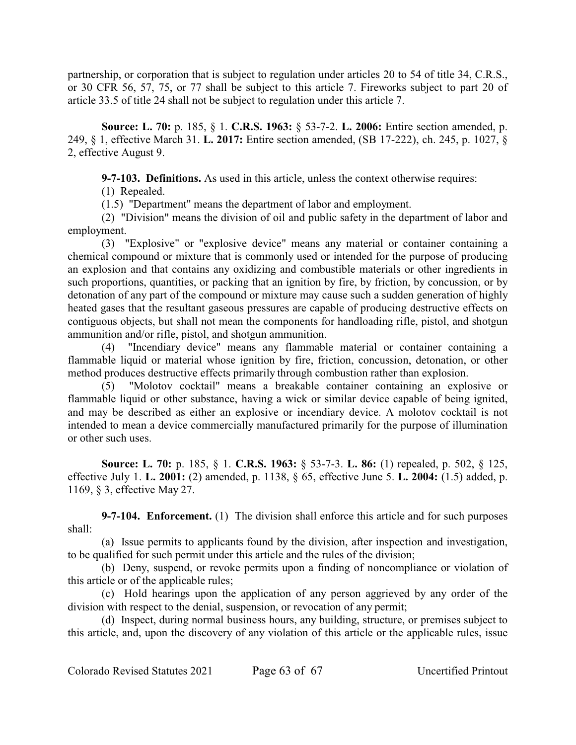partnership, or corporation that is subject to regulation under articles 20 to 54 of title 34, C.R.S., or 30 CFR 56, 57, 75, or 77 shall be subject to this article 7. Fireworks subject to part 20 of article 33.5 of title 24 shall not be subject to regulation under this article 7.

**Source: L. 70:** p. 185, § 1. **C.R.S. 1963:** § 53-7-2. **L. 2006:** Entire section amended, p. 249, § 1, effective March 31. **L. 2017:** Entire section amended, (SB 17-222), ch. 245, p. 1027, § 2, effective August 9.

**9-7-103. Definitions.** As used in this article, unless the context otherwise requires:

(1) Repealed.

(1.5) "Department" means the department of labor and employment.

(2) "Division" means the division of oil and public safety in the department of labor and employment.

(3) "Explosive" or "explosive device" means any material or container containing a chemical compound or mixture that is commonly used or intended for the purpose of producing an explosion and that contains any oxidizing and combustible materials or other ingredients in such proportions, quantities, or packing that an ignition by fire, by friction, by concussion, or by detonation of any part of the compound or mixture may cause such a sudden generation of highly heated gases that the resultant gaseous pressures are capable of producing destructive effects on contiguous objects, but shall not mean the components for handloading rifle, pistol, and shotgun ammunition and/or rifle, pistol, and shotgun ammunition.

(4) "Incendiary device" means any flammable material or container containing a flammable liquid or material whose ignition by fire, friction, concussion, detonation, or other method produces destructive effects primarily through combustion rather than explosion.

(5) "Molotov cocktail" means a breakable container containing an explosive or flammable liquid or other substance, having a wick or similar device capable of being ignited, and may be described as either an explosive or incendiary device. A molotov cocktail is not intended to mean a device commercially manufactured primarily for the purpose of illumination or other such uses.

**Source: L. 70:** p. 185, § 1. **C.R.S. 1963:** § 53-7-3. **L. 86:** (1) repealed, p. 502, § 125, effective July 1. **L. 2001:** (2) amended, p. 1138, § 65, effective June 5. **L. 2004:** (1.5) added, p. 1169, § 3, effective May 27.

**9-7-104. Enforcement.** (1) The division shall enforce this article and for such purposes shall:

(a) Issue permits to applicants found by the division, after inspection and investigation, to be qualified for such permit under this article and the rules of the division;

(b) Deny, suspend, or revoke permits upon a finding of noncompliance or violation of this article or of the applicable rules;

(c) Hold hearings upon the application of any person aggrieved by any order of the division with respect to the denial, suspension, or revocation of any permit;

(d) Inspect, during normal business hours, any building, structure, or premises subject to this article, and, upon the discovery of any violation of this article or the applicable rules, issue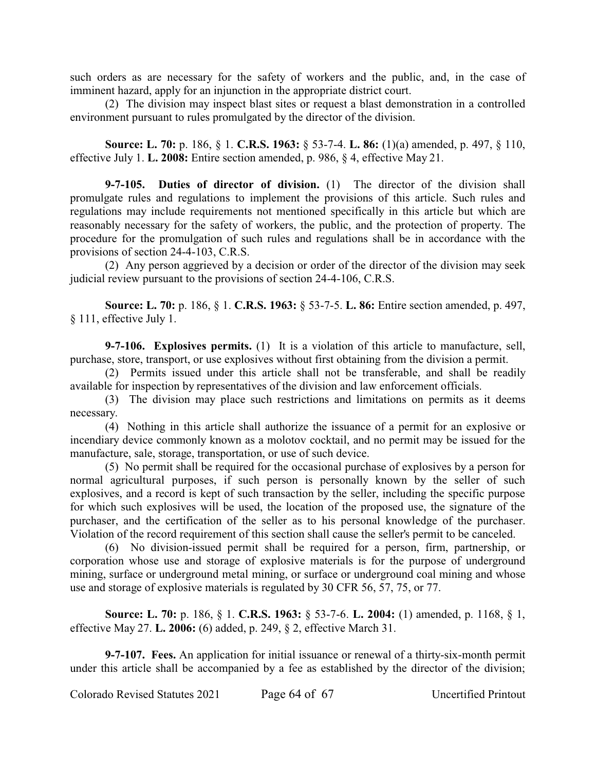such orders as are necessary for the safety of workers and the public, and, in the case of imminent hazard, apply for an injunction in the appropriate district court.

(2) The division may inspect blast sites or request a blast demonstration in a controlled environment pursuant to rules promulgated by the director of the division.

**Source: L. 70:** p. 186, § 1. **C.R.S. 1963:** § 53-7-4. **L. 86:** (1)(a) amended, p. 497, § 110, effective July 1. **L. 2008:** Entire section amended, p. 986, § 4, effective May 21.

**9-7-105. Duties of director of division.** (1) The director of the division shall promulgate rules and regulations to implement the provisions of this article. Such rules and regulations may include requirements not mentioned specifically in this article but which are reasonably necessary for the safety of workers, the public, and the protection of property. The procedure for the promulgation of such rules and regulations shall be in accordance with the provisions of section 24-4-103, C.R.S.

(2) Any person aggrieved by a decision or order of the director of the division may seek judicial review pursuant to the provisions of section 24-4-106, C.R.S.

**Source: L. 70:** p. 186, § 1. **C.R.S. 1963:** § 53-7-5. **L. 86:** Entire section amended, p. 497, § 111, effective July 1.

**9-7-106. Explosives permits.** (1) It is a violation of this article to manufacture, sell, purchase, store, transport, or use explosives without first obtaining from the division a permit.

(2) Permits issued under this article shall not be transferable, and shall be readily available for inspection by representatives of the division and law enforcement officials.

(3) The division may place such restrictions and limitations on permits as it deems necessary.

(4) Nothing in this article shall authorize the issuance of a permit for an explosive or incendiary device commonly known as a molotov cocktail, and no permit may be issued for the manufacture, sale, storage, transportation, or use of such device.

(5) No permit shall be required for the occasional purchase of explosives by a person for normal agricultural purposes, if such person is personally known by the seller of such explosives, and a record is kept of such transaction by the seller, including the specific purpose for which such explosives will be used, the location of the proposed use, the signature of the purchaser, and the certification of the seller as to his personal knowledge of the purchaser. Violation of the record requirement of this section shall cause the seller's permit to be canceled.

(6) No division-issued permit shall be required for a person, firm, partnership, or corporation whose use and storage of explosive materials is for the purpose of underground mining, surface or underground metal mining, or surface or underground coal mining and whose use and storage of explosive materials is regulated by 30 CFR 56, 57, 75, or 77.

**Source: L. 70:** p. 186, § 1. **C.R.S. 1963:** § 53-7-6. **L. 2004:** (1) amended, p. 1168, § 1, effective May 27. **L. 2006:** (6) added, p. 249, § 2, effective March 31.

**9-7-107. Fees.** An application for initial issuance or renewal of a thirty-six-month permit under this article shall be accompanied by a fee as established by the director of the division;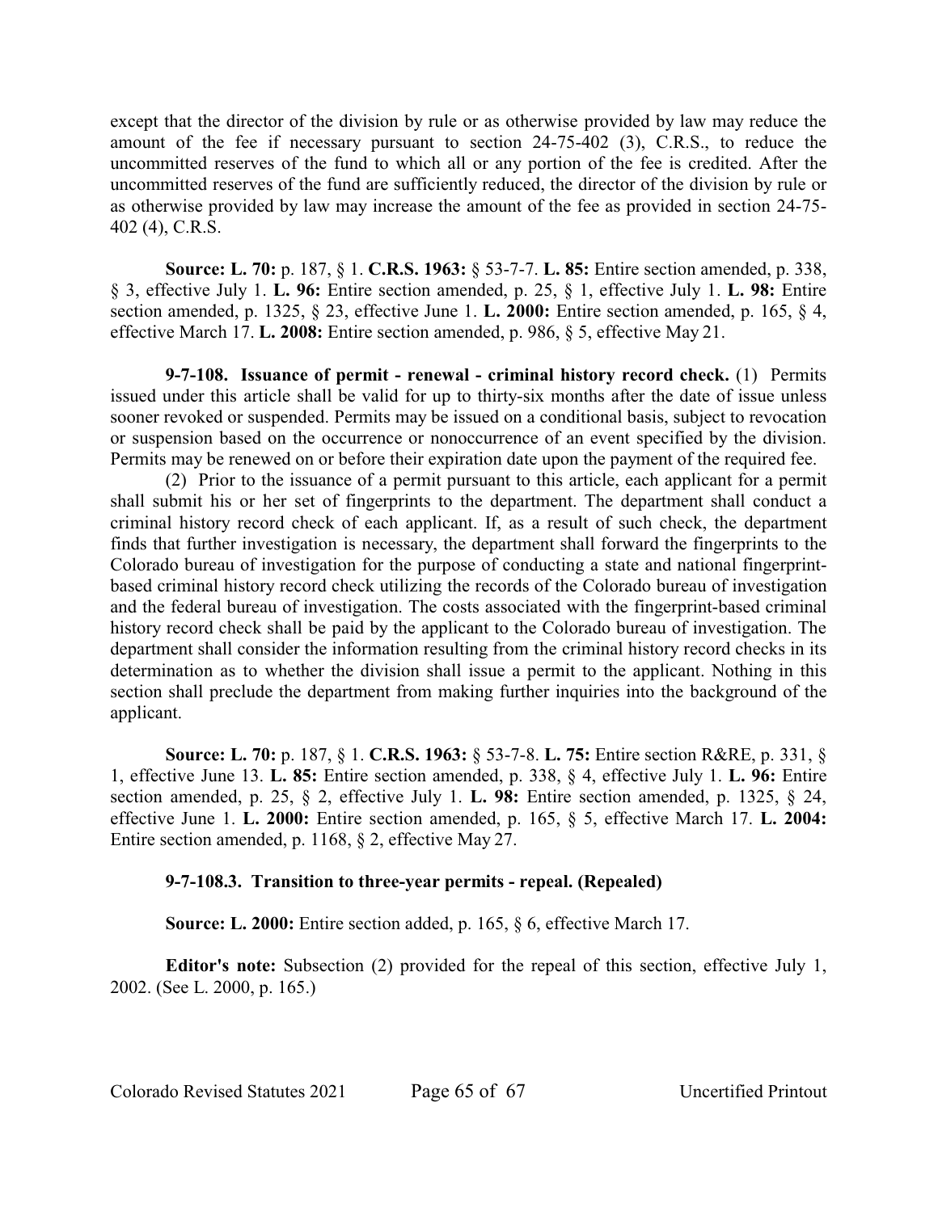except that the director of the division by rule or as otherwise provided by law may reduce the amount of the fee if necessary pursuant to section 24-75-402 (3), C.R.S., to reduce the uncommitted reserves of the fund to which all or any portion of the fee is credited. After the uncommitted reserves of the fund are sufficiently reduced, the director of the division by rule or as otherwise provided by law may increase the amount of the fee as provided in section 24-75-402 (4), C.R.S.

**Source: L. 70:** p. 187, § 1. **C.R.S. 1963:** § 53-7-7. **L. 85:** Entire section amended, p. 338, § 3, effective July 1. **L. 96:** Entire section amended, p. 25, § 1, effective July 1. **L. 98:** Entire section amended, p. 1325, § 23, effective June 1. **L. 2000:** Entire section amended, p. 165, § 4, effective March 17. **L. 2008:** Entire section amended, p. 986, § 5, effective May 21.

**9-7-108. Issuance of permit - renewal - criminal history record check.** (1) Permits issued under this article shall be valid for up to thirty-six months after the date of issue unless sooner revoked or suspended. Permits may be issued on a conditional basis, subject to revocation or suspension based on the occurrence or nonoccurrence of an event specified by the division. Permits may be renewed on or before their expiration date upon the payment of the required fee.

(2) Prior to the issuance of a permit pursuant to this article, each applicant for a permit shall submit his or her set of fingerprints to the department. The department shall conduct a criminal history record check of each applicant. If, as a result of such check, the department finds that further investigation is necessary, the department shall forward the fingerprints to the Colorado bureau of investigation for the purpose of conducting a state and national fingerprint-based criminal history record check utilizing the records of the Colorado bureau of investigation and the federal bureau of investigation. The costs associated with the fingerprint-based criminal history record check shall be paid by the applicant to the Colorado bureau of investigation. The department shall consider the information resulting from the criminal history record checks in its determination as to whether the division shall issue a permit to the applicant. Nothing in this section shall preclude the department from making further inquiries into the background of the applicant.

**Source: L. 70:** p. 187, § 1. **C.R.S. 1963:** § 53-7-8. **L. 75:** Entire section R&RE, p. 331, § 1, effective June 13. **L. 85:** Entire section amended, p. 338, § 4, effective July 1. **L. 96:** Entire section amended, p. 25, § 2, effective July 1. **L. 98:** Entire section amended, p. 1325, § 24, effective June 1. **L. 2000:** Entire section amended, p. 165, § 5, effective March 17. **L. 2004:** Entire section amended, p. 1168, § 2, effective May 27.

**9-7-108.3. Transition to three-year permits - repeal. (Repealed)**

**Source: L. 2000:** Entire section added, p. 165, § 6, effective March 17.

**Editor's note:** Subsection (2) provided for the repeal of this section, effective July 1, 2002. (See L. 2000, p. 165.)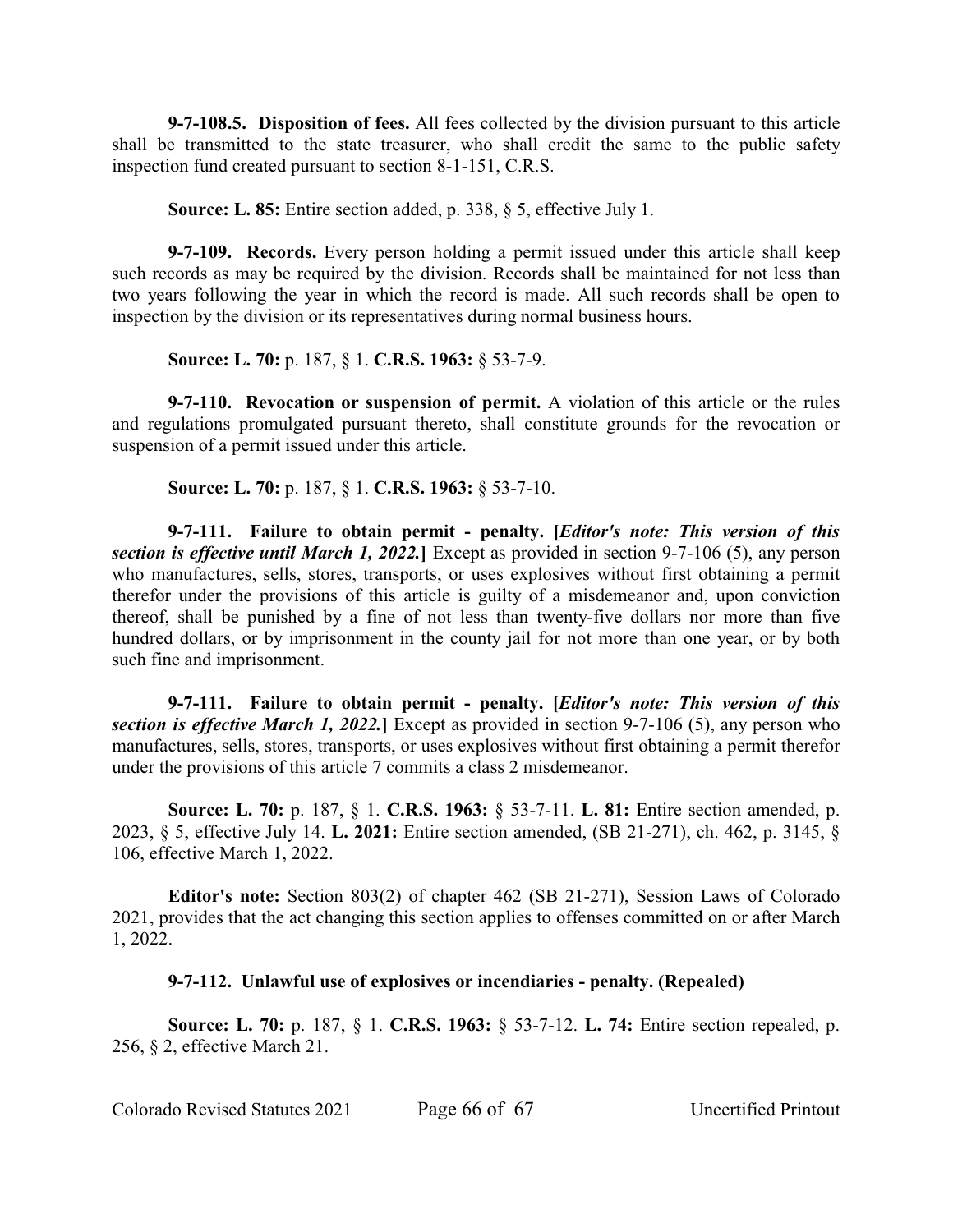**9-7-108.5. Disposition of fees.** All fees collected by the division pursuant to this article shall be transmitted to the state treasurer, who shall credit the same to the public safety inspection fund created pursuant to section 8-1-151, C.R.S.

**Source: L. 85:** Entire section added, p. 338, § 5, effective July 1.

**9-7-109. Records.** Every person holding a permit issued under this article shall keep such records as may be required by the division. Records shall be maintained for not less than two years following the year in which the record is made. All such records shall be open to inspection by the division or its representatives during normal business hours.

**Source: L. 70:** p. 187, § 1. **C.R.S. 1963:** § 53-7-9.

**9-7-110. Revocation or suspension of permit.** A violation of this article or the rules and regulations promulgated pursuant thereto, shall constitute grounds for the revocation or suspension of a permit issued under this article.

**Source: L. 70:** p. 187, § 1. **C.R.S. 1963:** § 53-7-10.

**9-7-111. Failure to obtain permit - penalty. [*Editor's note: This version of this section is effective until March 1, 2022.*]** Except as provided in section 9-7-106 (5), any person who manufactures, sells, stores, transports, or uses explosives without first obtaining a permit therefor under the provisions of this article is guilty of a misdemeanor and, upon conviction thereof, shall be punished by a fine of not less than twenty-five dollars nor more than five hundred dollars, or by imprisonment in the county jail for not more than one year, or by both such fine and imprisonment.

**9-7-111. Failure to obtain permit - penalty. [*Editor's note: This version of this section is effective March 1, 2022.*]** Except as provided in section 9-7-106 (5), any person who manufactures, sells, stores, transports, or uses explosives without first obtaining a permit therefor under the provisions of this article 7 commits a class 2 misdemeanor.

**Source: L. 70:** p. 187, § 1. **C.R.S. 1963:** § 53-7-11. **L. 81:** Entire section amended, p. 2023, § 5, effective July 14. **L. 2021:** Entire section amended, (SB 21-271), ch. 462, p. 3145, § 106, effective March 1, 2022.

**Editor's note:** Section 803(2) of chapter 462 (SB 21-271), Session Laws of Colorado 2021, provides that the act changing this section applies to offenses committed on or after March 1, 2022.

**9-7-112. Unlawful use of explosives or incendiaries - penalty. (Repealed)**

**Source: L. 70:** p. 187, § 1. **C.R.S. 1963:** § 53-7-12. **L. 74:** Entire section repealed, p. 256, § 2, effective March 21.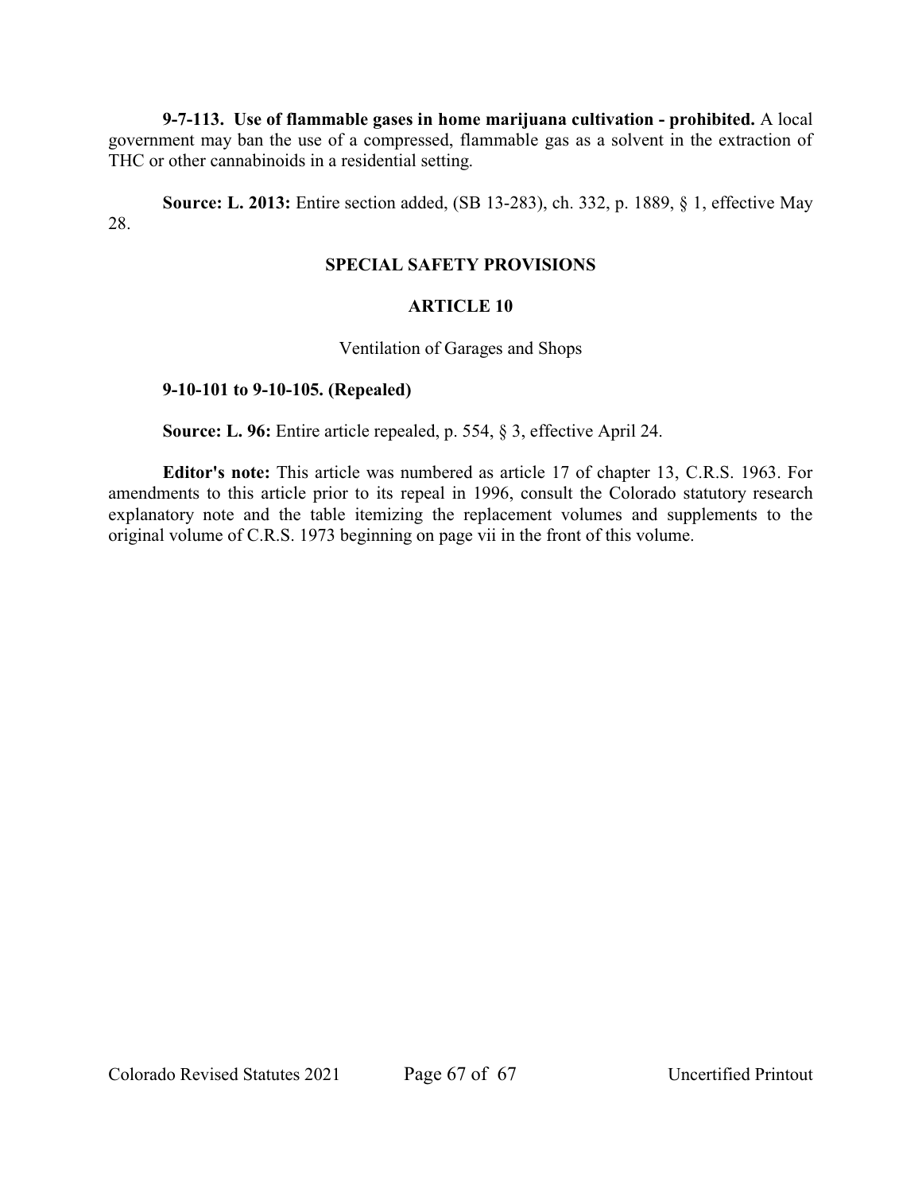**9-7-113. Use of flammable gases in home marijuana cultivation - prohibited.** A local government may ban the use of a compressed, flammable gas as a solvent in the extraction of THC or other cannabinoids in a residential setting.

**Source: L. 2013:** Entire section added, (SB 13-283), ch. 332, p. 1889, § 1, effective May 28.

## SPECIAL SAFETY PROVISIONS

## ARTICLE 10

Ventilation of Garages and Shops

**9-10-101 to 9-10-105. (Repealed)**

**Source: L. 96:** Entire article repealed, p. 554, § 3, effective April 24.

**Editor's note:** This article was numbered as article 17 of chapter 13, C.R.S. 1963. For amendments to this article prior to its repeal in 1996, consult the Colorado statutory research explanatory note and the table itemizing the replacement volumes and supplements to the original volume of C.R.S. 1973 beginning on page vii in the front of this volume.